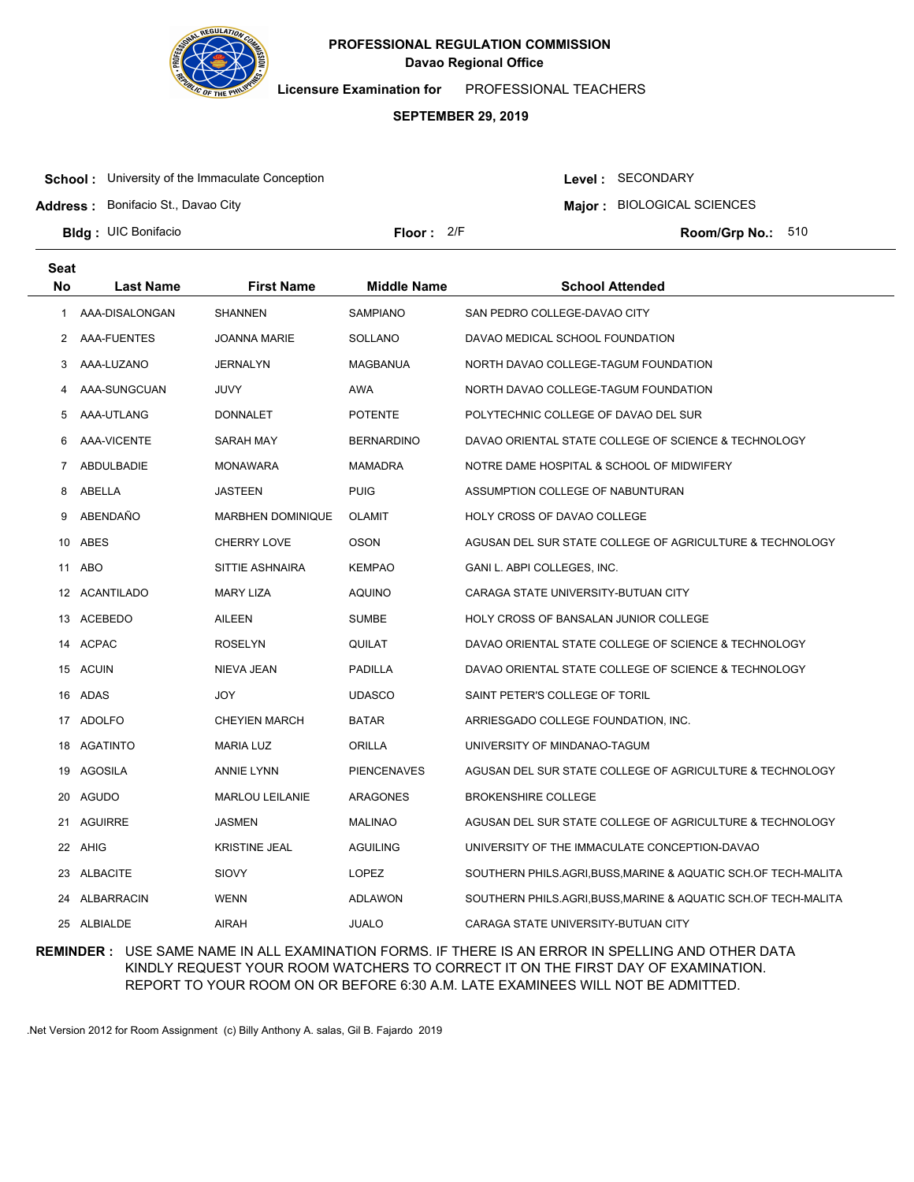**PROFESSIONAL REGULATION COMMISSION**
**Davao Regional Office**

**Licensure Examination for** PROFESSIONAL TEACHERS

**SEPTEMBER 29, 2019**

**School :** University of the Immaculate Conception
**Address :** Bonifacio St., Davao City
**Bldg :** UIC Bonifacio
**Floor :** 2/F

**Level :** SECONDARY
**Major :** BIOLOGICAL SCIENCES
**Room/Grp No.:** 510

| Seat No | Last Name | First Name | Middle Name | School Attended |
|---|---|---|---|---|
| 1 | AAA-DISALONGAN | SHANNEN | SAMPIANO | SAN PEDRO COLLEGE-DAVAO CITY |
| 2 | AAA-FUENTES | JOANNA MARIE | SOLLANO | DAVAO MEDICAL SCHOOL FOUNDATION |
| 3 | AAA-LUZANO | JERNALYN | MAGBANUA | NORTH DAVAO COLLEGE-TAGUM FOUNDATION |
| 4 | AAA-SUNGCUAN | JUVY | AWA | NORTH DAVAO COLLEGE-TAGUM FOUNDATION |
| 5 | AAA-UTLANG | DONNALET | POTENTE | POLYTECHNIC COLLEGE OF DAVAO DEL SUR |
| 6 | AAA-VICENTE | SARAH MAY | BERNARDINO | DAVAO ORIENTAL STATE COLLEGE OF SCIENCE & TECHNOLOGY |
| 7 | ABDULBADIE | MONAWARA | MAMADRA | NOTRE DAME HOSPITAL & SCHOOL OF MIDWIFERY |
| 8 | ABELLA | JASTEEN | PUIG | ASSUMPTION COLLEGE OF NABUNTURAN |
| 9 | ABENDAÑO | MARBHEN DOMINIQUE | OLAMIT | HOLY CROSS OF DAVAO COLLEGE |
| 10 | ABES | CHERRY LOVE | OSON | AGUSAN DEL SUR STATE COLLEGE OF AGRICULTURE & TECHNOLOGY |
| 11 | ABO | SITTIE ASHNAIRA | KEMPAO | GANI L. ABPI COLLEGES, INC. |
| 12 | ACANTILADO | MARY LIZA | AQUINO | CARAGA STATE UNIVERSITY-BUTUAN CITY |
| 13 | ACEBEDO | AILEEN | SUMBE | HOLY CROSS OF BANSALAN JUNIOR COLLEGE |
| 14 | ACPAC | ROSELYN | QUILAT | DAVAO ORIENTAL STATE COLLEGE OF SCIENCE & TECHNOLOGY |
| 15 | ACUIN | NIEVA JEAN | PADILLA | DAVAO ORIENTAL STATE COLLEGE OF SCIENCE & TECHNOLOGY |
| 16 | ADAS | JOY | UDASCO | SAINT PETER'S COLLEGE OF TORIL |
| 17 | ADOLFO | CHEYIEN MARCH | BATAR | ARRIESGADO COLLEGE FOUNDATION, INC. |
| 18 | AGATINTO | MARIA LUZ | ORILLA | UNIVERSITY OF MINDANAO-TAGUM |
| 19 | AGOSILA | ANNIE LYNN | PIENCENAVES | AGUSAN DEL SUR STATE COLLEGE OF AGRICULTURE & TECHNOLOGY |
| 20 | AGUDO | MARLOU LEILANIE | ARAGONES | BROKENSHIRE COLLEGE |
| 21 | AGUIRRE | JASMEN | MALINAO | AGUSAN DEL SUR STATE COLLEGE OF AGRICULTURE & TECHNOLOGY |
| 22 | AHIG | KRISTINE JEAL | AGUILING | UNIVERSITY OF THE IMMACULATE CONCEPTION-DAVAO |
| 23 | ALBACITE | SIOVY | LOPEZ | SOUTHERN PHILS.AGRI,BUSS,MARINE & AQUATIC SCH.OF TECH-MALITA |
| 24 | ALBARRACIN | WENN | ADLAWON | SOUTHERN PHILS.AGRI,BUSS,MARINE & AQUATIC SCH.OF TECH-MALITA |
| 25 | ALBIALDE | AIRAH | JUALO | CARAGA STATE UNIVERSITY-BUTUAN CITY |

**REMINDER :** USE SAME NAME IN ALL EXAMINATION FORMS. IF THERE IS AN ERROR IN SPELLING AND OTHER DATA KINDLY REQUEST YOUR ROOM WATCHERS TO CORRECT IT ON THE FIRST DAY OF EXAMINATION. REPORT TO YOUR ROOM ON OR BEFORE 6:30 A.M. LATE EXAMINEES WILL NOT BE ADMITTED.

.Net Version 2012 for Room Assignment (c) Billy Anthony A. salas, Gil B. Fajardo 2019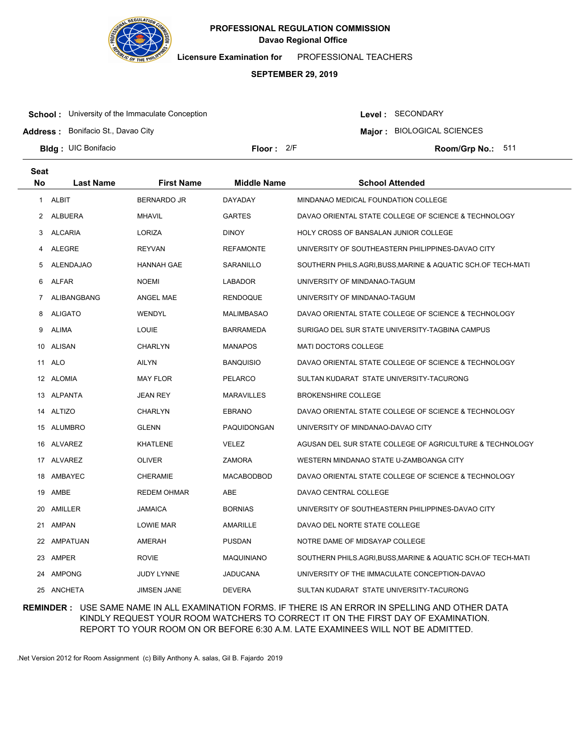# PROFESSIONAL REGULATION COMMISSION

**Davao Regional Office**

**Licensure Examination for** PROFESSIONAL TEACHERS

**SEPTEMBER 29, 2019**

**School :** University of the Immaculate Conception
**Level :** SECONDARY

**Address :** Bonifacio St., Davao City
**Major :** BIOLOGICAL SCIENCES

**Bldg :** UIC Bonifacio
**Floor :** 2/F
**Room/Grp No.:** 511

| Seat No | Last Name | First Name | Middle Name | School Attended |
|---|---|---|---|---|
| 1 | ALBIT | BERNARDO JR | DAYADAY | MINDANAO MEDICAL FOUNDATION COLLEGE |
| 2 | ALBUERA | MHAVIL | GARTES | DAVAO ORIENTAL STATE COLLEGE OF SCIENCE & TECHNOLOGY |
| 3 | ALCARIA | LORIZA | DINOY | HOLY CROSS OF BANSALAN JUNIOR COLLEGE |
| 4 | ALEGRE | REYVAN | REFAMONTE | UNIVERSITY OF SOUTHEASTERN PHILIPPINES-DAVAO CITY |
| 5 | ALENDAJAO | HANNAH GAE | SARANILLO | SOUTHERN PHILS.AGRI,BUSS,MARINE & AQUATIC SCH.OF TECH-MATI |
| 6 | ALFAR | NOEMI | LABADOR | UNIVERSITY OF MINDANAO-TAGUM |
| 7 | ALIBANGBANG | ANGEL MAE | RENDOQUE | UNIVERSITY OF MINDANAO-TAGUM |
| 8 | ALIGATO | WENDYL | MALIMBASAO | DAVAO ORIENTAL STATE COLLEGE OF SCIENCE & TECHNOLOGY |
| 9 | ALIMA | LOUIE | BARRAMEDA | SURIGAO DEL SUR STATE UNIVERSITY-TAGBINA CAMPUS |
| 10 | ALISAN | CHARLYN | MANAPOS | MATI DOCTORS COLLEGE |
| 11 | ALO | AILYN | BANQUISIO | DAVAO ORIENTAL STATE COLLEGE OF SCIENCE & TECHNOLOGY |
| 12 | ALOMIA | MAY FLOR | PELARCO | SULTAN KUDARAT STATE UNIVERSITY-TACURONG |
| 13 | ALPANTA | JEAN REY | MARAVILLES | BROKENSHIRE COLLEGE |
| 14 | ALTIZO | CHARLYN | EBRANO | DAVAO ORIENTAL STATE COLLEGE OF SCIENCE & TECHNOLOGY |
| 15 | ALUMBRO | GLENN | PAQUIDONGAN | UNIVERSITY OF MINDANAO-DAVAO CITY |
| 16 | ALVAREZ | KHATLENE | VELEZ | AGUSAN DEL SUR STATE COLLEGE OF AGRICULTURE & TECHNOLOGY |
| 17 | ALVAREZ | OLIVER | ZAMORA | WESTERN MINDANAO STATE U-ZAMBOANGA CITY |
| 18 | AMBAYEC | CHERAMIE | MACABODBOD | DAVAO ORIENTAL STATE COLLEGE OF SCIENCE & TECHNOLOGY |
| 19 | AMBE | REDEM OHMAR | ABE | DAVAO CENTRAL COLLEGE |
| 20 | AMILLER | JAMAICA | BORNIAS | UNIVERSITY OF SOUTHEASTERN PHILIPPINES-DAVAO CITY |
| 21 | AMPAN | LOWIE MAR | AMARILLE | DAVAO DEL NORTE STATE COLLEGE |
| 22 | AMPATUAN | AMERAH | PUSDAN | NOTRE DAME OF MIDSAYAP COLLEGE |
| 23 | AMPER | ROVIE | MAQUINIANO | SOUTHERN PHILS.AGRI,BUSS,MARINE & AQUATIC SCH.OF TECH-MATI |
| 24 | AMPONG | JUDY LYNNE | JADUCANA | UNIVERSITY OF THE IMMACULATE CONCEPTION-DAVAO |
| 25 | ANCHETA | JIMSEN JANE | DEVERA | SULTAN KUDARAT STATE UNIVERSITY-TACURONG |

**REMINDER :** USE SAME NAME IN ALL EXAMINATION FORMS. IF THERE IS AN ERROR IN SPELLING AND OTHER DATA KINDLY REQUEST YOUR ROOM WATCHERS TO CORRECT IT ON THE FIRST DAY OF EXAMINATION. REPORT TO YOUR ROOM ON OR BEFORE 6:30 A.M. LATE EXAMINEES WILL NOT BE ADMITTED.

.Net Version 2012 for Room Assignment (c) Billy Anthony A. salas, Gil B. Fajardo 2019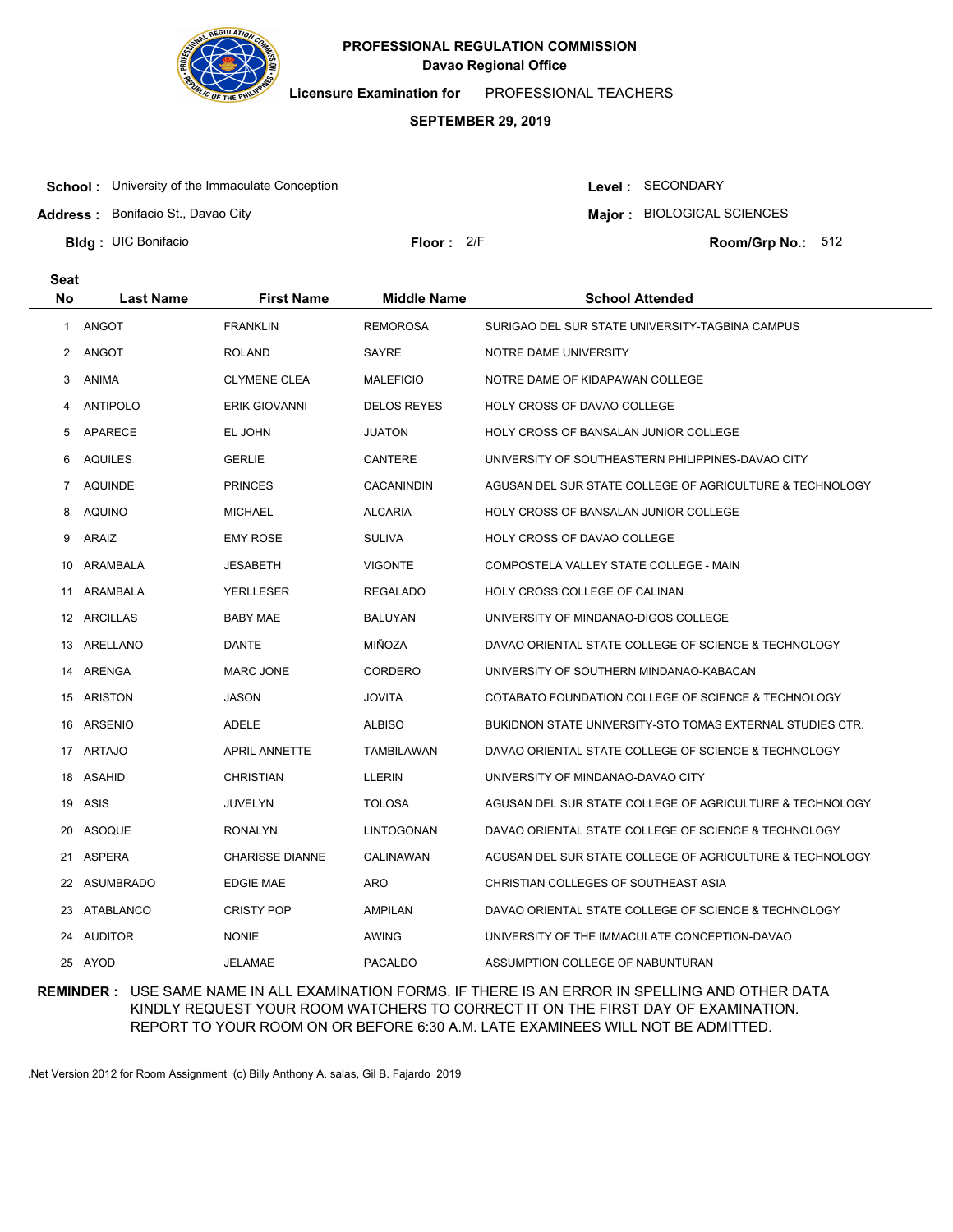**PROFESSIONAL REGULATION COMMISSION**
**Davao Regional Office**

**Licensure Examination for** PROFESSIONAL TEACHERS

**SEPTEMBER 29, 2019**

**School :** University of the Immaculate Conception
**Address :** Bonifacio St., Davao City
**Bldg :** UIC Bonifacio
**Floor :** 2/F

**Level :** SECONDARY
**Major :** BIOLOGICAL SCIENCES
**Room/Grp No.:** 512

| Seat No | Last Name | First Name | Middle Name | School Attended |
|---|---|---|---|---|
| 1 | ANGOT | FRANKLIN | REMOROSA | SURIGAO DEL SUR STATE UNIVERSITY-TAGBINA CAMPUS |
| 2 | ANGOT | ROLAND | SAYRE | NOTRE DAME UNIVERSITY |
| 3 | ANIMA | CLYMENE CLEA | MALEFICIO | NOTRE DAME OF KIDAPAWAN COLLEGE |
| 4 | ANTIPOLO | ERIK GIOVANNI | DELOS REYES | HOLY CROSS OF DAVAO COLLEGE |
| 5 | APARECE | EL JOHN | JUATON | HOLY CROSS OF BANSALAN JUNIOR COLLEGE |
| 6 | AQUILES | GERLIE | CANTERE | UNIVERSITY OF SOUTHEASTERN PHILIPPINES-DAVAO CITY |
| 7 | AQUINDE | PRINCES | CACANINDIN | AGUSAN DEL SUR STATE COLLEGE OF AGRICULTURE & TECHNOLOGY |
| 8 | AQUINO | MICHAEL | ALCARIA | HOLY CROSS OF BANSALAN JUNIOR COLLEGE |
| 9 | ARAIZ | EMY ROSE | SULIVA | HOLY CROSS OF DAVAO COLLEGE |
| 10 | ARAMBALA | JESABETH | VIGONTE | COMPOSTELA VALLEY STATE COLLEGE - MAIN |
| 11 | ARAMBALA | YERLLESER | REGALADO | HOLY CROSS COLLEGE OF CALINAN |
| 12 | ARCILLAS | BABY MAE | BALUYAN | UNIVERSITY OF MINDANAO-DIGOS COLLEGE |
| 13 | ARELLANO | DANTE | MIÑOZA | DAVAO ORIENTAL STATE COLLEGE OF SCIENCE & TECHNOLOGY |
| 14 | ARENGA | MARC JONE | CORDERO | UNIVERSITY OF SOUTHERN MINDANAO-KABACAN |
| 15 | ARISTON | JASON | JOVITA | COTABATO FOUNDATION COLLEGE OF SCIENCE & TECHNOLOGY |
| 16 | ARSENIO | ADELE | ALBISO | BUKIDNON STATE UNIVERSITY-STO TOMAS EXTERNAL STUDIES CTR. |
| 17 | ARTAJO | APRIL ANNETTE | TAMBILAWAN | DAVAO ORIENTAL STATE COLLEGE OF SCIENCE & TECHNOLOGY |
| 18 | ASAHID | CHRISTIAN | LLERIN | UNIVERSITY OF MINDANAO-DAVAO CITY |
| 19 | ASIS | JUVELYN | TOLOSA | AGUSAN DEL SUR STATE COLLEGE OF AGRICULTURE & TECHNOLOGY |
| 20 | ASOQUE | RONALYN | LINTOGONAN | DAVAO ORIENTAL STATE COLLEGE OF SCIENCE & TECHNOLOGY |
| 21 | ASPERA | CHARISSE DIANNE | CALINAWAN | AGUSAN DEL SUR STATE COLLEGE OF AGRICULTURE & TECHNOLOGY |
| 22 | ASUMBRADO | EDGIE MAE | ARO | CHRISTIAN COLLEGES OF SOUTHEAST ASIA |
| 23 | ATABLANCO | CRISTY POP | AMPILAN | DAVAO ORIENTAL STATE COLLEGE OF SCIENCE & TECHNOLOGY |
| 24 | AUDITOR | NONIE | AWING | UNIVERSITY OF THE IMMACULATE CONCEPTION-DAVAO |
| 25 | AYOD | JELAMAE | PACALDO | ASSUMPTION COLLEGE OF NABUNTURAN |

**REMINDER :** USE SAME NAME IN ALL EXAMINATION FORMS. IF THERE IS AN ERROR IN SPELLING AND OTHER DATA KINDLY REQUEST YOUR ROOM WATCHERS TO CORRECT IT ON THE FIRST DAY OF EXAMINATION. REPORT TO YOUR ROOM ON OR BEFORE 6:30 A.M. LATE EXAMINEES WILL NOT BE ADMITTED.

.Net Version 2012 for Room Assignment (c) Billy Anthony A. salas, Gil B. Fajardo 2019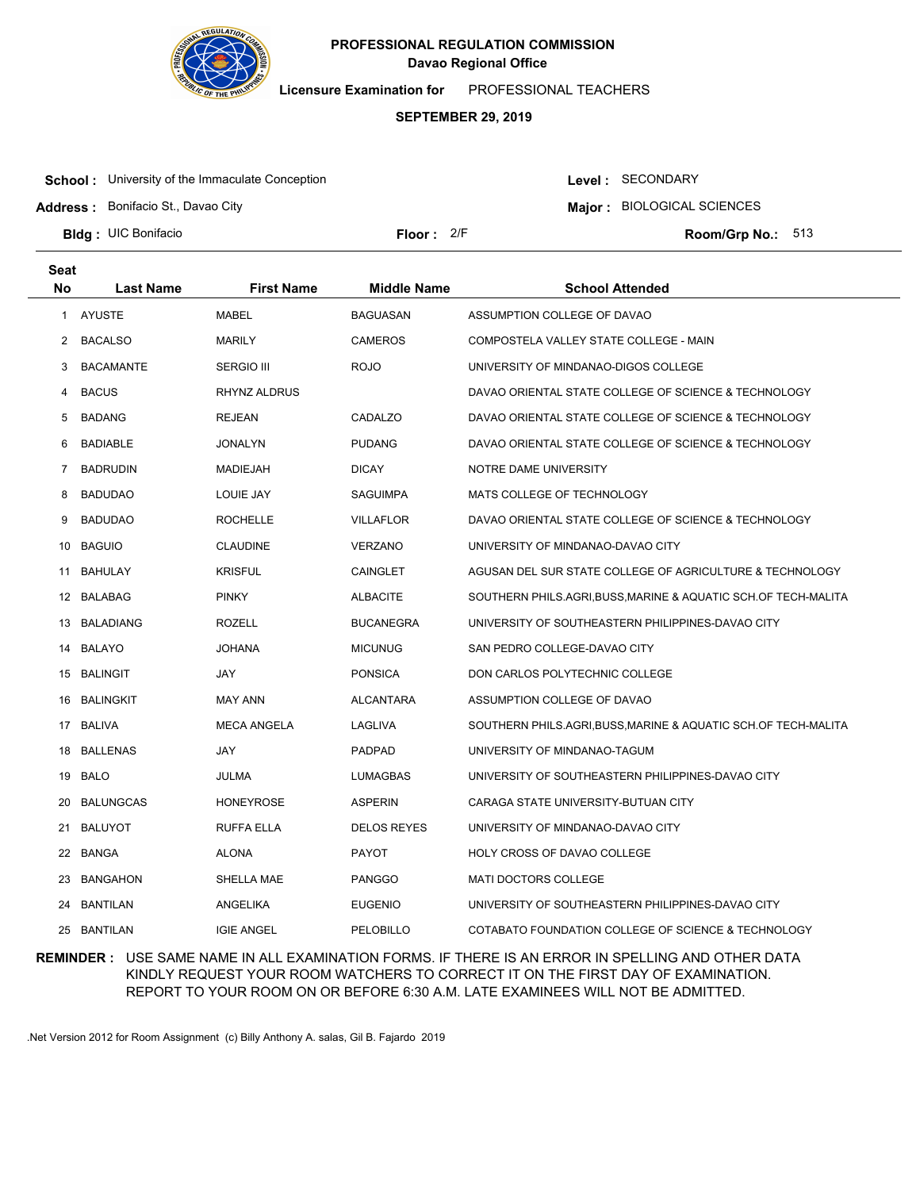**PROFESSIONAL REGULATION COMMISSION**
**Davao Regional Office**

**Licensure Examination for** PROFESSIONAL TEACHERS

**SEPTEMBER 29, 2019**

**School :** University of the Immaculate Conception
**Address :** Bonifacio St., Davao City
**Bldg :** UIC Bonifacio
**Floor :** 2/F

**Level :** SECONDARY
**Major :** BIOLOGICAL SCIENCES
**Room/Grp No.:** 513

| Seat No | Last Name | First Name | Middle Name | School Attended |
|---|---|---|---|---|
| 1 | AYUSTE | MABEL | BAGUASAN | ASSUMPTION COLLEGE OF DAVAO |
| 2 | BACALSO | MARILY | CAMEROS | COMPOSTELA VALLEY STATE COLLEGE - MAIN |
| 3 | BACAMANTE | SERGIO III | ROJO | UNIVERSITY OF MINDANAO-DIGOS COLLEGE |
| 4 | BACUS | RHYNZ ALDRUS | | DAVAO ORIENTAL STATE COLLEGE OF SCIENCE & TECHNOLOGY |
| 5 | BADANG | REJEAN | CADALZO | DAVAO ORIENTAL STATE COLLEGE OF SCIENCE & TECHNOLOGY |
| 6 | BADIABLE | JONALYN | PUDANG | DAVAO ORIENTAL STATE COLLEGE OF SCIENCE & TECHNOLOGY |
| 7 | BADRUDIN | MADIEJAH | DICAY | NOTRE DAME UNIVERSITY |
| 8 | BADUDAO | LOUIE JAY | SAGUIMPA | MATS COLLEGE OF TECHNOLOGY |
| 9 | BADUDAO | ROCHELLE | VILLAFLOR | DAVAO ORIENTAL STATE COLLEGE OF SCIENCE & TECHNOLOGY |
| 10 | BAGUIO | CLAUDINE | VERZANO | UNIVERSITY OF MINDANAO-DAVAO CITY |
| 11 | BAHULAY | KRISFUL | CAINGLET | AGUSAN DEL SUR STATE COLLEGE OF AGRICULTURE & TECHNOLOGY |
| 12 | BALABAG | PINKY | ALBACITE | SOUTHERN PHILS.AGRI,BUSS,MARINE & AQUATIC SCH.OF TECH-MALITA |
| 13 | BALADIANG | ROZELL | BUCANEGRA | UNIVERSITY OF SOUTHEASTERN PHILIPPINES-DAVAO CITY |
| 14 | BALAYO | JOHANA | MICUNUG | SAN PEDRO COLLEGE-DAVAO CITY |
| 15 | BALINGIT | JAY | PONSICA | DON CARLOS POLYTECHNIC COLLEGE |
| 16 | BALINGKIT | MAY ANN | ALCANTARA | ASSUMPTION COLLEGE OF DAVAO |
| 17 | BALIVA | MECA ANGELA | LAGLIVA | SOUTHERN PHILS.AGRI,BUSS,MARINE & AQUATIC SCH.OF TECH-MALITA |
| 18 | BALLENAS | JAY | PADPAD | UNIVERSITY OF MINDANAO-TAGUM |
| 19 | BALO | JULMA | LUMAGBAS | UNIVERSITY OF SOUTHEASTERN PHILIPPINES-DAVAO CITY |
| 20 | BALUNGCAS | HONEYROSE | ASPERIN | CARAGA STATE UNIVERSITY-BUTUAN CITY |
| 21 | BALUYOT | RUFFA ELLA | DELOS REYES | UNIVERSITY OF MINDANAO-DAVAO CITY |
| 22 | BANGA | ALONA | PAYOT | HOLY CROSS OF DAVAO COLLEGE |
| 23 | BANGAHON | SHELLA MAE | PANGGO | MATI DOCTORS COLLEGE |
| 24 | BANTILAN | ANGELIKA | EUGENIO | UNIVERSITY OF SOUTHEASTERN PHILIPPINES-DAVAO CITY |
| 25 | BANTILAN | IGIE ANGEL | PELOBILLO | COTABATO FOUNDATION COLLEGE OF SCIENCE & TECHNOLOGY |

**REMINDER :** USE SAME NAME IN ALL EXAMINATION FORMS. IF THERE IS AN ERROR IN SPELLING AND OTHER DATA KINDLY REQUEST YOUR ROOM WATCHERS TO CORRECT IT ON THE FIRST DAY OF EXAMINATION. REPORT TO YOUR ROOM ON OR BEFORE 6:30 A.M. LATE EXAMINEES WILL NOT BE ADMITTED.

.Net Version 2012 for Room Assignment (c) Billy Anthony A. salas, Gil B. Fajardo 2019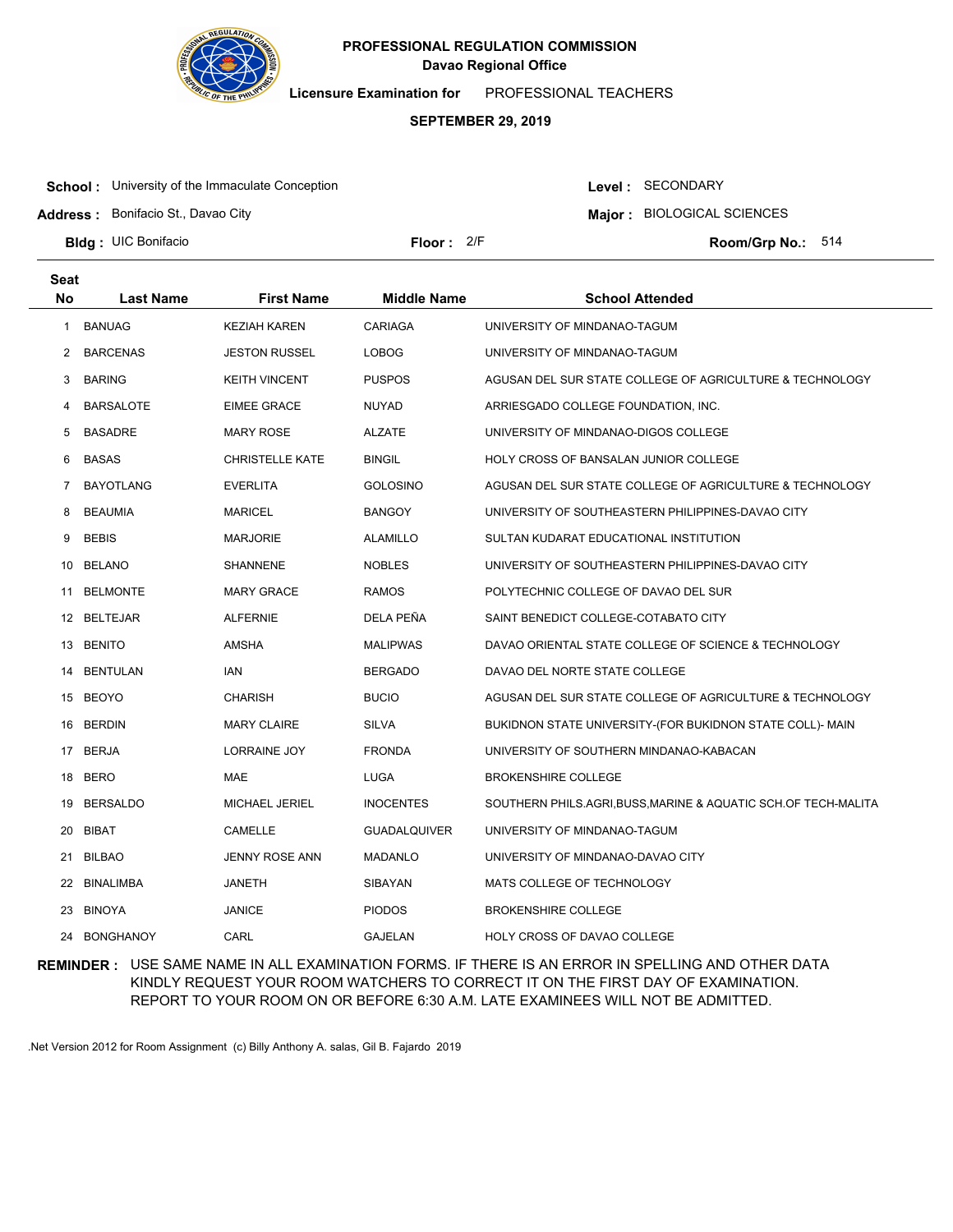# PROFESSIONAL REGULATION COMMISSION

**Davao Regional Office**

**Licensure Examination for** PROFESSIONAL TEACHERS

**SEPTEMBER 29, 2019**

**School :** University of the Immaculate Conception
**Address :** Bonifacio St., Davao City
**Bldg :** UIC Bonifacio
**Floor :** 2/F

**Level :** SECONDARY
**Major :** BIOLOGICAL SCIENCES
**Room/Grp No.:** 514

| Seat No | Last Name | First Name | Middle Name | School Attended |
|---|---|---|---|---|
| 1 | BANUAG | KEZIAH KAREN | CARIAGA | UNIVERSITY OF MINDANAO-TAGUM |
| 2 | BARCENAS | JESTON RUSSEL | LOBOG | UNIVERSITY OF MINDANAO-TAGUM |
| 3 | BARING | KEITH VINCENT | PUSPOS | AGUSAN DEL SUR STATE COLLEGE OF AGRICULTURE & TECHNOLOGY |
| 4 | BARSALOTE | EIMEE GRACE | NUYAD | ARRIESGADO COLLEGE FOUNDATION, INC. |
| 5 | BASADRE | MARY ROSE | ALZATE | UNIVERSITY OF MINDANAO-DIGOS COLLEGE |
| 6 | BASAS | CHRISTELLE KATE | BINGIL | HOLY CROSS OF BANSALAN JUNIOR COLLEGE |
| 7 | BAYOTLANG | EVERLITA | GOLOSINO | AGUSAN DEL SUR STATE COLLEGE OF AGRICULTURE & TECHNOLOGY |
| 8 | BEAUMIA | MARICEL | BANGOY | UNIVERSITY OF SOUTHEASTERN PHILIPPINES-DAVAO CITY |
| 9 | BEBIS | MARJORIE | ALAMILLO | SULTAN KUDARAT EDUCATIONAL INSTITUTION |
| 10 | BELANO | SHANNENE | NOBLES | UNIVERSITY OF SOUTHEASTERN PHILIPPINES-DAVAO CITY |
| 11 | BELMONTE | MARY GRACE | RAMOS | POLYTECHNIC COLLEGE OF DAVAO DEL SUR |
| 12 | BELTEJAR | ALFERNIE | DELA PEÑA | SAINT BENEDICT COLLEGE-COTABATO CITY |
| 13 | BENITO | AMSHA | MALIPWAS | DAVAO ORIENTAL STATE COLLEGE OF SCIENCE & TECHNOLOGY |
| 14 | BENTULAN | IAN | BERGADO | DAVAO DEL NORTE STATE COLLEGE |
| 15 | BEOYO | CHARISH | BUCIO | AGUSAN DEL SUR STATE COLLEGE OF AGRICULTURE & TECHNOLOGY |
| 16 | BERDIN | MARY CLAIRE | SILVA | BUKIDNON STATE UNIVERSITY-(FOR BUKIDNON STATE COLL)- MAIN |
| 17 | BERJA | LORRAINE JOY | FRONDA | UNIVERSITY OF SOUTHERN MINDANAO-KABACAN |
| 18 | BERO | MAE | LUGA | BROKENSHIRE COLLEGE |
| 19 | BERSALDO | MICHAEL JERIEL | INOCENTES | SOUTHERN PHILS.AGRI,BUSS,MARINE & AQUATIC SCH.OF TECH-MALITA |
| 20 | BIBAT | CAMELLE | GUADALQUIVER | UNIVERSITY OF MINDANAO-TAGUM |
| 21 | BILBAO | JENNY ROSE ANN | MADANLO | UNIVERSITY OF MINDANAO-DAVAO CITY |
| 22 | BINALIMBA | JANETH | SIBAYAN | MATS COLLEGE OF TECHNOLOGY |
| 23 | BINOYA | JANICE | PIODOS | BROKENSHIRE COLLEGE |
| 24 | BONGHANOY | CARL | GAJELAN | HOLY CROSS OF DAVAO COLLEGE |

**REMINDER :** USE SAME NAME IN ALL EXAMINATION FORMS. IF THERE IS AN ERROR IN SPELLING AND OTHER DATA KINDLY REQUEST YOUR ROOM WATCHERS TO CORRECT IT ON THE FIRST DAY OF EXAMINATION. REPORT TO YOUR ROOM ON OR BEFORE 6:30 A.M. LATE EXAMINEES WILL NOT BE ADMITTED.

.Net Version 2012 for Room Assignment (c) Billy Anthony A. salas, Gil B. Fajardo 2019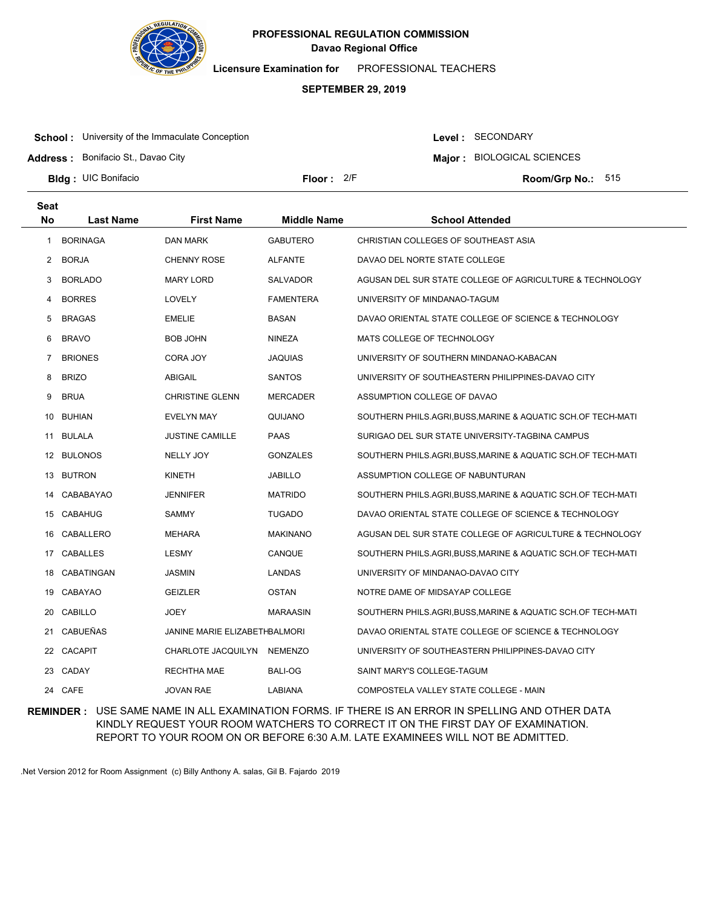**PROFESSIONAL REGULATION COMMISSION**
**Davao Regional Office**

**Licensure Examination for** PROFESSIONAL TEACHERS

**SEPTEMBER 29, 2019**

**School :** University of the Immaculate Conception
**Address :** Bonifacio St., Davao City
**Bldg :** UIC Bonifacio
**Floor :** 2/F
**Level :** SECONDARY
**Major :** BIOLOGICAL SCIENCES
**Room/Grp No.:** 515

| Seat No | Last Name | First Name | Middle Name | School Attended |
|---|---|---|---|---|
| 1 | BORINAGA | DAN MARK | GABUTERO | CHRISTIAN COLLEGES OF SOUTHEAST ASIA |
| 2 | BORJA | CHENNY ROSE | ALFANTE | DAVAO DEL NORTE STATE COLLEGE |
| 3 | BORLADO | MARY LORD | SALVADOR | AGUSAN DEL SUR STATE COLLEGE OF AGRICULTURE & TECHNOLOGY |
| 4 | BORRES | LOVELY | FAMENTERA | UNIVERSITY OF MINDANAO-TAGUM |
| 5 | BRAGAS | EMELIE | BASAN | DAVAO ORIENTAL STATE COLLEGE OF SCIENCE & TECHNOLOGY |
| 6 | BRAVO | BOB JOHN | NINEZA | MATS COLLEGE OF TECHNOLOGY |
| 7 | BRIONES | CORA JOY | JAQUIAS | UNIVERSITY OF SOUTHERN MINDANAO-KABACAN |
| 8 | BRIZO | ABIGAIL | SANTOS | UNIVERSITY OF SOUTHEASTERN PHILIPPINES-DAVAO CITY |
| 9 | BRUA | CHRISTINE GLENN | MERCADER | ASSUMPTION COLLEGE OF DAVAO |
| 10 | BUHIAN | EVELYN MAY | QUIJANO | SOUTHERN PHILS.AGRI,BUSS,MARINE & AQUATIC SCH.OF TECH-MATI |
| 11 | BULALA | JUSTINE CAMILLE | PAAS | SURIGAO DEL SUR STATE UNIVERSITY-TAGBINA CAMPUS |
| 12 | BULONOS | NELLY JOY | GONZALES | SOUTHERN PHILS.AGRI,BUSS,MARINE & AQUATIC SCH.OF TECH-MATI |
| 13 | BUTRON | KINETH | JABILLO | ASSUMPTION COLLEGE OF NABUNTURAN |
| 14 | CABABAYAO | JENNIFER | MATRIDO | SOUTHERN PHILS.AGRI,BUSS,MARINE & AQUATIC SCH.OF TECH-MATI |
| 15 | CABAHUG | SAMMY | TUGADO | DAVAO ORIENTAL STATE COLLEGE OF SCIENCE & TECHNOLOGY |
| 16 | CABALLERO | MEHARA | MAKINANO | AGUSAN DEL SUR STATE COLLEGE OF AGRICULTURE & TECHNOLOGY |
| 17 | CABALLES | LESMY | CANQUE | SOUTHERN PHILS.AGRI,BUSS,MARINE & AQUATIC SCH.OF TECH-MATI |
| 18 | CABATINGAN | JASMIN | LANDAS | UNIVERSITY OF MINDANAO-DAVAO CITY |
| 19 | CABAYAO | GEIZLER | OSTAN | NOTRE DAME OF MIDSAYAP COLLEGE |
| 20 | CABILLO | JOEY | MARAASIN | SOUTHERN PHILS.AGRI,BUSS,MARINE & AQUATIC SCH.OF TECH-MATI |
| 21 | CABUEÑAS | JANINE MARIE ELIZABETH | BALMORI | DAVAO ORIENTAL STATE COLLEGE OF SCIENCE & TECHNOLOGY |
| 22 | CACAPIT | CHARLOTE JACQUILYN | NEMENZO | UNIVERSITY OF SOUTHEASTERN PHILIPPINES-DAVAO CITY |
| 23 | CADAY | RECHTHA MAE | BALI-OG | SAINT MARY'S COLLEGE-TAGUM |
| 24 | CAFE | JOVAN RAE | LABIANA | COMPOSTELA VALLEY STATE COLLEGE - MAIN |

**REMINDER :** USE SAME NAME IN ALL EXAMINATION FORMS. IF THERE IS AN ERROR IN SPELLING AND OTHER DATA KINDLY REQUEST YOUR ROOM WATCHERS TO CORRECT IT ON THE FIRST DAY OF EXAMINATION. REPORT TO YOUR ROOM ON OR BEFORE 6:30 A.M. LATE EXAMINEES WILL NOT BE ADMITTED.

.Net Version 2012 for Room Assignment (c) Billy Anthony A. salas, Gil B. Fajardo 2019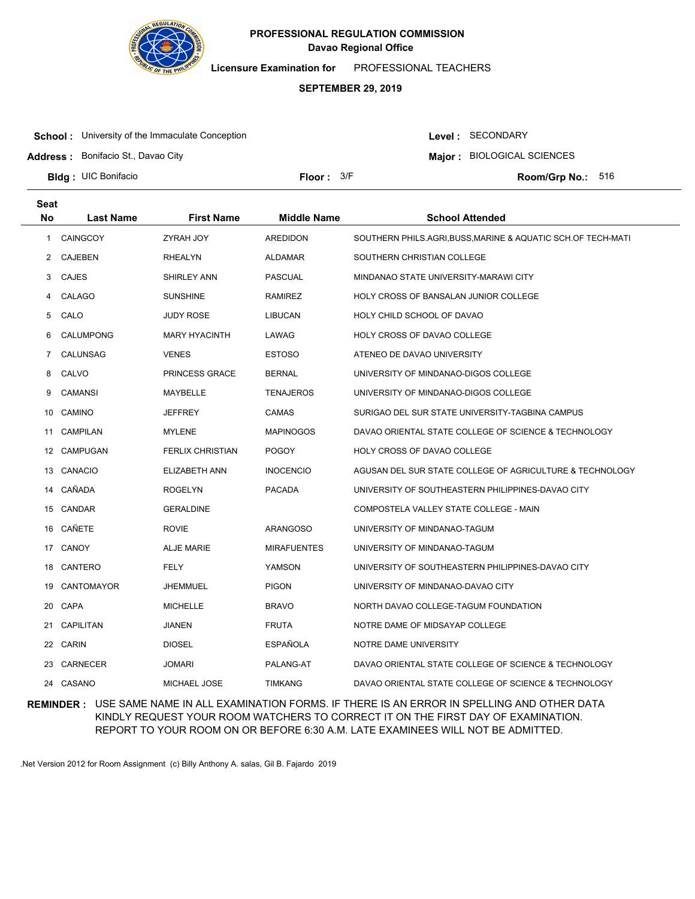**PROFESSIONAL REGULATION COMMISSION**
**Davao Regional Office**

**Licensure Examination for** PROFESSIONAL TEACHERS

**SEPTEMBER 29, 2019**

**School :** University of the Immaculate Conception
**Address :** Bonifacio St., Davao City
**Bldg :** UIC Bonifacio
**Floor :** 3/F

**Level :** SECONDARY
**Major :** BIOLOGICAL SCIENCES
**Room/Grp No.:** 516

| Seat No | Last Name | First Name | Middle Name | School Attended |
|---|---|---|---|---|
| 1 | CAINGCOY | ZYRAH JOY | AREDIDON | SOUTHERN PHILS.AGRI,BUSS,MARINE & AQUATIC SCH.OF TECH-MATI |
| 2 | CAJEBEN | RHEALYN | ALDAMAR | SOUTHERN CHRISTIAN COLLEGE |
| 3 | CAJES | SHIRLEY ANN | PASCUAL | MINDANAO STATE UNIVERSITY-MARAWI CITY |
| 4 | CALAGO | SUNSHINE | RAMIREZ | HOLY CROSS OF BANSALAN JUNIOR COLLEGE |
| 5 | CALO | JUDY ROSE | LIBUCAN | HOLY CHILD SCHOOL OF DAVAO |
| 6 | CALUMPONG | MARY HYACINTH | LAWAG | HOLY CROSS OF DAVAO COLLEGE |
| 7 | CALUNSAG | VENES | ESTOSO | ATENEO DE DAVAO UNIVERSITY |
| 8 | CALVO | PRINCESS GRACE | BERNAL | UNIVERSITY OF MINDANAO-DIGOS COLLEGE |
| 9 | CAMANSI | MAYBELLE | TENAJEROS | UNIVERSITY OF MINDANAO-DIGOS COLLEGE |
| 10 | CAMINO | JEFFREY | CAMAS | SURIGAO DEL SUR STATE UNIVERSITY-TAGBINA CAMPUS |
| 11 | CAMPILAN | MYLENE | MAPINOGOS | DAVAO ORIENTAL STATE COLLEGE OF SCIENCE & TECHNOLOGY |
| 12 | CAMPUGAN | FERLIX CHRISTIAN | POGOY | HOLY CROSS OF DAVAO COLLEGE |
| 13 | CANACIO | ELIZABETH ANN | INOCENCIO | AGUSAN DEL SUR STATE COLLEGE OF AGRICULTURE & TECHNOLOGY |
| 14 | CAÑADA | ROGELYN | PACADA | UNIVERSITY OF SOUTHEASTERN PHILIPPINES-DAVAO CITY |
| 15 | CANDAR | GERALDINE | | COMPOSTELA VALLEY STATE COLLEGE - MAIN |
| 16 | CAÑETE | ROVIE | ARANGOSO | UNIVERSITY OF MINDANAO-TAGUM |
| 17 | CANOY | ALJE MARIE | MIRAFUENTES | UNIVERSITY OF MINDANAO-TAGUM |
| 18 | CANTERO | FELY | YAMSON | UNIVERSITY OF SOUTHEASTERN PHILIPPINES-DAVAO CITY |
| 19 | CANTOMAYOR | JHEMMUEL | PIGON | UNIVERSITY OF MINDANAO-DAVAO CITY |
| 20 | CAPA | MICHELLE | BRAVO | NORTH DAVAO COLLEGE-TAGUM FOUNDATION |
| 21 | CAPILITAN | JIANEN | FRUTA | NOTRE DAME OF MIDSAYAP COLLEGE |
| 22 | CARIN | DIOSEL | ESPAÑOLA | NOTRE DAME UNIVERSITY |
| 23 | CARNECER | JOMARI | PALANG-AT | DAVAO ORIENTAL STATE COLLEGE OF SCIENCE & TECHNOLOGY |
| 24 | CASANO | MICHAEL JOSE | TIMKANG | DAVAO ORIENTAL STATE COLLEGE OF SCIENCE & TECHNOLOGY |

**REMINDER :** USE SAME NAME IN ALL EXAMINATION FORMS. IF THERE IS AN ERROR IN SPELLING AND OTHER DATA KINDLY REQUEST YOUR ROOM WATCHERS TO CORRECT IT ON THE FIRST DAY OF EXAMINATION. REPORT TO YOUR ROOM ON OR BEFORE 6:30 A.M. LATE EXAMINEES WILL NOT BE ADMITTED.

.Net Version 2012 for Room Assignment (c) Billy Anthony A. salas, Gil B. Fajardo 2019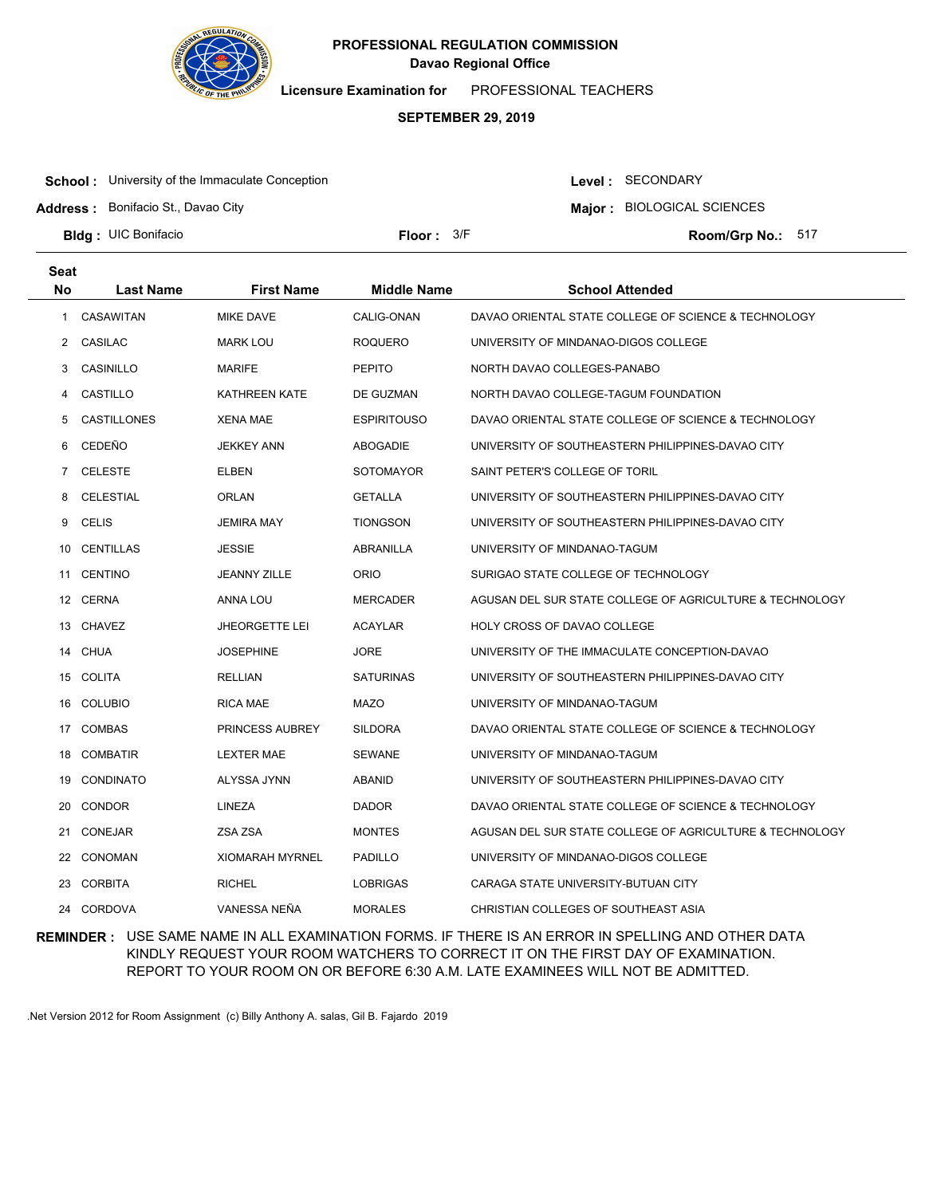# PROFESSIONAL REGULATION COMMISSION

**Davao Regional Office**

**Licensure Examination for** PROFESSIONAL TEACHERS

**SEPTEMBER 29, 2019**

**School :** University of the Immaculate Conception
**Address :** Bonifacio St., Davao City
**Bldg :** UIC Bonifacio
**Floor :** 3/F
**Level :** SECONDARY
**Major :** BIOLOGICAL SCIENCES
**Room/Grp No.:** 517

| Seat No | Last Name | First Name | Middle Name | School Attended |
|---|---|---|---|---|
| 1 | CASAWITAN | MIKE DAVE | CALIG-ONAN | DAVAO ORIENTAL STATE COLLEGE OF SCIENCE & TECHNOLOGY |
| 2 | CASILAC | MARK LOU | ROQUERO | UNIVERSITY OF MINDANAO-DIGOS COLLEGE |
| 3 | CASINILLO | MARIFE | PEPITO | NORTH DAVAO COLLEGES-PANABO |
| 4 | CASTILLO | KATHREEN KATE | DE GUZMAN | NORTH DAVAO COLLEGE-TAGUM FOUNDATION |
| 5 | CASTILLONES | XENA MAE | ESPIRITOUSO | DAVAO ORIENTAL STATE COLLEGE OF SCIENCE & TECHNOLOGY |
| 6 | CEDEÑO | JEKKEY ANN | ABOGADIE | UNIVERSITY OF SOUTHEASTERN PHILIPPINES-DAVAO CITY |
| 7 | CELESTE | ELBEN | SOTOMAYOR | SAINT PETER'S COLLEGE OF TORIL |
| 8 | CELESTIAL | ORLAN | GETALLA | UNIVERSITY OF SOUTHEASTERN PHILIPPINES-DAVAO CITY |
| 9 | CELIS | JEMIRA MAY | TIONGSON | UNIVERSITY OF SOUTHEASTERN PHILIPPINES-DAVAO CITY |
| 10 | CENTILLAS | JESSIE | ABRANILLA | UNIVERSITY OF MINDANAO-TAGUM |
| 11 | CENTINO | JEANNY ZILLE | ORIO | SURIGAO STATE COLLEGE OF TECHNOLOGY |
| 12 | CERNA | ANNA LOU | MERCADER | AGUSAN DEL SUR STATE COLLEGE OF AGRICULTURE & TECHNOLOGY |
| 13 | CHAVEZ | JHEORGETTE LEI | ACAYLAR | HOLY CROSS OF DAVAO COLLEGE |
| 14 | CHUA | JOSEPHINE | JORE | UNIVERSITY OF THE IMMACULATE CONCEPTION-DAVAO |
| 15 | COLITA | RELLIAN | SATURINAS | UNIVERSITY OF SOUTHEASTERN PHILIPPINES-DAVAO CITY |
| 16 | COLUBIO | RICA MAE | MAZO | UNIVERSITY OF MINDANAO-TAGUM |
| 17 | COMBAS | PRINCESS AUBREY | SILDORA | DAVAO ORIENTAL STATE COLLEGE OF SCIENCE & TECHNOLOGY |
| 18 | COMBATIR | LEXTER MAE | SEWANE | UNIVERSITY OF MINDANAO-TAGUM |
| 19 | CONDINATO | ALYSSA JYNN | ABANID | UNIVERSITY OF SOUTHEASTERN PHILIPPINES-DAVAO CITY |
| 20 | CONDOR | LINEZA | DADOR | DAVAO ORIENTAL STATE COLLEGE OF SCIENCE & TECHNOLOGY |
| 21 | CONEJAR | ZSA ZSA | MONTES | AGUSAN DEL SUR STATE COLLEGE OF AGRICULTURE & TECHNOLOGY |
| 22 | CONOMAN | XIOMARAH MYRNEL | PADILLO | UNIVERSITY OF MINDANAO-DIGOS COLLEGE |
| 23 | CORBITA | RICHEL | LOBRIGAS | CARAGA STATE UNIVERSITY-BUTUAN CITY |
| 24 | CORDOVA | VANESSA NEÑA | MORALES | CHRISTIAN COLLEGES OF SOUTHEAST ASIA |

**REMINDER :** USE SAME NAME IN ALL EXAMINATION FORMS. IF THERE IS AN ERROR IN SPELLING AND OTHER DATA KINDLY REQUEST YOUR ROOM WATCHERS TO CORRECT IT ON THE FIRST DAY OF EXAMINATION. REPORT TO YOUR ROOM ON OR BEFORE 6:30 A.M. LATE EXAMINEES WILL NOT BE ADMITTED.

.Net Version 2012 for Room Assignment (c) Billy Anthony A. salas, Gil B. Fajardo 2019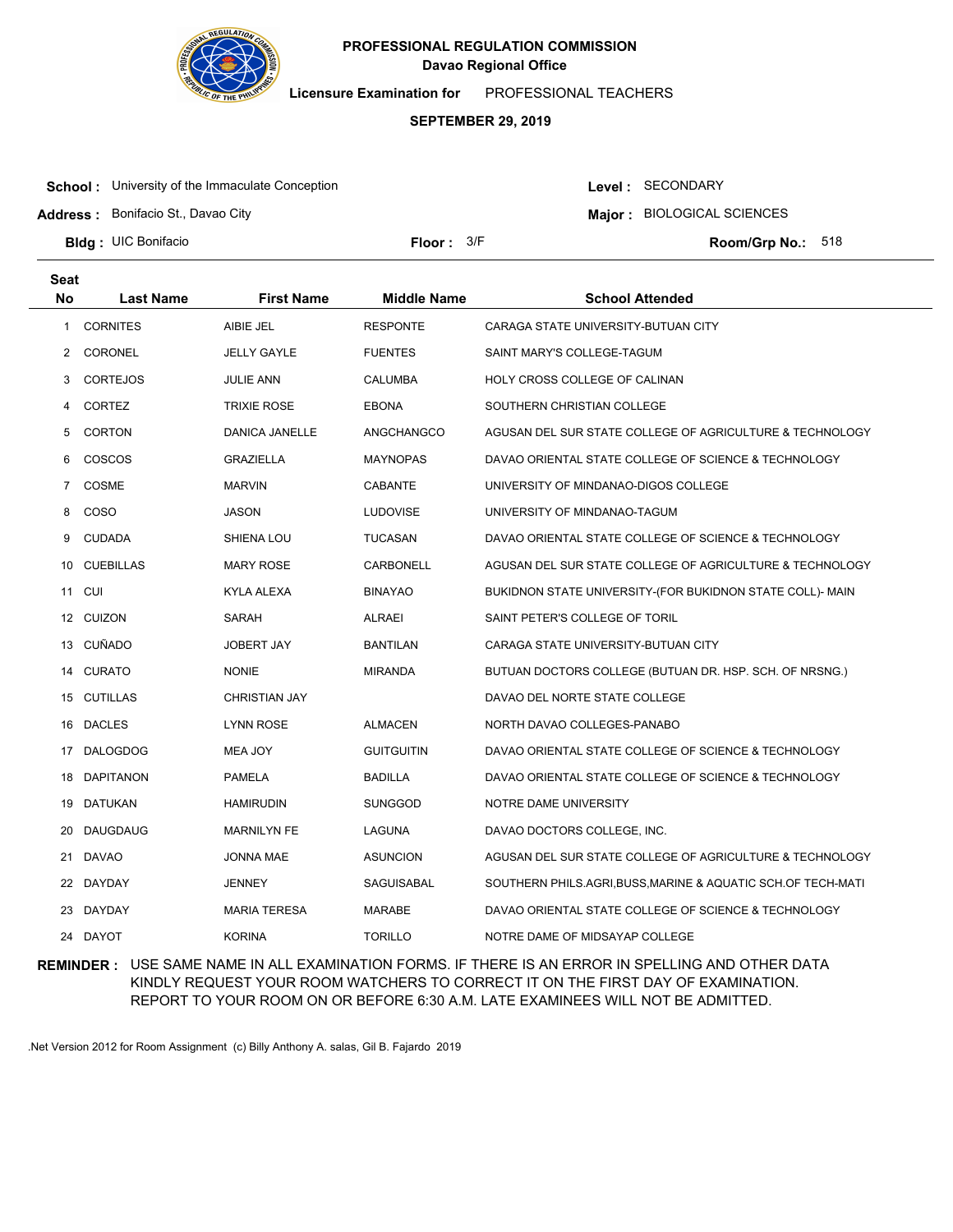**PROFESSIONAL REGULATION COMMISSION**
**Davao Regional Office**

**Licensure Examination for** PROFESSIONAL TEACHERS

**SEPTEMBER 29, 2019**

**School :** University of the Immaculate Conception
**Level :** SECONDARY
**Address :** Bonifacio St., Davao City
**Major :** BIOLOGICAL SCIENCES
**Bldg :** UIC Bonifacio
**Floor :** 3/F
**Room/Grp No.:** 518

| Seat No | Last Name | First Name | Middle Name | School Attended |
|---|---|---|---|---|
| 1 | CORNITES | AIBIE JEL | RESPONTE | CARAGA STATE UNIVERSITY-BUTUAN CITY |
| 2 | CORONEL | JELLY GAYLE | FUENTES | SAINT MARY'S COLLEGE-TAGUM |
| 3 | CORTEJOS | JULIE ANN | CALUMBA | HOLY CROSS COLLEGE OF CALINAN |
| 4 | CORTEZ | TRIXIE ROSE | EBONA | SOUTHERN CHRISTIAN COLLEGE |
| 5 | CORTON | DANICA JANELLE | ANGCHANGCO | AGUSAN DEL SUR STATE COLLEGE OF AGRICULTURE & TECHNOLOGY |
| 6 | COSCOS | GRAZIELLA | MAYNOPAS | DAVAO ORIENTAL STATE COLLEGE OF SCIENCE & TECHNOLOGY |
| 7 | COSME | MARVIN | CABANTE | UNIVERSITY OF MINDANAO-DIGOS COLLEGE |
| 8 | COSO | JASON | LUDOVISE | UNIVERSITY OF MINDANAO-TAGUM |
| 9 | CUDADA | SHIENA LOU | TUCASAN | DAVAO ORIENTAL STATE COLLEGE OF SCIENCE & TECHNOLOGY |
| 10 | CUEBILLAS | MARY ROSE | CARBONELL | AGUSAN DEL SUR STATE COLLEGE OF AGRICULTURE & TECHNOLOGY |
| 11 | CUI | KYLA ALEXA | BINAYAO | BUKIDNON STATE UNIVERSITY-(FOR BUKIDNON STATE COLL)- MAIN |
| 12 | CUIZON | SARAH | ALRAEI | SAINT PETER'S COLLEGE OF TORIL |
| 13 | CUÑADO | JOBERT JAY | BANTILAN | CARAGA STATE UNIVERSITY-BUTUAN CITY |
| 14 | CURATO | NONIE | MIRANDA | BUTUAN DOCTORS COLLEGE (BUTUAN DR. HSP. SCH. OF NRSNG.) |
| 15 | CUTILLAS | CHRISTIAN JAY | | DAVAO DEL NORTE STATE COLLEGE |
| 16 | DACLES | LYNN ROSE | ALMACEN | NORTH DAVAO COLLEGES-PANABO |
| 17 | DALOGDOG | MEA JOY | GUITGUITIN | DAVAO ORIENTAL STATE COLLEGE OF SCIENCE & TECHNOLOGY |
| 18 | DAPITANON | PAMELA | BADILLA | DAVAO ORIENTAL STATE COLLEGE OF SCIENCE & TECHNOLOGY |
| 19 | DATUKAN | HAMIRUDIN | SUNGGOD | NOTRE DAME UNIVERSITY |
| 20 | DAUGDAUG | MARNILYN FE | LAGUNA | DAVAO DOCTORS COLLEGE, INC. |
| 21 | DAVAO | JONNA MAE | ASUNCION | AGUSAN DEL SUR STATE COLLEGE OF AGRICULTURE & TECHNOLOGY |
| 22 | DAYDAY | JENNEY | SAGUISABAL | SOUTHERN PHILS.AGRI,BUSS,MARINE & AQUATIC SCH.OF TECH-MATI |
| 23 | DAYDAY | MARIA TERESA | MARABE | DAVAO ORIENTAL STATE COLLEGE OF SCIENCE & TECHNOLOGY |
| 24 | DAYOT | KORINA | TORILLO | NOTRE DAME OF MIDSAYAP COLLEGE |

**REMINDER :** USE SAME NAME IN ALL EXAMINATION FORMS. IF THERE IS AN ERROR IN SPELLING AND OTHER DATA KINDLY REQUEST YOUR ROOM WATCHERS TO CORRECT IT ON THE FIRST DAY OF EXAMINATION. REPORT TO YOUR ROOM ON OR BEFORE 6:30 A.M. LATE EXAMINEES WILL NOT BE ADMITTED.

.Net Version 2012 for Room Assignment (c) Billy Anthony A. salas, Gil B. Fajardo 2019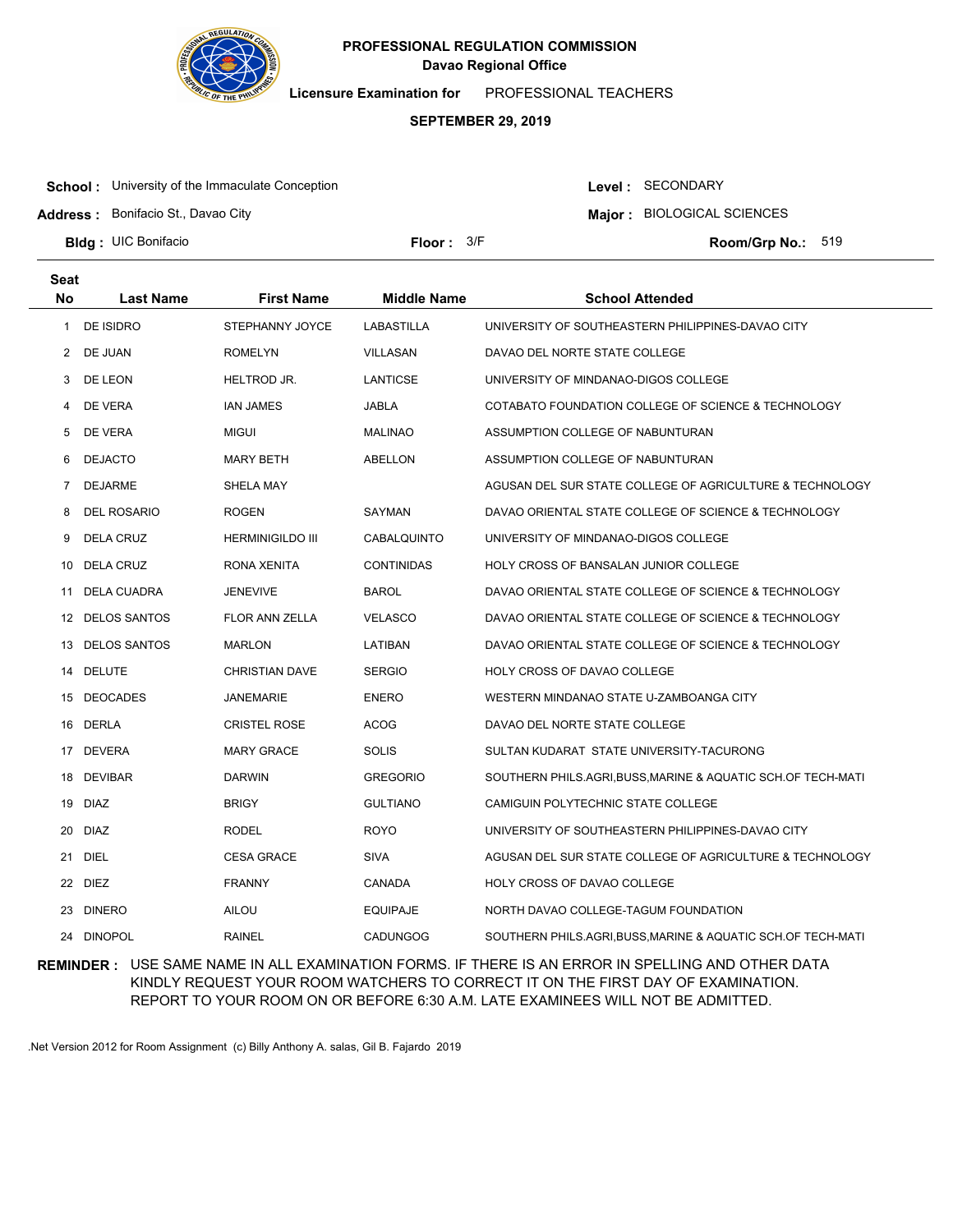**PROFESSIONAL REGULATION COMMISSION**
**Davao Regional Office**

**Licensure Examination for** PROFESSIONAL TEACHERS

**SEPTEMBER 29, 2019**

**School :** University of the Immaculate Conception
**Address :** Bonifacio St., Davao City
**Bldg :** UIC Bonifacio
**Floor :** 3/F
**Level :** SECONDARY
**Major :** BIOLOGICAL SCIENCES
**Room/Grp No.:** 519

| Seat No | Last Name | First Name | Middle Name | School Attended |
|---|---|---|---|---|
| 1 | DE ISIDRO | STEPHANNY JOYCE | LABASTILLA | UNIVERSITY OF SOUTHEASTERN PHILIPPINES-DAVAO CITY |
| 2 | DE JUAN | ROMELYN | VILLASAN | DAVAO DEL NORTE STATE COLLEGE |
| 3 | DE LEON | HELTROD JR. | LANTICSE | UNIVERSITY OF MINDANAO-DIGOS COLLEGE |
| 4 | DE VERA | IAN JAMES | JABLA | COTABATO FOUNDATION COLLEGE OF SCIENCE & TECHNOLOGY |
| 5 | DE VERA | MIGUI | MALINAO | ASSUMPTION COLLEGE OF NABUNTURAN |
| 6 | DEJACTO | MARY BETH | ABELLON | ASSUMPTION COLLEGE OF NABUNTURAN |
| 7 | DEJARME | SHELA MAY | | AGUSAN DEL SUR STATE COLLEGE OF AGRICULTURE & TECHNOLOGY |
| 8 | DEL ROSARIO | ROGEN | SAYMAN | DAVAO ORIENTAL STATE COLLEGE OF SCIENCE & TECHNOLOGY |
| 9 | DELA CRUZ | HERMINIGILDO III | CABALQUINTO | UNIVERSITY OF MINDANAO-DIGOS COLLEGE |
| 10 | DELA CRUZ | RONA XENITA | CONTINIDAS | HOLY CROSS OF BANSALAN JUNIOR COLLEGE |
| 11 | DELA CUADRA | JENEVIVE | BAROL | DAVAO ORIENTAL STATE COLLEGE OF SCIENCE & TECHNOLOGY |
| 12 | DELOS SANTOS | FLOR ANN ZELLA | VELASCO | DAVAO ORIENTAL STATE COLLEGE OF SCIENCE & TECHNOLOGY |
| 13 | DELOS SANTOS | MARLON | LATIBAN | DAVAO ORIENTAL STATE COLLEGE OF SCIENCE & TECHNOLOGY |
| 14 | DELUTE | CHRISTIAN DAVE | SERGIO | HOLY CROSS OF DAVAO COLLEGE |
| 15 | DEOCADES | JANEMARIE | ENERO | WESTERN MINDANAO STATE U-ZAMBOANGA CITY |
| 16 | DERLA | CRISTEL ROSE | ACOG | DAVAO DEL NORTE STATE COLLEGE |
| 17 | DEVERA | MARY GRACE | SOLIS | SULTAN KUDARAT STATE UNIVERSITY-TACURONG |
| 18 | DEVIBAR | DARWIN | GREGORIO | SOUTHERN PHILS.AGRI,BUSS,MARINE & AQUATIC SCH.OF TECH-MATI |
| 19 | DIAZ | BRIGY | GULTIANO | CAMIGUIN POLYTECHNIC STATE COLLEGE |
| 20 | DIAZ | RODEL | ROYO | UNIVERSITY OF SOUTHEASTERN PHILIPPINES-DAVAO CITY |
| 21 | DIEL | CESA GRACE | SIVA | AGUSAN DEL SUR STATE COLLEGE OF AGRICULTURE & TECHNOLOGY |
| 22 | DIEZ | FRANNY | CANADA | HOLY CROSS OF DAVAO COLLEGE |
| 23 | DINERO | AILOU | EQUIPAJE | NORTH DAVAO COLLEGE-TAGUM FOUNDATION |
| 24 | DINOPOL | RAINEL | CADUNGOG | SOUTHERN PHILS.AGRI,BUSS,MARINE & AQUATIC SCH.OF TECH-MATI |

**REMINDER :** USE SAME NAME IN ALL EXAMINATION FORMS. IF THERE IS AN ERROR IN SPELLING AND OTHER DATA KINDLY REQUEST YOUR ROOM WATCHERS TO CORRECT IT ON THE FIRST DAY OF EXAMINATION. REPORT TO YOUR ROOM ON OR BEFORE 6:30 A.M. LATE EXAMINEES WILL NOT BE ADMITTED.

.Net Version 2012 for Room Assignment (c) Billy Anthony A. salas, Gil B. Fajardo 2019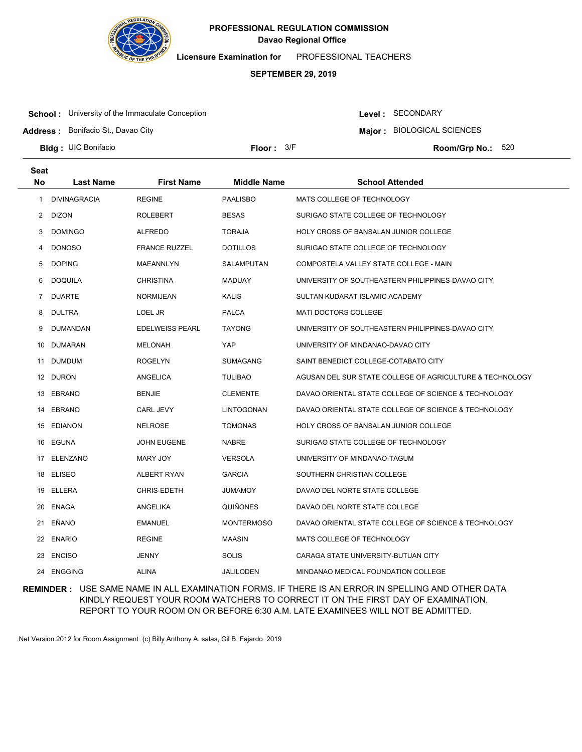**PROFESSIONAL REGULATION COMMISSION**
**Davao Regional Office**

**Licensure Examination for** PROFESSIONAL TEACHERS

**SEPTEMBER 29, 2019**

**School :** University of the Immaculate Conception
**Address :** Bonifacio St., Davao City
**Bldg :** UIC Bonifacio
**Floor :** 3/F
**Level :** SECONDARY
**Major :** BIOLOGICAL SCIENCES
**Room/Grp No.:** 520

| Seat No | Last Name | First Name | Middle Name | School Attended |
|---|---|---|---|---|
| 1 | DIVINAGRACIA | REGINE | PAALISBO | MATS COLLEGE OF TECHNOLOGY |
| 2 | DIZON | ROLEBERT | BESAS | SURIGAO STATE COLLEGE OF TECHNOLOGY |
| 3 | DOMINGO | ALFREDO | TORAJA | HOLY CROSS OF BANSALAN JUNIOR COLLEGE |
| 4 | DONOSO | FRANCE RUZZEL | DOTILLOS | SURIGAO STATE COLLEGE OF TECHNOLOGY |
| 5 | DOPING | MAEANNLYN | SALAMPUTAN | COMPOSTELA VALLEY STATE COLLEGE - MAIN |
| 6 | DOQUILA | CHRISTINA | MADUAY | UNIVERSITY OF SOUTHEASTERN PHILIPPINES-DAVAO CITY |
| 7 | DUARTE | NORMIJEAN | KALIS | SULTAN KUDARAT ISLAMIC ACADEMY |
| 8 | DULTRA | LOEL JR | PALCA | MATI DOCTORS COLLEGE |
| 9 | DUMANDAN | EDELWEISS PEARL | TAYONG | UNIVERSITY OF SOUTHEASTERN PHILIPPINES-DAVAO CITY |
| 10 | DUMARAN | MELONAH | YAP | UNIVERSITY OF MINDANAO-DAVAO CITY |
| 11 | DUMDUM | ROGELYN | SUMAGANG | SAINT BENEDICT COLLEGE-COTABATO CITY |
| 12 | DURON | ANGELICA | TULIBAO | AGUSAN DEL SUR STATE COLLEGE OF AGRICULTURE & TECHNOLOGY |
| 13 | EBRANO | BENJIE | CLEMENTE | DAVAO ORIENTAL STATE COLLEGE OF SCIENCE & TECHNOLOGY |
| 14 | EBRANO | CARL JEVY | LINTOGONAN | DAVAO ORIENTAL STATE COLLEGE OF SCIENCE & TECHNOLOGY |
| 15 | EDIANON | NELROSE | TOMONAS | HOLY CROSS OF BANSALAN JUNIOR COLLEGE |
| 16 | EGUNA | JOHN EUGENE | NABRE | SURIGAO STATE COLLEGE OF TECHNOLOGY |
| 17 | ELENZANO | MARY JOY | VERSOLA | UNIVERSITY OF MINDANAO-TAGUM |
| 18 | ELISEO | ALBERT RYAN | GARCIA | SOUTHERN CHRISTIAN COLLEGE |
| 19 | ELLERA | CHRIS-EDETH | JUMAMOY | DAVAO DEL NORTE STATE COLLEGE |
| 20 | ENAGA | ANGELIKA | QUIÑONES | DAVAO DEL NORTE STATE COLLEGE |
| 21 | EÑANO | EMANUEL | MONTERMOSO | DAVAO ORIENTAL STATE COLLEGE OF SCIENCE & TECHNOLOGY |
| 22 | ENARIO | REGINE | MAASIN | MATS COLLEGE OF TECHNOLOGY |
| 23 | ENCISO | JENNY | SOLIS | CARAGA STATE UNIVERSITY-BUTUAN CITY |
| 24 | ENGGING | ALINA | JALILODEN | MINDANAO MEDICAL FOUNDATION COLLEGE |

**REMINDER :** USE SAME NAME IN ALL EXAMINATION FORMS. IF THERE IS AN ERROR IN SPELLING AND OTHER DATA KINDLY REQUEST YOUR ROOM WATCHERS TO CORRECT IT ON THE FIRST DAY OF EXAMINATION. REPORT TO YOUR ROOM ON OR BEFORE 6:30 A.M. LATE EXAMINEES WILL NOT BE ADMITTED.

.Net Version 2012 for Room Assignment (c) Billy Anthony A. salas, Gil B. Fajardo 2019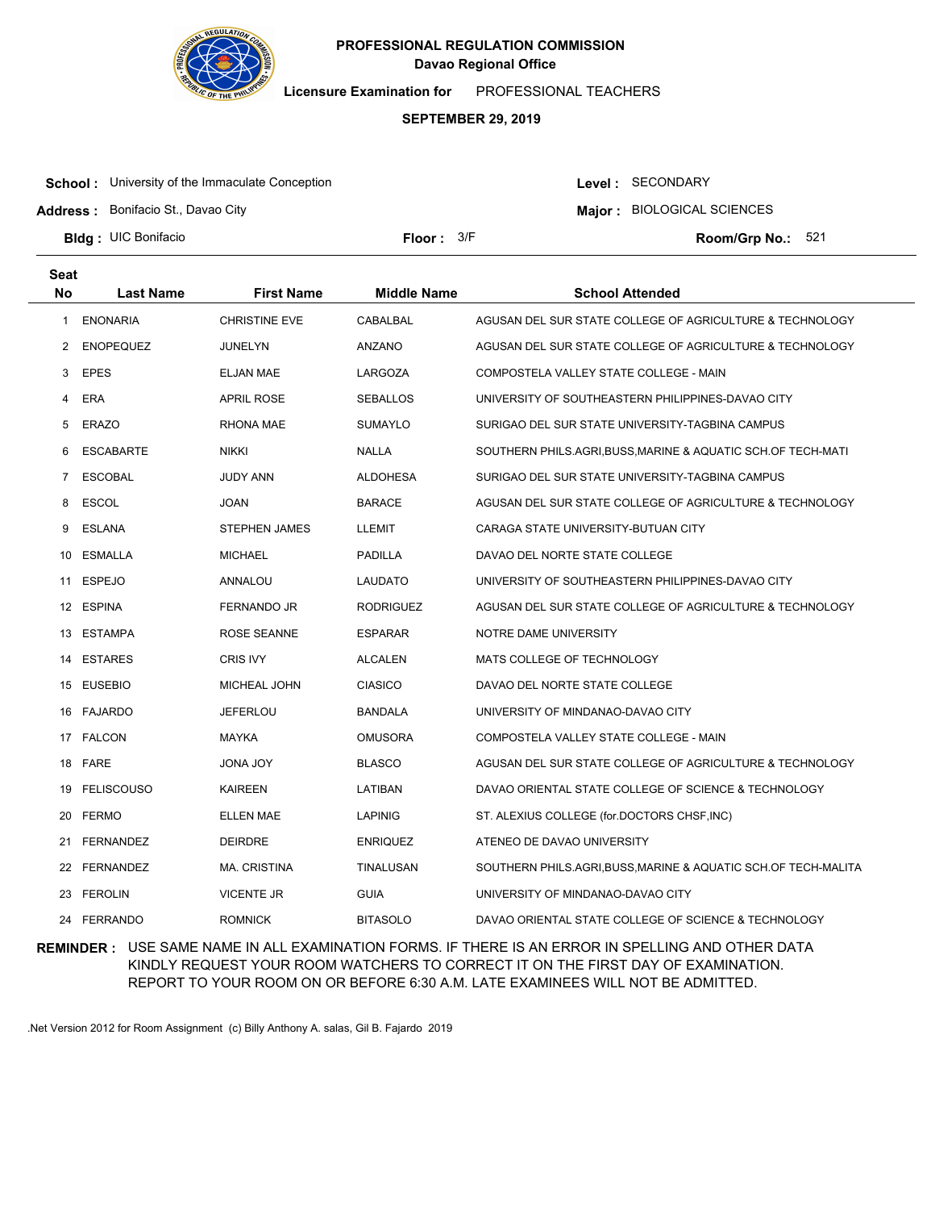**PROFESSIONAL REGULATION COMMISSION**
**Davao Regional Office**

**Licensure Examination for** PROFESSIONAL TEACHERS

**SEPTEMBER 29, 2019**

**School :** University of the Immaculate Conception
**Address :** Bonifacio St., Davao City
**Bldg :** UIC Bonifacio
**Floor :** 3/F

**Level :** SECONDARY
**Major :** BIOLOGICAL SCIENCES
**Room/Grp No.:** 521

| Seat No | Last Name | First Name | Middle Name | School Attended |
|---|---|---|---|---|
| 1 | ENONARIA | CHRISTINE EVE | CABALBAL | AGUSAN DEL SUR STATE COLLEGE OF AGRICULTURE & TECHNOLOGY |
| 2 | ENOPEQUEZ | JUNELYN | ANZANO | AGUSAN DEL SUR STATE COLLEGE OF AGRICULTURE & TECHNOLOGY |
| 3 | EPES | ELJAN MAE | LARGOZA | COMPOSTELA VALLEY STATE COLLEGE - MAIN |
| 4 | ERA | APRIL ROSE | SEBALLOS | UNIVERSITY OF SOUTHEASTERN PHILIPPINES-DAVAO CITY |
| 5 | ERAZO | RHONA MAE | SUMAYLO | SURIGAO DEL SUR STATE UNIVERSITY-TAGBINA CAMPUS |
| 6 | ESCABARTE | NIKKI | NALLA | SOUTHERN PHILS.AGRI,BUSS,MARINE & AQUATIC SCH.OF TECH-MATI |
| 7 | ESCOBAL | JUDY ANN | ALDOHESA | SURIGAO DEL SUR STATE UNIVERSITY-TAGBINA CAMPUS |
| 8 | ESCOL | JOAN | BARACE | AGUSAN DEL SUR STATE COLLEGE OF AGRICULTURE & TECHNOLOGY |
| 9 | ESLANA | STEPHEN JAMES | LLEMIT | CARAGA STATE UNIVERSITY-BUTUAN CITY |
| 10 | ESMALLA | MICHAEL | PADILLA | DAVAO DEL NORTE STATE COLLEGE |
| 11 | ESPEJO | ANNALOU | LAUDATO | UNIVERSITY OF SOUTHEASTERN PHILIPPINES-DAVAO CITY |
| 12 | ESPINA | FERNANDO JR | RODRIGUEZ | AGUSAN DEL SUR STATE COLLEGE OF AGRICULTURE & TECHNOLOGY |
| 13 | ESTAMPA | ROSE SEANNE | ESPARAR | NOTRE DAME UNIVERSITY |
| 14 | ESTARES | CRIS IVY | ALCALEN | MATS COLLEGE OF TECHNOLOGY |
| 15 | EUSEBIO | MICHEAL JOHN | CIASICO | DAVAO DEL NORTE STATE COLLEGE |
| 16 | FAJARDO | JEFERLOU | BANDALA | UNIVERSITY OF MINDANAO-DAVAO CITY |
| 17 | FALCON | MAYKA | OMUSORA | COMPOSTELA VALLEY STATE COLLEGE - MAIN |
| 18 | FARE | JONA JOY | BLASCO | AGUSAN DEL SUR STATE COLLEGE OF AGRICULTURE & TECHNOLOGY |
| 19 | FELISCOUSO | KAIREEN | LATIBAN | DAVAO ORIENTAL STATE COLLEGE OF SCIENCE & TECHNOLOGY |
| 20 | FERMO | ELLEN MAE | LAPINIG | ST. ALEXIUS COLLEGE (for.DOCTORS CHSF,INC) |
| 21 | FERNANDEZ | DEIRDRE | ENRIQUEZ | ATENEO DE DAVAO UNIVERSITY |
| 22 | FERNANDEZ | MA. CRISTINA | TINALUSAN | SOUTHERN PHILS.AGRI,BUSS,MARINE & AQUATIC SCH.OF TECH-MALITA |
| 23 | FEROLIN | VICENTE JR | GUIA | UNIVERSITY OF MINDANAO-DAVAO CITY |
| 24 | FERRANDO | ROMNICK | BITASOLO | DAVAO ORIENTAL STATE COLLEGE OF SCIENCE & TECHNOLOGY |

**REMINDER :** USE SAME NAME IN ALL EXAMINATION FORMS. IF THERE IS AN ERROR IN SPELLING AND OTHER DATA KINDLY REQUEST YOUR ROOM WATCHERS TO CORRECT IT ON THE FIRST DAY OF EXAMINATION. REPORT TO YOUR ROOM ON OR BEFORE 6:30 A.M. LATE EXAMINEES WILL NOT BE ADMITTED.

.Net Version 2012 for Room Assignment (c) Billy Anthony A. salas, Gil B. Fajardo 2019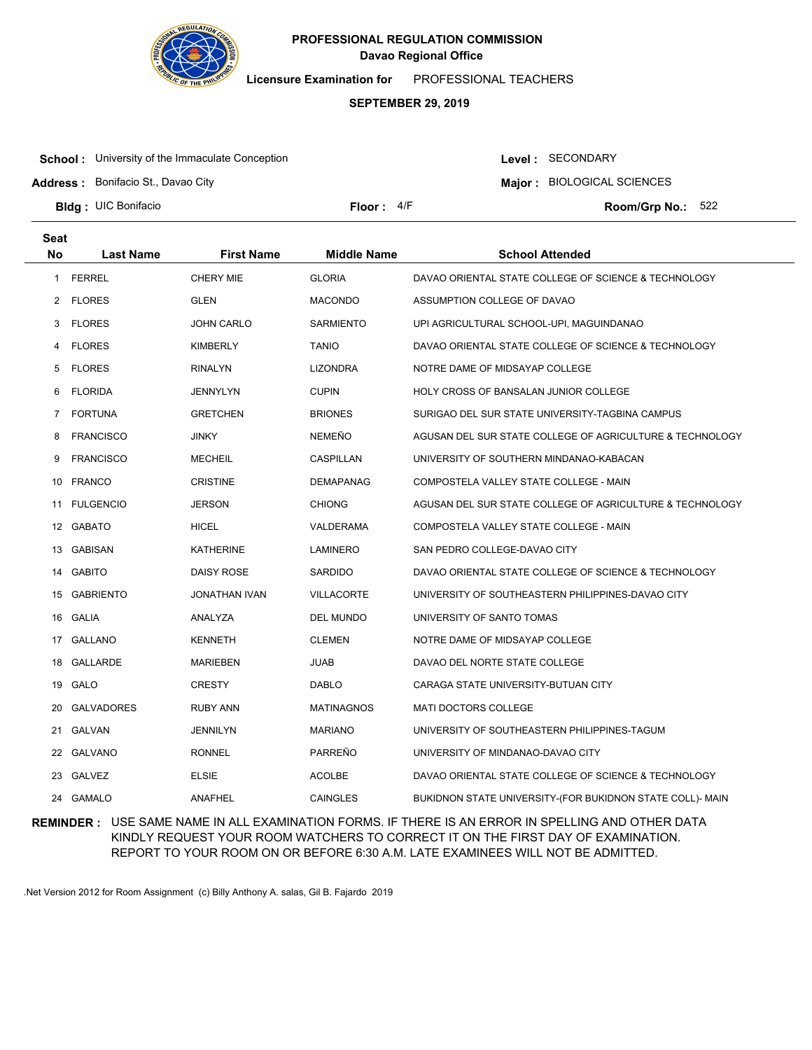**PROFESSIONAL REGULATION COMMISSION**
**Davao Regional Office**

**Licensure Examination for** PROFESSIONAL TEACHERS

**SEPTEMBER 29, 2019**

**School :** University of the Immaculate Conception
**Address :** Bonifacio St., Davao City
**Bldg :** UIC Bonifacio
**Floor :** 4/F

**Level :** SECONDARY
**Major :** BIOLOGICAL SCIENCES
**Room/Grp No.:** 522

| Seat No | Last Name | First Name | Middle Name | School Attended |
|---|---|---|---|---|
| 1 | FERREL | CHERY MIE | GLORIA | DAVAO ORIENTAL STATE COLLEGE OF SCIENCE & TECHNOLOGY |
| 2 | FLORES | GLEN | MACONDO | ASSUMPTION COLLEGE OF DAVAO |
| 3 | FLORES | JOHN CARLO | SARMIENTO | UPI AGRICULTURAL SCHOOL-UPI, MAGUINDANAO |
| 4 | FLORES | KIMBERLY | TANIO | DAVAO ORIENTAL STATE COLLEGE OF SCIENCE & TECHNOLOGY |
| 5 | FLORES | RINALYN | LIZONDRA | NOTRE DAME OF MIDSAYAP COLLEGE |
| 6 | FLORIDA | JENNYLYN | CUPIN | HOLY CROSS OF BANSALAN JUNIOR COLLEGE |
| 7 | FORTUNA | GRETCHEN | BRIONES | SURIGAO DEL SUR STATE UNIVERSITY-TAGBINA CAMPUS |
| 8 | FRANCISCO | JINKY | NEMEÑO | AGUSAN DEL SUR STATE COLLEGE OF AGRICULTURE & TECHNOLOGY |
| 9 | FRANCISCO | MECHEIL | CASPILLAN | UNIVERSITY OF SOUTHERN MINDANAO-KABACAN |
| 10 | FRANCO | CRISTINE | DEMAPANAG | COMPOSTELA VALLEY STATE COLLEGE - MAIN |
| 11 | FULGENCIO | JERSON | CHIONG | AGUSAN DEL SUR STATE COLLEGE OF AGRICULTURE & TECHNOLOGY |
| 12 | GABATO | HICEL | VALDERAMA | COMPOSTELA VALLEY STATE COLLEGE - MAIN |
| 13 | GABISAN | KATHERINE | LAMINERO | SAN PEDRO COLLEGE-DAVAO CITY |
| 14 | GABITO | DAISY ROSE | SARDIDO | DAVAO ORIENTAL STATE COLLEGE OF SCIENCE & TECHNOLOGY |
| 15 | GABRIENTO | JONATHAN IVAN | VILLACORTE | UNIVERSITY OF SOUTHEASTERN PHILIPPINES-DAVAO CITY |
| 16 | GALIA | ANALYZA | DEL MUNDO | UNIVERSITY OF SANTO TOMAS |
| 17 | GALLANO | KENNETH | CLEMEN | NOTRE DAME OF MIDSAYAP COLLEGE |
| 18 | GALLARDE | MARIEBEN | JUAB | DAVAO DEL NORTE STATE COLLEGE |
| 19 | GALO | CRESTY | DABLO | CARAGA STATE UNIVERSITY-BUTUAN CITY |
| 20 | GALVADORES | RUBY ANN | MATINAGNOS | MATI DOCTORS COLLEGE |
| 21 | GALVAN | JENNILYN | MARIANO | UNIVERSITY OF SOUTHEASTERN PHILIPPINES-TAGUM |
| 22 | GALVANO | RONNEL | PARREÑO | UNIVERSITY OF MINDANAO-DAVAO CITY |
| 23 | GALVEZ | ELSIE | ACOLBE | DAVAO ORIENTAL STATE COLLEGE OF SCIENCE & TECHNOLOGY |
| 24 | GAMALO | ANAFHEL | CAINGLES | BUKIDNON STATE UNIVERSITY-(FOR BUKIDNON STATE COLL)- MAIN |

**REMINDER :** USE SAME NAME IN ALL EXAMINATION FORMS. IF THERE IS AN ERROR IN SPELLING AND OTHER DATA KINDLY REQUEST YOUR ROOM WATCHERS TO CORRECT IT ON THE FIRST DAY OF EXAMINATION. REPORT TO YOUR ROOM ON OR BEFORE 6:30 A.M. LATE EXAMINEES WILL NOT BE ADMITTED.

.Net Version 2012 for Room Assignment (c) Billy Anthony A. salas, Gil B. Fajardo 2019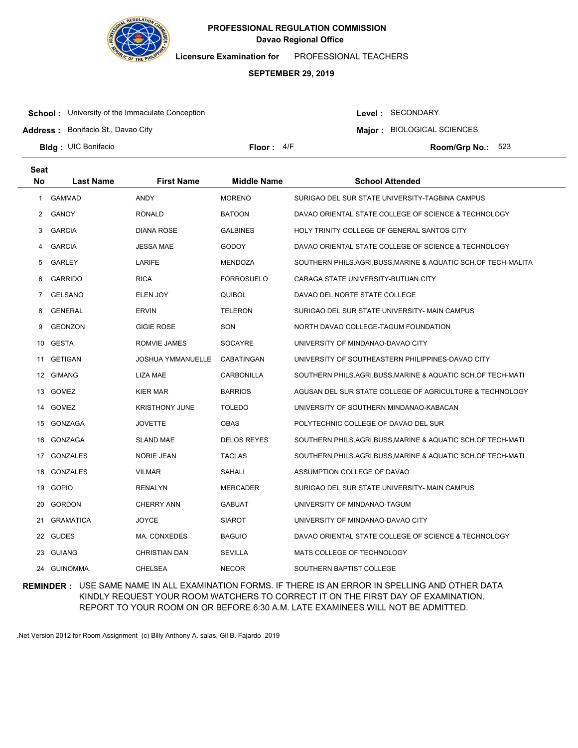**PROFESSIONAL REGULATION COMMISSION**
**Davao Regional Office**

**Licensure Examination for** PROFESSIONAL TEACHERS

**SEPTEMBER 29, 2019**

**School :** University of the Immaculate Conception
**Address :** Bonifacio St., Davao City
**Bldg :** UIC Bonifacio
**Floor :** 4/F
**Level :** SECONDARY
**Major :** BIOLOGICAL SCIENCES
**Room/Grp No.:** 523

| Seat No | Last Name | First Name | Middle Name | School Attended |
|---|---|---|---|---|
| 1 | GAMMAD | ANDY | MORENO | SURIGAO DEL SUR STATE UNIVERSITY-TAGBINA CAMPUS |
| 2 | GANOY | RONALD | BATOON | DAVAO ORIENTAL STATE COLLEGE OF SCIENCE & TECHNOLOGY |
| 3 | GARCIA | DIANA ROSE | GALBINES | HOLY TRINITY COLLEGE OF GENERAL SANTOS CITY |
| 4 | GARCIA | JESSA MAE | GODOY | DAVAO ORIENTAL STATE COLLEGE OF SCIENCE & TECHNOLOGY |
| 5 | GARLEY | LARIFE | MENDOZA | SOUTHERN PHILS.AGRI,BUSS,MARINE & AQUATIC SCH.OF TECH-MALITA |
| 6 | GARRIDO | RICA | FORROSUELO | CARAGA STATE UNIVERSITY-BUTUAN CITY |
| 7 | GELSANO | ELEN JOY | QUIBOL | DAVAO DEL NORTE STATE COLLEGE |
| 8 | GENERAL | ERVIN | TELERON | SURIGAO DEL SUR STATE UNIVERSITY- MAIN CAMPUS |
| 9 | GEONZON | GIGIE ROSE | SON | NORTH DAVAO COLLEGE-TAGUM FOUNDATION |
| 10 | GESTA | ROMVIE JAMES | SOCAYRE | UNIVERSITY OF MINDANAO-DAVAO CITY |
| 11 | GETIGAN | JOSHUA YMMANUELLE | CABATINGAN | UNIVERSITY OF SOUTHEASTERN PHILIPPINES-DAVAO CITY |
| 12 | GIMANG | LIZA MAE | CARBONILLA | SOUTHERN PHILS.AGRI,BUSS,MARINE & AQUATIC SCH.OF TECH-MATI |
| 13 | GOMEZ | KIER MAR | BARRIOS | AGUSAN DEL SUR STATE COLLEGE OF AGRICULTURE & TECHNOLOGY |
| 14 | GOMEZ | KRISTHONY JUNE | TOLEDO | UNIVERSITY OF SOUTHERN MINDANAO-KABACAN |
| 15 | GONZAGA | JOVETTE | OBAS | POLYTECHNIC COLLEGE OF DAVAO DEL SUR |
| 16 | GONZAGA | SLAND MAE | DELOS REYES | SOUTHERN PHILS.AGRI,BUSS,MARINE & AQUATIC SCH.OF TECH-MATI |
| 17 | GONZALES | NORIE JEAN | TACLAS | SOUTHERN PHILS.AGRI,BUSS,MARINE & AQUATIC SCH.OF TECH-MATI |
| 18 | GONZALES | VILMAR | SAHALI | ASSUMPTION COLLEGE OF DAVAO |
| 19 | GOPIO | RENALYN | MERCADER | SURIGAO DEL SUR STATE UNIVERSITY- MAIN CAMPUS |
| 20 | GORDON | CHERRY ANN | GABUAT | UNIVERSITY OF MINDANAO-TAGUM |
| 21 | GRAMATICA | JOYCE | SIAROT | UNIVERSITY OF MINDANAO-DAVAO CITY |
| 22 | GUDES | MA. CONXEDES | BAGUIO | DAVAO ORIENTAL STATE COLLEGE OF SCIENCE & TECHNOLOGY |
| 23 | GUIANG | CHRISTIAN DAN | SEVILLA | MATS COLLEGE OF TECHNOLOGY |
| 24 | GUINOMMA | CHELSEA | NECOR | SOUTHERN BAPTIST COLLEGE |

**REMINDER :** USE SAME NAME IN ALL EXAMINATION FORMS. IF THERE IS AN ERROR IN SPELLING AND OTHER DATA KINDLY REQUEST YOUR ROOM WATCHERS TO CORRECT IT ON THE FIRST DAY OF EXAMINATION. REPORT TO YOUR ROOM ON OR BEFORE 6:30 A.M. LATE EXAMINEES WILL NOT BE ADMITTED.

.Net Version 2012 for Room Assignment (c) Billy Anthony A. salas, Gil B. Fajardo 2019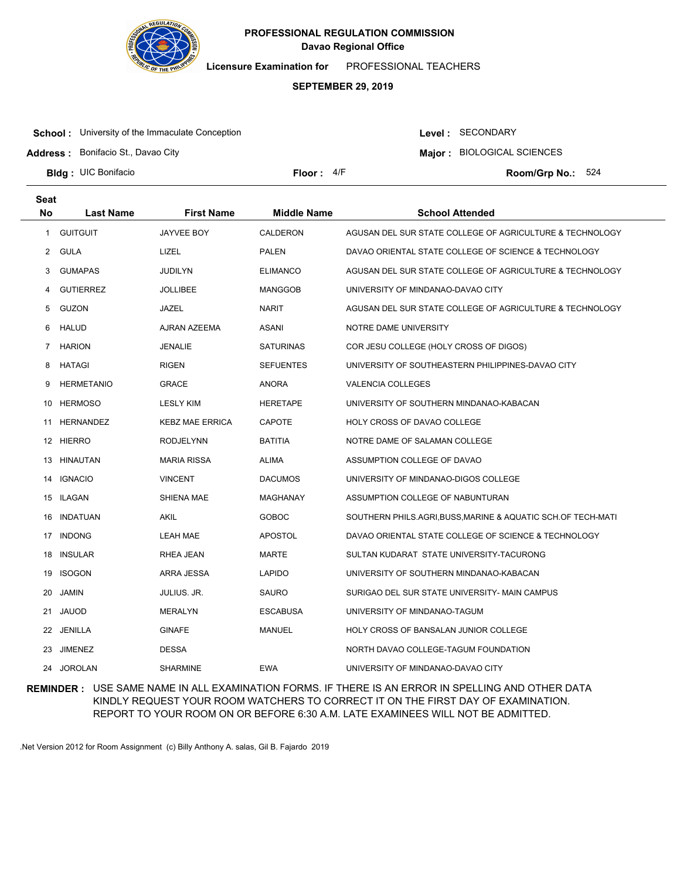**PROFESSIONAL REGULATION COMMISSION**
**Davao Regional Office**

**Licensure Examination for** PROFESSIONAL TEACHERS

**SEPTEMBER 29, 2019**

**School :** University of the Immaculate Conception
**Address :** Bonifacio St., Davao City
**Bldg :** UIC Bonifacio
**Floor :** 4/F

**Level :** SECONDARY
**Major :** BIOLOGICAL SCIENCES
**Room/Grp No.:** 524

| Seat No | Last Name | First Name | Middle Name | School Attended |
|---|---|---|---|---|
| 1 | GUITGUIT | JAYVEE BOY | CALDERON | AGUSAN DEL SUR STATE COLLEGE OF AGRICULTURE & TECHNOLOGY |
| 2 | GULA | LIZEL | PALEN | DAVAO ORIENTAL STATE COLLEGE OF SCIENCE & TECHNOLOGY |
| 3 | GUMAPAS | JUDILYN | ELIMANCO | AGUSAN DEL SUR STATE COLLEGE OF AGRICULTURE & TECHNOLOGY |
| 4 | GUTIERREZ | JOLLIBEE | MANGGOB | UNIVERSITY OF MINDANAO-DAVAO CITY |
| 5 | GUZON | JAZEL | NARIT | AGUSAN DEL SUR STATE COLLEGE OF AGRICULTURE & TECHNOLOGY |
| 6 | HALUD | AJRAN AZEEMA | ASANI | NOTRE DAME UNIVERSITY |
| 7 | HARION | JENALIE | SATURINAS | COR JESU COLLEGE (HOLY CROSS OF DIGOS) |
| 8 | HATAGI | RIGEN | SEFUENTES | UNIVERSITY OF SOUTHEASTERN PHILIPPINES-DAVAO CITY |
| 9 | HERMETANIO | GRACE | ANORA | VALENCIA COLLEGES |
| 10 | HERMOSO | LESLY KIM | HERETAPE | UNIVERSITY OF SOUTHERN MINDANAO-KABACAN |
| 11 | HERNANDEZ | KEBZ MAE ERRICA | CAPOTE | HOLY CROSS OF DAVAO COLLEGE |
| 12 | HIERRO | RODJELYNN | BATITIA | NOTRE DAME OF SALAMAN COLLEGE |
| 13 | HINAUTAN | MARIA RISSA | ALIMA | ASSUMPTION COLLEGE OF DAVAO |
| 14 | IGNACIO | VINCENT | DACUMOS | UNIVERSITY OF MINDANAO-DIGOS COLLEGE |
| 15 | ILAGAN | SHIENA MAE | MAGHANAY | ASSUMPTION COLLEGE OF NABUNTURAN |
| 16 | INDATUAN | AKIL | GOBOC | SOUTHERN PHILS.AGRI,BUSS,MARINE & AQUATIC SCH.OF TECH-MATI |
| 17 | INDONG | LEAH MAE | APOSTOL | DAVAO ORIENTAL STATE COLLEGE OF SCIENCE & TECHNOLOGY |
| 18 | INSULAR | RHEA JEAN | MARTE | SULTAN KUDARAT STATE UNIVERSITY-TACURONG |
| 19 | ISOGON | ARRA JESSA | LAPIDO | UNIVERSITY OF SOUTHERN MINDANAO-KABACAN |
| 20 | JAMIN | JULIUS. JR. | SAURO | SURIGAO DEL SUR STATE UNIVERSITY- MAIN CAMPUS |
| 21 | JAUOD | MERALYN | ESCABUSA | UNIVERSITY OF MINDANAO-TAGUM |
| 22 | JENILLA | GINAFE | MANUEL | HOLY CROSS OF BANSALAN JUNIOR COLLEGE |
| 23 | JIMENEZ | DESSA | | NORTH DAVAO COLLEGE-TAGUM FOUNDATION |
| 24 | JOROLAN | SHARMINE | EWA | UNIVERSITY OF MINDANAO-DAVAO CITY |

**REMINDER :** USE SAME NAME IN ALL EXAMINATION FORMS. IF THERE IS AN ERROR IN SPELLING AND OTHER DATA KINDLY REQUEST YOUR ROOM WATCHERS TO CORRECT IT ON THE FIRST DAY OF EXAMINATION. REPORT TO YOUR ROOM ON OR BEFORE 6:30 A.M. LATE EXAMINEES WILL NOT BE ADMITTED.

.Net Version 2012 for Room Assignment (c) Billy Anthony A. salas, Gil B. Fajardo 2019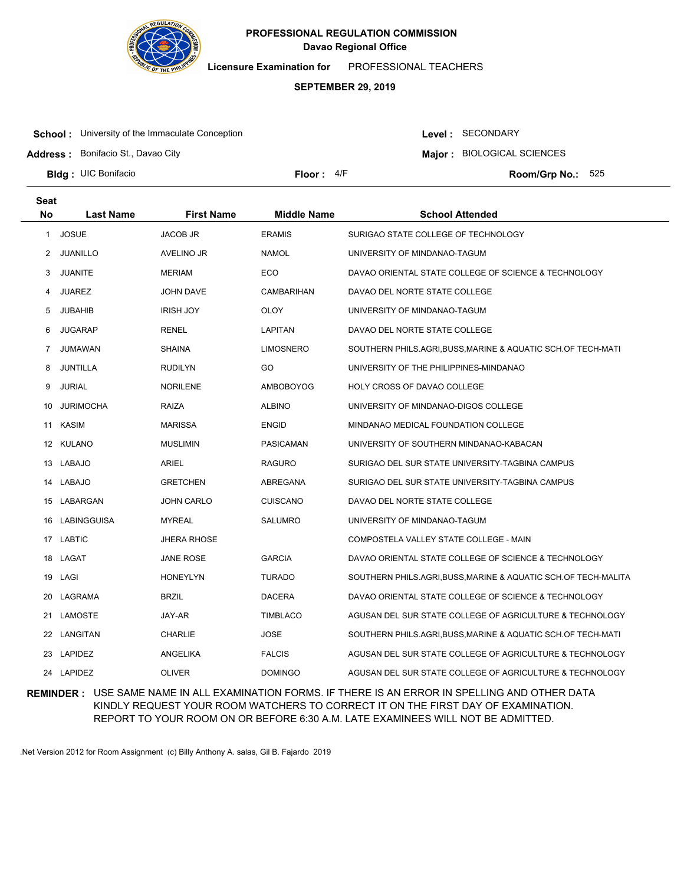**PROFESSIONAL REGULATION COMMISSION**
**Davao Regional Office**

**Licensure Examination for** PROFESSIONAL TEACHERS

**SEPTEMBER 29, 2019**

**School :** University of the Immaculate Conception
**Address :** Bonifacio St., Davao City
**Bldg :** UIC Bonifacio
**Floor :** 4/F

**Level :** SECONDARY
**Major :** BIOLOGICAL SCIENCES
**Room/Grp No.:** 525

| Seat No | Last Name | First Name | Middle Name | School Attended |
|---|---|---|---|---|
| 1 | JOSUE | JACOB JR | ERAMIS | SURIGAO STATE COLLEGE OF TECHNOLOGY |
| 2 | JUANILLO | AVELINO JR | NAMOL | UNIVERSITY OF MINDANAO-TAGUM |
| 3 | JUANITE | MERIAM | ECO | DAVAO ORIENTAL STATE COLLEGE OF SCIENCE & TECHNOLOGY |
| 4 | JUAREZ | JOHN DAVE | CAMBARIHAN | DAVAO DEL NORTE STATE COLLEGE |
| 5 | JUBAHIB | IRISH JOY | OLOY | UNIVERSITY OF MINDANAO-TAGUM |
| 6 | JUGARAP | RENEL | LAPITAN | DAVAO DEL NORTE STATE COLLEGE |
| 7 | JUMAWAN | SHAINA | LIMOSNERO | SOUTHERN PHILS.AGRI,BUSS,MARINE & AQUATIC SCH.OF TECH-MATI |
| 8 | JUNTILLA | RUDILYN | GO | UNIVERSITY OF THE PHILIPPINES-MINDANAO |
| 9 | JURIAL | NORILENE | AMBOBOYOG | HOLY CROSS OF DAVAO COLLEGE |
| 10 | JURIMOCHA | RAIZA | ALBINO | UNIVERSITY OF MINDANAO-DIGOS COLLEGE |
| 11 | KASIM | MARISSA | ENGID | MINDANAO MEDICAL FOUNDATION COLLEGE |
| 12 | KULANO | MUSLIMIN | PASICAMAN | UNIVERSITY OF SOUTHERN MINDANAO-KABACAN |
| 13 | LABAJO | ARIEL | RAGURO | SURIGAO DEL SUR STATE UNIVERSITY-TAGBINA CAMPUS |
| 14 | LABAJO | GRETCHEN | ABREGANA | SURIGAO DEL SUR STATE UNIVERSITY-TAGBINA CAMPUS |
| 15 | LABARGAN | JOHN CARLO | CUISCANO | DAVAO DEL NORTE STATE COLLEGE |
| 16 | LABINGGUISA | MYREAL | SALUMRO | UNIVERSITY OF MINDANAO-TAGUM |
| 17 | LABTIC | JHERA RHOSE | | COMPOSTELA VALLEY STATE COLLEGE - MAIN |
| 18 | LAGAT | JANE ROSE | GARCIA | DAVAO ORIENTAL STATE COLLEGE OF SCIENCE & TECHNOLOGY |
| 19 | LAGI | HONEYLYN | TURADO | SOUTHERN PHILS.AGRI,BUSS,MARINE & AQUATIC SCH.OF TECH-MALITA |
| 20 | LAGRAMA | BRZIL | DACERA | DAVAO ORIENTAL STATE COLLEGE OF SCIENCE & TECHNOLOGY |
| 21 | LAMOSTE | JAY-AR | TIMBLACO | AGUSAN DEL SUR STATE COLLEGE OF AGRICULTURE & TECHNOLOGY |
| 22 | LANGITAN | CHARLIE | JOSE | SOUTHERN PHILS.AGRI,BUSS,MARINE & AQUATIC SCH.OF TECH-MATI |
| 23 | LAPIDEZ | ANGELIKA | FALCIS | AGUSAN DEL SUR STATE COLLEGE OF AGRICULTURE & TECHNOLOGY |
| 24 | LAPIDEZ | OLIVER | DOMINGO | AGUSAN DEL SUR STATE COLLEGE OF AGRICULTURE & TECHNOLOGY |

**REMINDER :** USE SAME NAME IN ALL EXAMINATION FORMS. IF THERE IS AN ERROR IN SPELLING AND OTHER DATA KINDLY REQUEST YOUR ROOM WATCHERS TO CORRECT IT ON THE FIRST DAY OF EXAMINATION. REPORT TO YOUR ROOM ON OR BEFORE 6:30 A.M. LATE EXAMINEES WILL NOT BE ADMITTED.

.Net Version 2012 for Room Assignment (c) Billy Anthony A. salas, Gil B. Fajardo 2019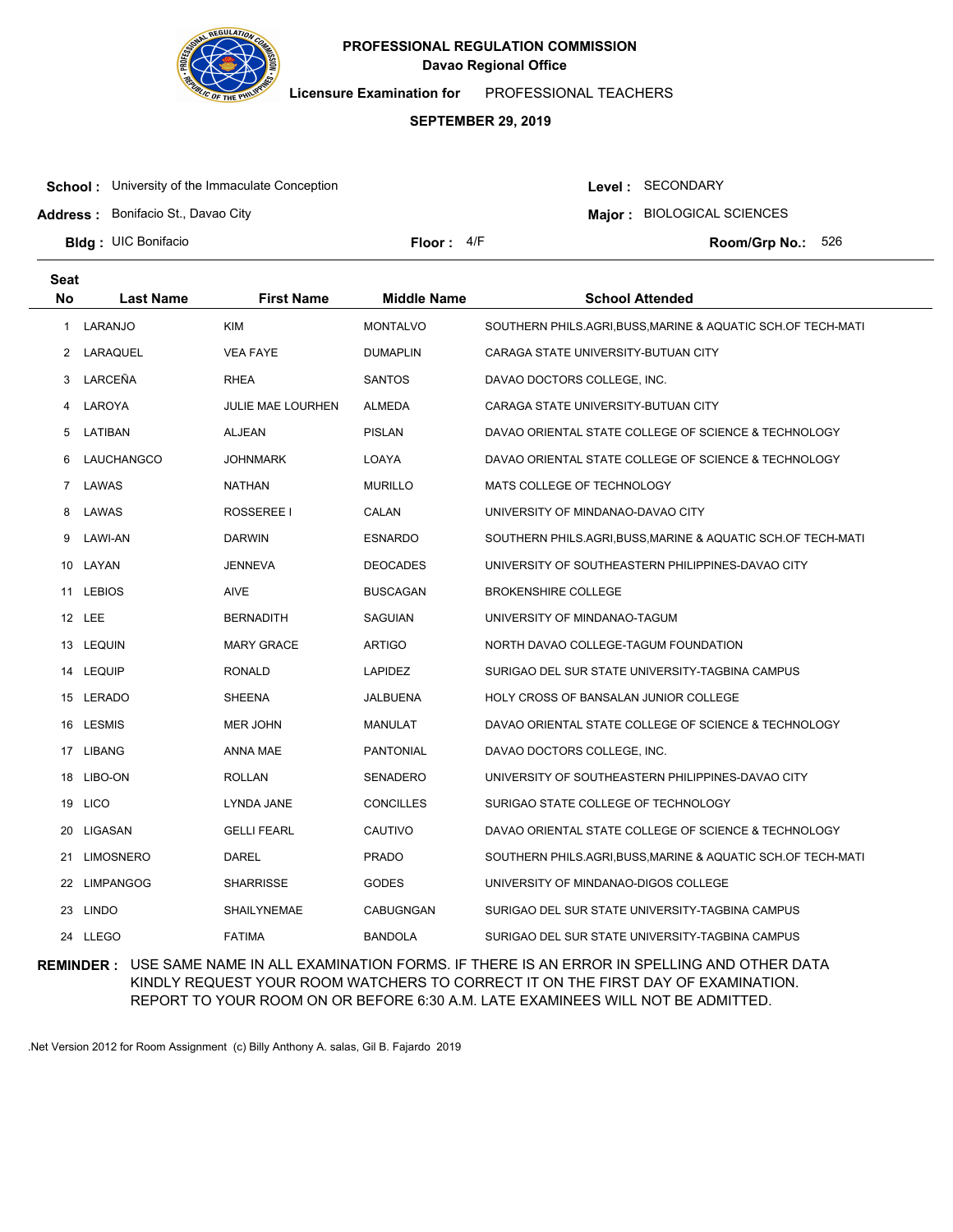**PROFESSIONAL REGULATION COMMISSION**
**Davao Regional Office**

**Licensure Examination for** PROFESSIONAL TEACHERS

**SEPTEMBER 29, 2019**

**School :** University of the Immaculate Conception
**Address :** Bonifacio St., Davao City
**Bldg :** UIC Bonifacio
**Floor :** 4/F

**Level :** SECONDARY
**Major :** BIOLOGICAL SCIENCES
**Room/Grp No.:** 526

| Seat No | Last Name | First Name | Middle Name | School Attended |
|---|---|---|---|---|
| 1 | LARANJO | KIM | MONTALVO | SOUTHERN PHILS.AGRI,BUSS,MARINE & AQUATIC SCH.OF TECH-MATI |
| 2 | LARAQUEL | VEA FAYE | DUMAPLIN | CARAGA STATE UNIVERSITY-BUTUAN CITY |
| 3 | LARCEÑA | RHEA | SANTOS | DAVAO DOCTORS COLLEGE, INC. |
| 4 | LAROYA | JULIE MAE LOURHEN | ALMEDA | CARAGA STATE UNIVERSITY-BUTUAN CITY |
| 5 | LATIBAN | ALJEAN | PISLAN | DAVAO ORIENTAL STATE COLLEGE OF SCIENCE & TECHNOLOGY |
| 6 | LAUCHANGCO | JOHNMARK | LOAYA | DAVAO ORIENTAL STATE COLLEGE OF SCIENCE & TECHNOLOGY |
| 7 | LAWAS | NATHAN | MURILLO | MATS COLLEGE OF TECHNOLOGY |
| 8 | LAWAS | ROSSEREE I | CALAN | UNIVERSITY OF MINDANAO-DAVAO CITY |
| 9 | LAWI-AN | DARWIN | ESNARDO | SOUTHERN PHILS.AGRI,BUSS,MARINE & AQUATIC SCH.OF TECH-MATI |
| 10 | LAYAN | JENNEVA | DEOCADES | UNIVERSITY OF SOUTHEASTERN PHILIPPINES-DAVAO CITY |
| 11 | LEBIOS | AIVE | BUSCAGAN | BROKENSHIRE COLLEGE |
| 12 | LEE | BERNADITH | SAGUIAN | UNIVERSITY OF MINDANAO-TAGUM |
| 13 | LEQUIN | MARY GRACE | ARTIGO | NORTH DAVAO COLLEGE-TAGUM FOUNDATION |
| 14 | LEQUIP | RONALD | LAPIDEZ | SURIGAO DEL SUR STATE UNIVERSITY-TAGBINA CAMPUS |
| 15 | LERADO | SHEENA | JALBUENA | HOLY CROSS OF BANSALAN JUNIOR COLLEGE |
| 16 | LESMIS | MER JOHN | MANULAT | DAVAO ORIENTAL STATE COLLEGE OF SCIENCE & TECHNOLOGY |
| 17 | LIBANG | ANNA MAE | PANTONIAL | DAVAO DOCTORS COLLEGE, INC. |
| 18 | LIBO-ON | ROLLAN | SENADERO | UNIVERSITY OF SOUTHEASTERN PHILIPPINES-DAVAO CITY |
| 19 | LICO | LYNDA JANE | CONCILLES | SURIGAO STATE COLLEGE OF TECHNOLOGY |
| 20 | LIGASAN | GELLI FEARL | CAUTIVO | DAVAO ORIENTAL STATE COLLEGE OF SCIENCE & TECHNOLOGY |
| 21 | LIMOSNERO | DAREL | PRADO | SOUTHERN PHILS.AGRI,BUSS,MARINE & AQUATIC SCH.OF TECH-MATI |
| 22 | LIMPANGOG | SHARRISSE | GODES | UNIVERSITY OF MINDANAO-DIGOS COLLEGE |
| 23 | LINDO | SHAILYNEMAE | CABUGNGAN | SURIGAO DEL SUR STATE UNIVERSITY-TAGBINA CAMPUS |
| 24 | LLEGO | FATIMA | BANDOLA | SURIGAO DEL SUR STATE UNIVERSITY-TAGBINA CAMPUS |

**REMINDER :** USE SAME NAME IN ALL EXAMINATION FORMS. IF THERE IS AN ERROR IN SPELLING AND OTHER DATA KINDLY REQUEST YOUR ROOM WATCHERS TO CORRECT IT ON THE FIRST DAY OF EXAMINATION. REPORT TO YOUR ROOM ON OR BEFORE 6:30 A.M. LATE EXAMINEES WILL NOT BE ADMITTED.

.Net Version 2012 for Room Assignment (c) Billy Anthony A. salas, Gil B. Fajardo 2019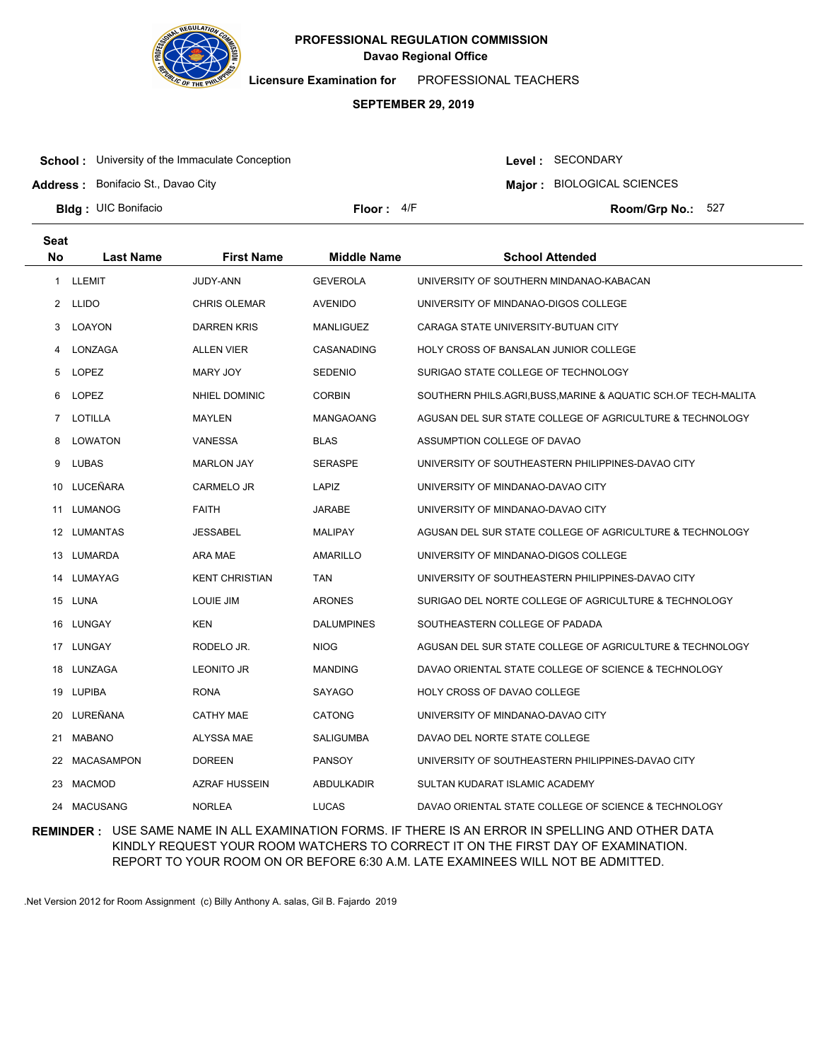**PROFESSIONAL REGULATION COMMISSION**
**Davao Regional Office**

**Licensure Examination for** PROFESSIONAL TEACHERS

**SEPTEMBER 29, 2019**

**School :** University of the Immaculate Conception
**Address :** Bonifacio St., Davao City
**Bldg :** UIC Bonifacio
**Floor :** 4/F

**Level :** SECONDARY
**Major :** BIOLOGICAL SCIENCES
**Room/Grp No.:** 527

| Seat No | Last Name | First Name | Middle Name | School Attended |
|---|---|---|---|---|
| 1 | LLEMIT | JUDY-ANN | GEVEROLA | UNIVERSITY OF SOUTHERN MINDANAO-KABACAN |
| 2 | LLIDO | CHRIS OLEMAR | AVENIDO | UNIVERSITY OF MINDANAO-DIGOS COLLEGE |
| 3 | LOAYON | DARREN KRIS | MANLIGUEZ | CARAGA STATE UNIVERSITY-BUTUAN CITY |
| 4 | LONZAGA | ALLEN VIER | CASANADING | HOLY CROSS OF BANSALAN JUNIOR COLLEGE |
| 5 | LOPEZ | MARY JOY | SEDENIO | SURIGAO STATE COLLEGE OF TECHNOLOGY |
| 6 | LOPEZ | NHIEL DOMINIC | CORBIN | SOUTHERN PHILS.AGRI,BUSS,MARINE & AQUATIC SCH.OF TECH-MALITA |
| 7 | LOTILLA | MAYLEN | MANGAOANG | AGUSAN DEL SUR STATE COLLEGE OF AGRICULTURE & TECHNOLOGY |
| 8 | LOWATON | VANESSA | BLAS | ASSUMPTION COLLEGE OF DAVAO |
| 9 | LUBAS | MARLON JAY | SERASPE | UNIVERSITY OF SOUTHEASTERN PHILIPPINES-DAVAO CITY |
| 10 | LUCEÑARA | CARMELO JR | LAPIZ | UNIVERSITY OF MINDANAO-DAVAO CITY |
| 11 | LUMANOG | FAITH | JARABE | UNIVERSITY OF MINDANAO-DAVAO CITY |
| 12 | LUMANTAS | JESSABEL | MALIPAY | AGUSAN DEL SUR STATE COLLEGE OF AGRICULTURE & TECHNOLOGY |
| 13 | LUMARDA | ARA MAE | AMARILLO | UNIVERSITY OF MINDANAO-DIGOS COLLEGE |
| 14 | LUMAYAG | KENT CHRISTIAN | TAN | UNIVERSITY OF SOUTHEASTERN PHILIPPINES-DAVAO CITY |
| 15 | LUNA | LOUIE JIM | ARONES | SURIGAO DEL NORTE COLLEGE OF AGRICULTURE & TECHNOLOGY |
| 16 | LUNGAY | KEN | DALUMPINES | SOUTHEASTERN COLLEGE OF PADADA |
| 17 | LUNGAY | RODELO JR. | NIOG | AGUSAN DEL SUR STATE COLLEGE OF AGRICULTURE & TECHNOLOGY |
| 18 | LUNZAGA | LEONITO JR | MANDING | DAVAO ORIENTAL STATE COLLEGE OF SCIENCE & TECHNOLOGY |
| 19 | LUPIBA | RONA | SAYAGO | HOLY CROSS OF DAVAO COLLEGE |
| 20 | LUREÑANA | CATHY MAE | CATONG | UNIVERSITY OF MINDANAO-DAVAO CITY |
| 21 | MABANO | ALYSSA MAE | SALIGUMBA | DAVAO DEL NORTE STATE COLLEGE |
| 22 | MACASAMPON | DOREEN | PANSOY | UNIVERSITY OF SOUTHEASTERN PHILIPPINES-DAVAO CITY |
| 23 | MACMOD | AZRAF HUSSEIN | ABDULKADIR | SULTAN KUDARAT ISLAMIC ACADEMY |
| 24 | MACUSANG | NORLEA | LUCAS | DAVAO ORIENTAL STATE COLLEGE OF SCIENCE & TECHNOLOGY |

**REMINDER :** USE SAME NAME IN ALL EXAMINATION FORMS. IF THERE IS AN ERROR IN SPELLING AND OTHER DATA KINDLY REQUEST YOUR ROOM WATCHERS TO CORRECT IT ON THE FIRST DAY OF EXAMINATION. REPORT TO YOUR ROOM ON OR BEFORE 6:30 A.M. LATE EXAMINEES WILL NOT BE ADMITTED.

.Net Version 2012 for Room Assignment (c) Billy Anthony A. salas, Gil B. Fajardo 2019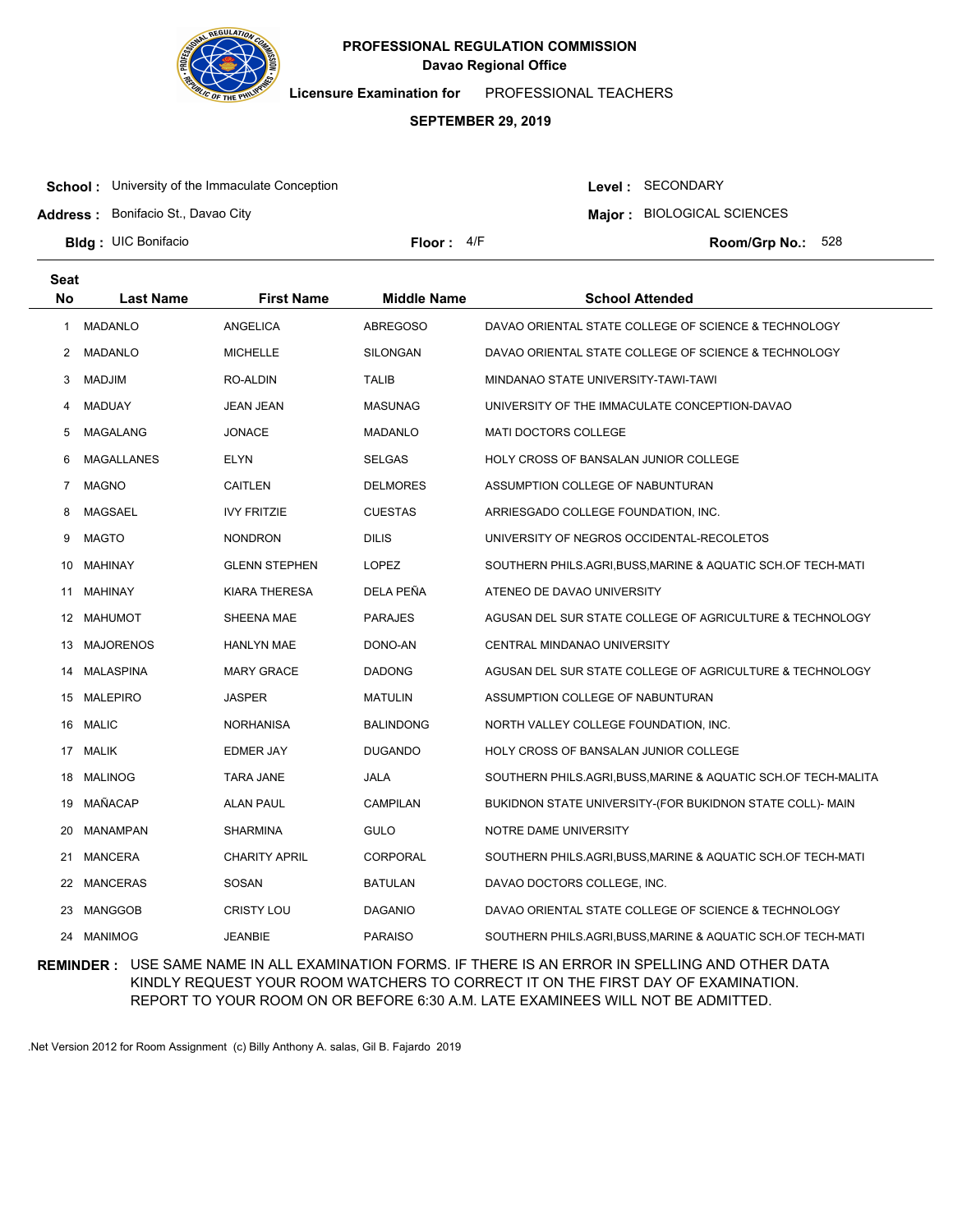# PROFESSIONAL REGULATION COMMISSION

**Davao Regional Office**

**Licensure Examination for** PROFESSIONAL TEACHERS

**SEPTEMBER 29, 2019**

**School :** University of the Immaculate Conception

**Address :** Bonifacio St., Davao City

**Bldg :** UIC Bonifacio

**Floor :** 4/F

**Level :** SECONDARY

**Major :** BIOLOGICAL SCIENCES

**Room/Grp No.:** 528

| Seat No | Last Name | First Name | Middle Name | School Attended |
|---|---|---|---|---|
| 1 | MADANLO | ANGELICA | ABREGOSO | DAVAO ORIENTAL STATE COLLEGE OF SCIENCE & TECHNOLOGY |
| 2 | MADANLO | MICHELLE | SILONGAN | DAVAO ORIENTAL STATE COLLEGE OF SCIENCE & TECHNOLOGY |
| 3 | MADJIM | RO-ALDIN | TALIB | MINDANAO STATE UNIVERSITY-TAWI-TAWI |
| 4 | MADUAY | JEAN JEAN | MASUNAG | UNIVERSITY OF THE IMMACULATE CONCEPTION-DAVAO |
| 5 | MAGALANG | JONACE | MADANLO | MATI DOCTORS COLLEGE |
| 6 | MAGALLANES | ELYN | SELGAS | HOLY CROSS OF BANSALAN JUNIOR COLLEGE |
| 7 | MAGNO | CAITLEN | DELMORES | ASSUMPTION COLLEGE OF NABUNTURAN |
| 8 | MAGSAEL | IVY FRITZIE | CUESTAS | ARRIESGADO COLLEGE FOUNDATION, INC. |
| 9 | MAGTO | NONDRON | DILIS | UNIVERSITY OF NEGROS OCCIDENTAL-RECOLETOS |
| 10 | MAHINAY | GLENN STEPHEN | LOPEZ | SOUTHERN PHILS.AGRI,BUSS,MARINE & AQUATIC SCH.OF TECH-MATI |
| 11 | MAHINAY | KIARA THERESA | DELA PEÑA | ATENEO DE DAVAO UNIVERSITY |
| 12 | MAHUMOT | SHEENA MAE | PARAJES | AGUSAN DEL SUR STATE COLLEGE OF AGRICULTURE & TECHNOLOGY |
| 13 | MAJORENOS | HANLYN MAE | DONO-AN | CENTRAL MINDANAO UNIVERSITY |
| 14 | MALASPINA | MARY GRACE | DADONG | AGUSAN DEL SUR STATE COLLEGE OF AGRICULTURE & TECHNOLOGY |
| 15 | MALEPIRO | JASPER | MATULIN | ASSUMPTION COLLEGE OF NABUNTURAN |
| 16 | MALIC | NORHANISA | BALINDONG | NORTH VALLEY COLLEGE FOUNDATION, INC. |
| 17 | MALIK | EDMER JAY | DUGANDO | HOLY CROSS OF BANSALAN JUNIOR COLLEGE |
| 18 | MALINOG | TARA JANE | JALA | SOUTHERN PHILS.AGRI,BUSS,MARINE & AQUATIC SCH.OF TECH-MALITA |
| 19 | MAÑACAP | ALAN PAUL | CAMPILAN | BUKIDNON STATE UNIVERSITY-(FOR BUKIDNON STATE COLL)- MAIN |
| 20 | MANAMPAN | SHARMINA | GULO | NOTRE DAME UNIVERSITY |
| 21 | MANCERA | CHARITY APRIL | CORPORAL | SOUTHERN PHILS.AGRI,BUSS,MARINE & AQUATIC SCH.OF TECH-MATI |
| 22 | MANCERAS | SOSAN | BATULAN | DAVAO DOCTORS COLLEGE, INC. |
| 23 | MANGGOB | CRISTY LOU | DAGANIO | DAVAO ORIENTAL STATE COLLEGE OF SCIENCE & TECHNOLOGY |
| 24 | MANIMOG | JEANBIE | PARAISO | SOUTHERN PHILS.AGRI,BUSS,MARINE & AQUATIC SCH.OF TECH-MATI |

**REMINDER :** USE SAME NAME IN ALL EXAMINATION FORMS. IF THERE IS AN ERROR IN SPELLING AND OTHER DATA KINDLY REQUEST YOUR ROOM WATCHERS TO CORRECT IT ON THE FIRST DAY OF EXAMINATION. REPORT TO YOUR ROOM ON OR BEFORE 6:30 A.M. LATE EXAMINEES WILL NOT BE ADMITTED.

.Net Version 2012 for Room Assignment (c) Billy Anthony A. salas, Gil B. Fajardo 2019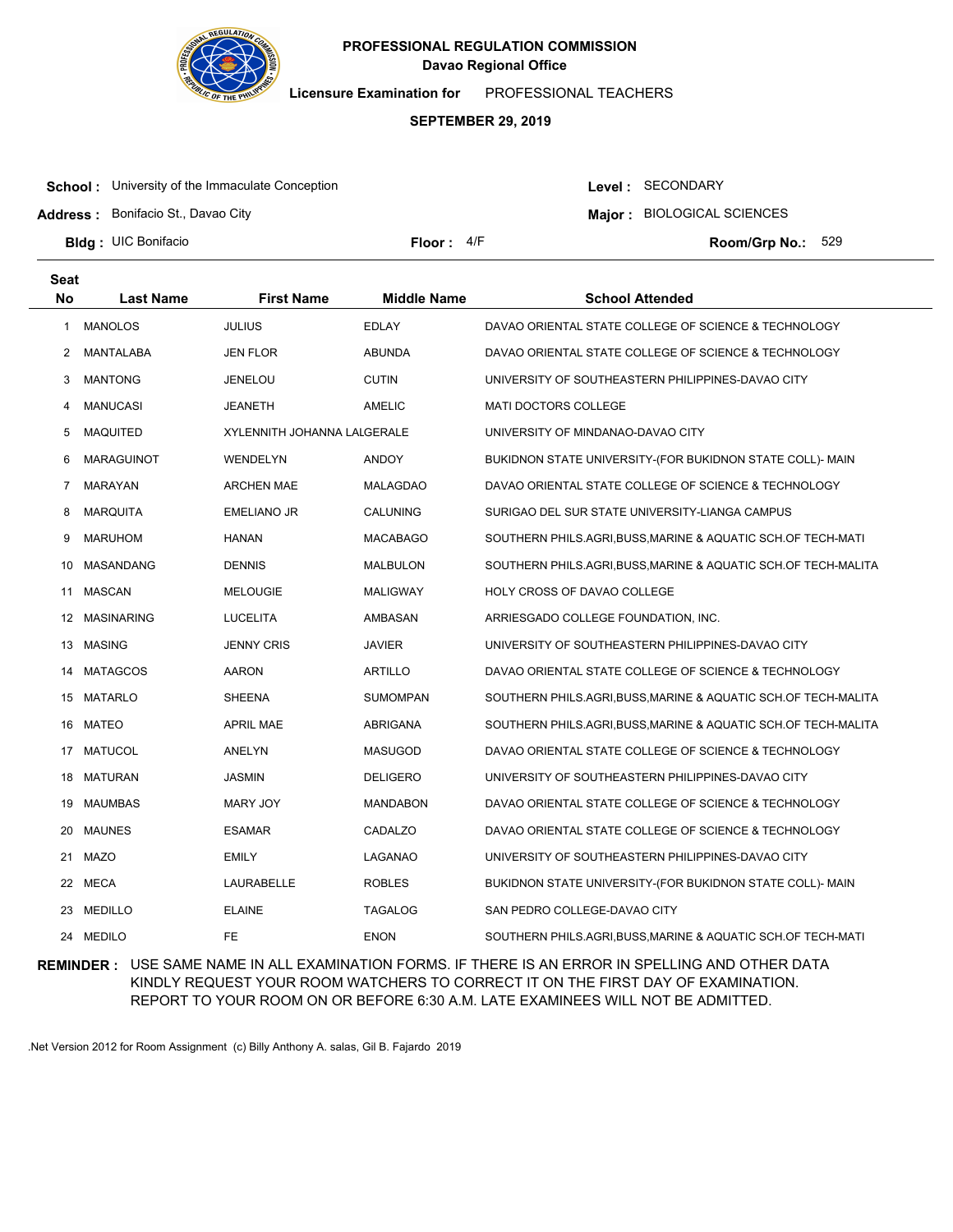**PROFESSIONAL REGULATION COMMISSION**
**Davao Regional Office**

**Licensure Examination for** PROFESSIONAL TEACHERS

**SEPTEMBER 29, 2019**

**School :** University of the Immaculate Conception
**Address :** Bonifacio St., Davao City
**Bldg :** UIC Bonifacio
**Floor :** 4/F

**Level :** SECONDARY
**Major :** BIOLOGICAL SCIENCES
**Room/Grp No.:** 529

| Seat No | Last Name | First Name | Middle Name | School Attended |
|---|---|---|---|---|
| 1 | MANOLOS | JULIUS | EDLAY | DAVAO ORIENTAL STATE COLLEGE OF SCIENCE & TECHNOLOGY |
| 2 | MANTALABA | JEN FLOR | ABUNDA | DAVAO ORIENTAL STATE COLLEGE OF SCIENCE & TECHNOLOGY |
| 3 | MANTONG | JENELOU | CUTIN | UNIVERSITY OF SOUTHEASTERN PHILIPPINES-DAVAO CITY |
| 4 | MANUCASI | JEANETH | AMELIC | MATI DOCTORS COLLEGE |
| 5 | MAQUITED | XYLENNITH JOHANNA LALGERALE | | UNIVERSITY OF MINDANAO-DAVAO CITY |
| 6 | MARAGUINOT | WENDELYN | ANDOY | BUKIDNON STATE UNIVERSITY-(FOR BUKIDNON STATE COLL)- MAIN |
| 7 | MARAYAN | ARCHEN MAE | MALAGDAO | DAVAO ORIENTAL STATE COLLEGE OF SCIENCE & TECHNOLOGY |
| 8 | MARQUITA | EMELIANO JR | CALUNING | SURIGAO DEL SUR STATE UNIVERSITY-LIANGA CAMPUS |
| 9 | MARUHOM | HANAN | MACABAGO | SOUTHERN PHILS.AGRI,BUSS,MARINE & AQUATIC SCH.OF TECH-MATI |
| 10 | MASANDANG | DENNIS | MALBULON | SOUTHERN PHILS.AGRI,BUSS,MARINE & AQUATIC SCH.OF TECH-MALITA |
| 11 | MASCAN | MELOUGIE | MALIGWAY | HOLY CROSS OF DAVAO COLLEGE |
| 12 | MASINARING | LUCELITA | AMBASAN | ARRIESGADO COLLEGE FOUNDATION, INC. |
| 13 | MASING | JENNY CRIS | JAVIER | UNIVERSITY OF SOUTHEASTERN PHILIPPINES-DAVAO CITY |
| 14 | MATAGCOS | AARON | ARTILLO | DAVAO ORIENTAL STATE COLLEGE OF SCIENCE & TECHNOLOGY |
| 15 | MATARLO | SHEENA | SUMOMPAN | SOUTHERN PHILS.AGRI,BUSS,MARINE & AQUATIC SCH.OF TECH-MALITA |
| 16 | MATEO | APRIL MAE | ABRIGANA | SOUTHERN PHILS.AGRI,BUSS,MARINE & AQUATIC SCH.OF TECH-MALITA |
| 17 | MATUCOL | ANELYN | MASUGOD | DAVAO ORIENTAL STATE COLLEGE OF SCIENCE & TECHNOLOGY |
| 18 | MATURAN | JASMIN | DELIGERO | UNIVERSITY OF SOUTHEASTERN PHILIPPINES-DAVAO CITY |
| 19 | MAUMBAS | MARY JOY | MANDABON | DAVAO ORIENTAL STATE COLLEGE OF SCIENCE & TECHNOLOGY |
| 20 | MAUNES | ESAMAR | CADALZO | DAVAO ORIENTAL STATE COLLEGE OF SCIENCE & TECHNOLOGY |
| 21 | MAZO | EMILY | LAGANAO | UNIVERSITY OF SOUTHEASTERN PHILIPPINES-DAVAO CITY |
| 22 | MECA | LAURABELLE | ROBLES | BUKIDNON STATE UNIVERSITY-(FOR BUKIDNON STATE COLL)- MAIN |
| 23 | MEDILLO | ELAINE | TAGALOG | SAN PEDRO COLLEGE-DAVAO CITY |
| 24 | MEDILO | FE | ENON | SOUTHERN PHILS.AGRI,BUSS,MARINE & AQUATIC SCH.OF TECH-MATI |

**REMINDER :** USE SAME NAME IN ALL EXAMINATION FORMS. IF THERE IS AN ERROR IN SPELLING AND OTHER DATA KINDLY REQUEST YOUR ROOM WATCHERS TO CORRECT IT ON THE FIRST DAY OF EXAMINATION. REPORT TO YOUR ROOM ON OR BEFORE 6:30 A.M. LATE EXAMINEES WILL NOT BE ADMITTED.

.Net Version 2012 for Room Assignment (c) Billy Anthony A. salas, Gil B. Fajardo 2019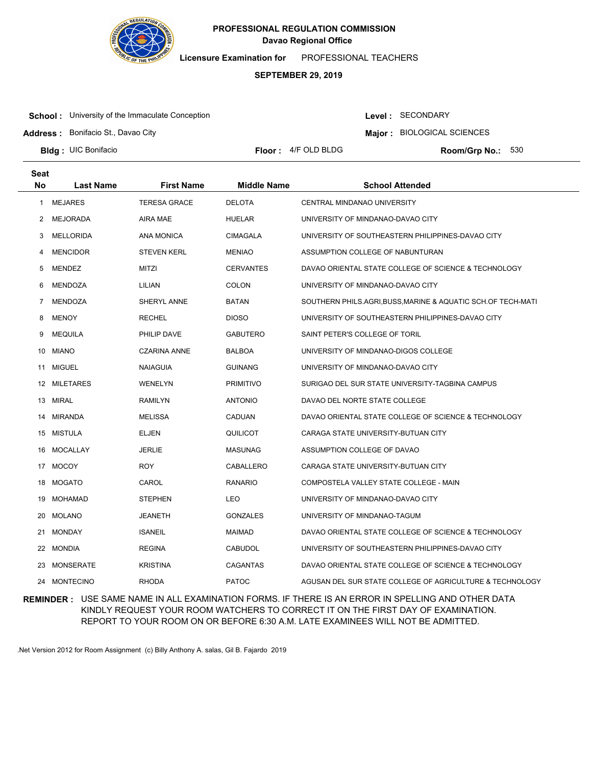**PROFESSIONAL REGULATION COMMISSION**
**Davao Regional Office**

**Licensure Examination for** PROFESSIONAL TEACHERS

**SEPTEMBER 29, 2019**

**School :** University of the Immaculate Conception | **Level :** SECONDARY
**Address :** Bonifacio St., Davao City | **Major :** BIOLOGICAL SCIENCES
**Bldg :** UIC Bonifacio | **Floor :** 4/F OLD BLDG | **Room/Grp No.:** 530

| Seat No | Last Name | First Name | Middle Name | School Attended |
|---|---|---|---|---|
| 1 | MEJARES | TERESA GRACE | DELOTA | CENTRAL MINDANAO UNIVERSITY |
| 2 | MEJORADA | AIRA MAE | HUELAR | UNIVERSITY OF MINDANAO-DAVAO CITY |
| 3 | MELLORIDA | ANA MONICA | CIMAGALA | UNIVERSITY OF SOUTHEASTERN PHILIPPINES-DAVAO CITY |
| 4 | MENCIDOR | STEVEN KERL | MENIAO | ASSUMPTION COLLEGE OF NABUNTURAN |
| 5 | MENDEZ | MITZI | CERVANTES | DAVAO ORIENTAL STATE COLLEGE OF SCIENCE & TECHNOLOGY |
| 6 | MENDOZA | LILIAN | COLON | UNIVERSITY OF MINDANAO-DAVAO CITY |
| 7 | MENDOZA | SHERYL ANNE | BATAN | SOUTHERN PHILS.AGRI,BUSS,MARINE & AQUATIC SCH.OF TECH-MATI |
| 8 | MENOY | RECHEL | DIOSO | UNIVERSITY OF SOUTHEASTERN PHILIPPINES-DAVAO CITY |
| 9 | MEQUILA | PHILIP DAVE | GABUTERO | SAINT PETER'S COLLEGE OF TORIL |
| 10 | MIANO | CZARINA ANNE | BALBOA | UNIVERSITY OF MINDANAO-DIGOS COLLEGE |
| 11 | MIGUEL | NAIAGUIA | GUINANG | UNIVERSITY OF MINDANAO-DAVAO CITY |
| 12 | MILETARES | WENELYN | PRIMITIVO | SURIGAO DEL SUR STATE UNIVERSITY-TAGBINA CAMPUS |
| 13 | MIRAL | RAMILYN | ANTONIO | DAVAO DEL NORTE STATE COLLEGE |
| 14 | MIRANDA | MELISSA | CADUAN | DAVAO ORIENTAL STATE COLLEGE OF SCIENCE & TECHNOLOGY |
| 15 | MISTULA | ELJEN | QUILICOT | CARAGA STATE UNIVERSITY-BUTUAN CITY |
| 16 | MOCALLAY | JERLIE | MASUNAG | ASSUMPTION COLLEGE OF DAVAO |
| 17 | MOCOY | ROY | CABALLERO | CARAGA STATE UNIVERSITY-BUTUAN CITY |
| 18 | MOGATO | CAROL | RANARIO | COMPOSTELA VALLEY STATE COLLEGE - MAIN |
| 19 | MOHAMAD | STEPHEN | LEO | UNIVERSITY OF MINDANAO-DAVAO CITY |
| 20 | MOLANO | JEANETH | GONZALES | UNIVERSITY OF MINDANAO-TAGUM |
| 21 | MONDAY | ISANEIL | MAIMAD | DAVAO ORIENTAL STATE COLLEGE OF SCIENCE & TECHNOLOGY |
| 22 | MONDIA | REGINA | CABUDOL | UNIVERSITY OF SOUTHEASTERN PHILIPPINES-DAVAO CITY |
| 23 | MONSERATE | KRISTINA | CAGANTAS | DAVAO ORIENTAL STATE COLLEGE OF SCIENCE & TECHNOLOGY |
| 24 | MONTECINO | RHODA | PATOC | AGUSAN DEL SUR STATE COLLEGE OF AGRICULTURE & TECHNOLOGY |

**REMINDER :** USE SAME NAME IN ALL EXAMINATION FORMS. IF THERE IS AN ERROR IN SPELLING AND OTHER DATA KINDLY REQUEST YOUR ROOM WATCHERS TO CORRECT IT ON THE FIRST DAY OF EXAMINATION. REPORT TO YOUR ROOM ON OR BEFORE 6:30 A.M. LATE EXAMINEES WILL NOT BE ADMITTED.

.Net Version 2012 for Room Assignment (c) Billy Anthony A. salas, Gil B. Fajardo 2019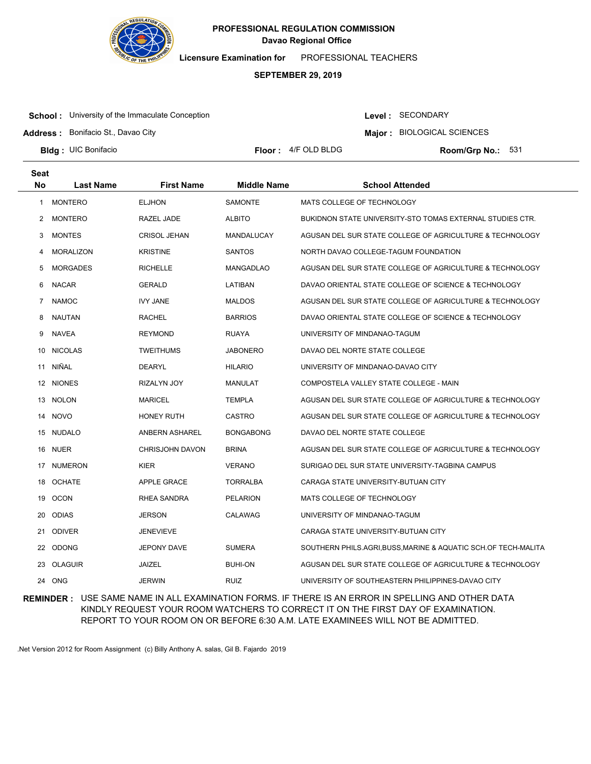**PROFESSIONAL REGULATION COMMISSION**
**Davao Regional Office**

**Licensure Examination for** PROFESSIONAL TEACHERS

**SEPTEMBER 29, 2019**

**School :** University of the Immaculate Conception
**Address :** Bonifacio St., Davao City
**Bldg :** UIC Bonifacio
**Floor :** 4/F OLD BLDG
**Level :** SECONDARY
**Major :** BIOLOGICAL SCIENCES
**Room/Grp No.:** 531

| Seat No | Last Name | First Name | Middle Name | School Attended |
|---|---|---|---|---|
| 1 | MONTERO | ELJHON | SAMONTE | MATS COLLEGE OF TECHNOLOGY |
| 2 | MONTERO | RAZEL JADE | ALBITO | BUKIDNON STATE UNIVERSITY-STO TOMAS EXTERNAL STUDIES CTR. |
| 3 | MONTES | CRISOL JEHAN | MANDALUCAY | AGUSAN DEL SUR STATE COLLEGE OF AGRICULTURE & TECHNOLOGY |
| 4 | MORALIZON | KRISTINE | SANTOS | NORTH DAVAO COLLEGE-TAGUM FOUNDATION |
| 5 | MORGADES | RICHELLE | MANGADLAO | AGUSAN DEL SUR STATE COLLEGE OF AGRICULTURE & TECHNOLOGY |
| 6 | NACAR | GERALD | LATIBAN | DAVAO ORIENTAL STATE COLLEGE OF SCIENCE & TECHNOLOGY |
| 7 | NAMOC | IVY JANE | MALDOS | AGUSAN DEL SUR STATE COLLEGE OF AGRICULTURE & TECHNOLOGY |
| 8 | NAUTAN | RACHEL | BARRIOS | DAVAO ORIENTAL STATE COLLEGE OF SCIENCE & TECHNOLOGY |
| 9 | NAVEA | REYMOND | RUAYA | UNIVERSITY OF MINDANAO-TAGUM |
| 10 | NICOLAS | TWEITHUMS | JABONERO | DAVAO DEL NORTE STATE COLLEGE |
| 11 | NIÑAL | DEARYL | HILARIO | UNIVERSITY OF MINDANAO-DAVAO CITY |
| 12 | NIONES | RIZALYN JOY | MANULAT | COMPOSTELA VALLEY STATE COLLEGE - MAIN |
| 13 | NOLON | MARICEL | TEMPLA | AGUSAN DEL SUR STATE COLLEGE OF AGRICULTURE & TECHNOLOGY |
| 14 | NOVO | HONEY RUTH | CASTRO | AGUSAN DEL SUR STATE COLLEGE OF AGRICULTURE & TECHNOLOGY |
| 15 | NUDALO | ANBERN ASHAREL | BONGABONG | DAVAO DEL NORTE STATE COLLEGE |
| 16 | NUER | CHRISJOHN DAVON | BRINA | AGUSAN DEL SUR STATE COLLEGE OF AGRICULTURE & TECHNOLOGY |
| 17 | NUMERON | KIER | VERANO | SURIGAO DEL SUR STATE UNIVERSITY-TAGBINA CAMPUS |
| 18 | OCHATE | APPLE GRACE | TORRALBA | CARAGA STATE UNIVERSITY-BUTUAN CITY |
| 19 | OCON | RHEA SANDRA | PELARION | MATS COLLEGE OF TECHNOLOGY |
| 20 | ODIAS | JERSON | CALAWAG | UNIVERSITY OF MINDANAO-TAGUM |
| 21 | ODIVER | JENEVIEVE | | CARAGA STATE UNIVERSITY-BUTUAN CITY |
| 22 | ODONG | JEPONY DAVE | SUMERA | SOUTHERN PHILS.AGRI,BUSS,MARINE & AQUATIC SCH.OF TECH-MALITA |
| 23 | OLAGUIR | JAIZEL | BUHI-ON | AGUSAN DEL SUR STATE COLLEGE OF AGRICULTURE & TECHNOLOGY |
| 24 | ONG | JERWIN | RUIZ | UNIVERSITY OF SOUTHEASTERN PHILIPPINES-DAVAO CITY |

**REMINDER :** USE SAME NAME IN ALL EXAMINATION FORMS. IF THERE IS AN ERROR IN SPELLING AND OTHER DATA KINDLY REQUEST YOUR ROOM WATCHERS TO CORRECT IT ON THE FIRST DAY OF EXAMINATION. REPORT TO YOUR ROOM ON OR BEFORE 6:30 A.M. LATE EXAMINEES WILL NOT BE ADMITTED.

.Net Version 2012 for Room Assignment (c) Billy Anthony A. salas, Gil B. Fajardo 2019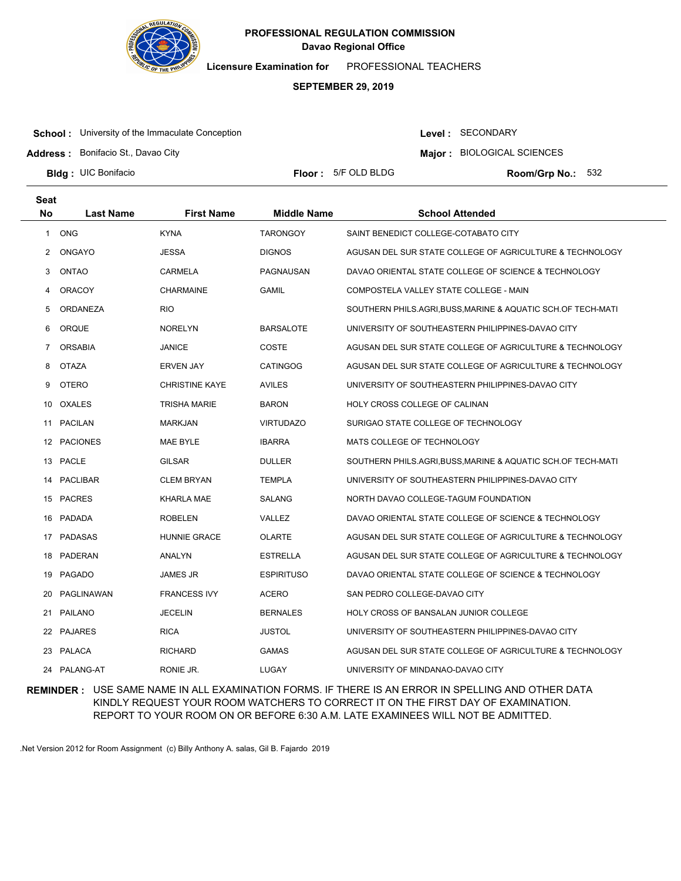**PROFESSIONAL REGULATION COMMISSION**
**Davao Regional Office**

**Licensure Examination for** PROFESSIONAL TEACHERS

**SEPTEMBER 29, 2019**

**School :** University of the Immaculate Conception
**Level :** SECONDARY

**Address :** Bonifacio St., Davao City
**Major :** BIOLOGICAL SCIENCES

**Bldg :** UIC Bonifacio
**Floor :** 5/F OLD BLDG
**Room/Grp No.:** 532

| Seat No | Last Name | First Name | Middle Name | School Attended |
|---|---|---|---|---|
| 1 | ONG | KYNA | TARONGOY | SAINT BENEDICT COLLEGE-COTABATO CITY |
| 2 | ONGAYO | JESSA | DIGNOS | AGUSAN DEL SUR STATE COLLEGE OF AGRICULTURE & TECHNOLOGY |
| 3 | ONTAO | CARMELA | PAGNAUSAN | DAVAO ORIENTAL STATE COLLEGE OF SCIENCE & TECHNOLOGY |
| 4 | ORACOY | CHARMAINE | GAMIL | COMPOSTELA VALLEY STATE COLLEGE - MAIN |
| 5 | ORDANEZA | RIO | | SOUTHERN PHILS.AGRI,BUSS,MARINE & AQUATIC SCH.OF TECH-MATI |
| 6 | ORQUE | NORELYN | BARSALOTE | UNIVERSITY OF SOUTHEASTERN PHILIPPINES-DAVAO CITY |
| 7 | ORSABIA | JANICE | COSTE | AGUSAN DEL SUR STATE COLLEGE OF AGRICULTURE & TECHNOLOGY |
| 8 | OTAZA | ERVEN JAY | CATINGOG | AGUSAN DEL SUR STATE COLLEGE OF AGRICULTURE & TECHNOLOGY |
| 9 | OTERO | CHRISTINE KAYE | AVILES | UNIVERSITY OF SOUTHEASTERN PHILIPPINES-DAVAO CITY |
| 10 | OXALES | TRISHA MARIE | BARON | HOLY CROSS COLLEGE OF CALINAN |
| 11 | PACILAN | MARKJAN | VIRTUDAZO | SURIGAO STATE COLLEGE OF TECHNOLOGY |
| 12 | PACIONES | MAE BYLE | IBARRA | MATS COLLEGE OF TECHNOLOGY |
| 13 | PACLE | GILSAR | DULLER | SOUTHERN PHILS.AGRI,BUSS,MARINE & AQUATIC SCH.OF TECH-MATI |
| 14 | PACLIBAR | CLEM BRYAN | TEMPLA | UNIVERSITY OF SOUTHEASTERN PHILIPPINES-DAVAO CITY |
| 15 | PACRES | KHARLA MAE | SALANG | NORTH DAVAO COLLEGE-TAGUM FOUNDATION |
| 16 | PADADA | ROBELEN | VALLEZ | DAVAO ORIENTAL STATE COLLEGE OF SCIENCE & TECHNOLOGY |
| 17 | PADASAS | HUNNIE GRACE | OLARTE | AGUSAN DEL SUR STATE COLLEGE OF AGRICULTURE & TECHNOLOGY |
| 18 | PADERAN | ANALYN | ESTRELLA | AGUSAN DEL SUR STATE COLLEGE OF AGRICULTURE & TECHNOLOGY |
| 19 | PAGADO | JAMES JR | ESPIRITUSO | DAVAO ORIENTAL STATE COLLEGE OF SCIENCE & TECHNOLOGY |
| 20 | PAGLINAWAN | FRANCESS IVY | ACERO | SAN PEDRO COLLEGE-DAVAO CITY |
| 21 | PAILANO | JECELIN | BERNALES | HOLY CROSS OF BANSALAN JUNIOR COLLEGE |
| 22 | PAJARES | RICA | JUSTOL | UNIVERSITY OF SOUTHEASTERN PHILIPPINES-DAVAO CITY |
| 23 | PALACA | RICHARD | GAMAS | AGUSAN DEL SUR STATE COLLEGE OF AGRICULTURE & TECHNOLOGY |
| 24 | PALANG-AT | RONIE JR. | LUGAY | UNIVERSITY OF MINDANAO-DAVAO CITY |

**REMINDER :** USE SAME NAME IN ALL EXAMINATION FORMS. IF THERE IS AN ERROR IN SPELLING AND OTHER DATA KINDLY REQUEST YOUR ROOM WATCHERS TO CORRECT IT ON THE FIRST DAY OF EXAMINATION. REPORT TO YOUR ROOM ON OR BEFORE 6:30 A.M. LATE EXAMINEES WILL NOT BE ADMITTED.

.Net Version 2012 for Room Assignment (c) Billy Anthony A. salas, Gil B. Fajardo 2019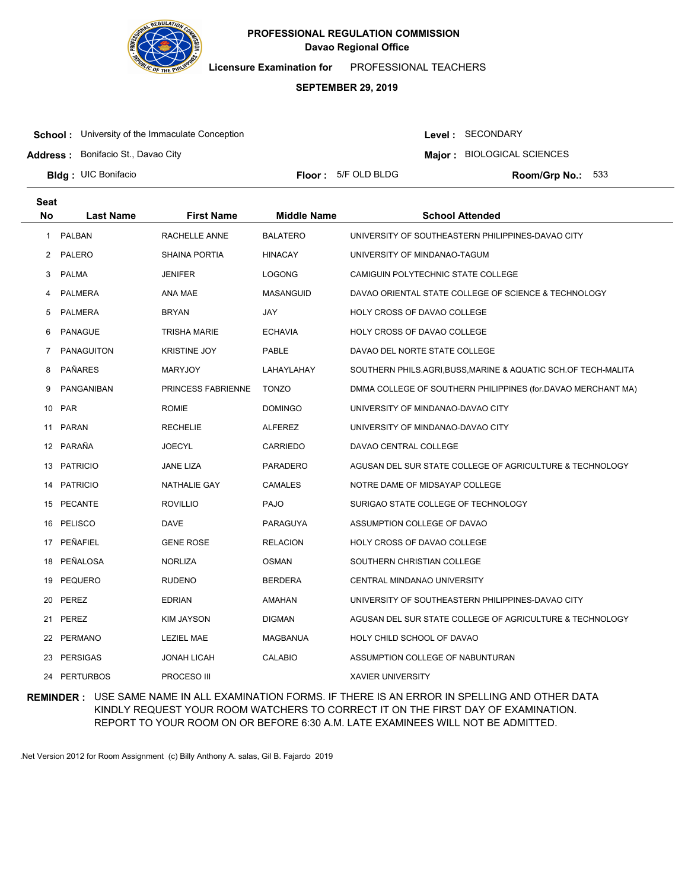**PROFESSIONAL REGULATION COMMISSION**
**Davao Regional Office**

**Licensure Examination for** PROFESSIONAL TEACHERS

**SEPTEMBER 29, 2019**

**School :** University of the Immaculate Conception
**Address :** Bonifacio St., Davao City
**Bldg :** UIC Bonifacio
**Floor :** 5/F OLD BLDG
**Level :** SECONDARY
**Major :** BIOLOGICAL SCIENCES
**Room/Grp No.:** 533

| Seat No | Last Name | First Name | Middle Name | School Attended |
|---|---|---|---|---|
| 1 | PALBAN | RACHELLE ANNE | BALATERO | UNIVERSITY OF SOUTHEASTERN PHILIPPINES-DAVAO CITY |
| 2 | PALERO | SHAINA PORTIA | HINACAY | UNIVERSITY OF MINDANAO-TAGUM |
| 3 | PALMA | JENIFER | LOGONG | CAMIGUIN POLYTECHNIC STATE COLLEGE |
| 4 | PALMERA | ANA MAE | MASANGUID | DAVAO ORIENTAL STATE COLLEGE OF SCIENCE & TECHNOLOGY |
| 5 | PALMERA | BRYAN | JAY | HOLY CROSS OF DAVAO COLLEGE |
| 6 | PANAGUE | TRISHA MARIE | ECHAVIA | HOLY CROSS OF DAVAO COLLEGE |
| 7 | PANAGUITON | KRISTINE JOY | PABLE | DAVAO DEL NORTE STATE COLLEGE |
| 8 | PAÑARES | MARYJOY | LAHAYLAHAY | SOUTHERN PHILS.AGRI,BUSS,MARINE & AQUATIC SCH.OF TECH-MALITA |
| 9 | PANGANIBAN | PRINCESS FABRIENNE | TONZO | DMMA COLLEGE OF SOUTHERN PHILIPPINES (for.DAVAO MERCHANT MA) |
| 10 | PAR | ROMIE | DOMINGO | UNIVERSITY OF MINDANAO-DAVAO CITY |
| 11 | PARAN | RECHELIE | ALFEREZ | UNIVERSITY OF MINDANAO-DAVAO CITY |
| 12 | PARAÑA | JOECYL | CARRIEDO | DAVAO CENTRAL COLLEGE |
| 13 | PATRICIO | JANE LIZA | PARADERO | AGUSAN DEL SUR STATE COLLEGE OF AGRICULTURE & TECHNOLOGY |
| 14 | PATRICIO | NATHALIE GAY | CAMALES | NOTRE DAME OF MIDSAYAP COLLEGE |
| 15 | PECANTE | ROVILLIO | PAJO | SURIGAO STATE COLLEGE OF TECHNOLOGY |
| 16 | PELISCO | DAVE | PARAGUYA | ASSUMPTION COLLEGE OF DAVAO |
| 17 | PEÑAFIEL | GENE ROSE | RELACION | HOLY CROSS OF DAVAO COLLEGE |
| 18 | PEÑALOSA | NORLIZA | OSMAN | SOUTHERN CHRISTIAN COLLEGE |
| 19 | PEQUERO | RUDENO | BERDERA | CENTRAL MINDANAO UNIVERSITY |
| 20 | PEREZ | EDRIAN | AMAHAN | UNIVERSITY OF SOUTHEASTERN PHILIPPINES-DAVAO CITY |
| 21 | PEREZ | KIM JAYSON | DIGMAN | AGUSAN DEL SUR STATE COLLEGE OF AGRICULTURE & TECHNOLOGY |
| 22 | PERMANO | LEZIEL MAE | MAGBANUA | HOLY CHILD SCHOOL OF DAVAO |
| 23 | PERSIGAS | JONAH LICAH | CALABIO | ASSUMPTION COLLEGE OF NABUNTURAN |
| 24 | PERTURBOS | PROCESO III | | XAVIER UNIVERSITY |

**REMINDER :** USE SAME NAME IN ALL EXAMINATION FORMS. IF THERE IS AN ERROR IN SPELLING AND OTHER DATA KINDLY REQUEST YOUR ROOM WATCHERS TO CORRECT IT ON THE FIRST DAY OF EXAMINATION. REPORT TO YOUR ROOM ON OR BEFORE 6:30 A.M. LATE EXAMINEES WILL NOT BE ADMITTED.

.Net Version 2012 for Room Assignment (c) Billy Anthony A. salas, Gil B. Fajardo 2019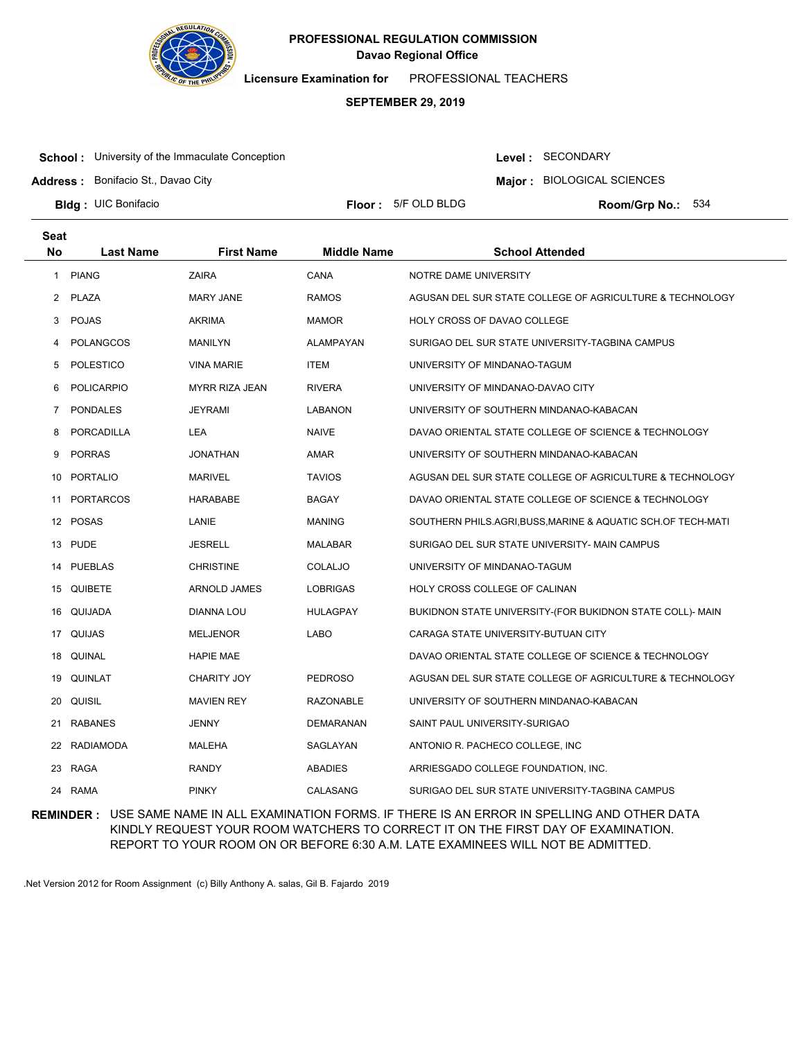**PROFESSIONAL REGULATION COMMISSION**
**Davao Regional Office**

**Licensure Examination for** PROFESSIONAL TEACHERS

**SEPTEMBER 29, 2019**

**School :** University of the Immaculate Conception
**Address :** Bonifacio St., Davao City
**Bldg :** UIC Bonifacio
**Floor :** 5/F OLD BLDG
**Level :** SECONDARY
**Major :** BIOLOGICAL SCIENCES
**Room/Grp No.:** 534

| Seat No | Last Name | First Name | Middle Name | School Attended |
|---|---|---|---|---|
| 1 | PIANG | ZAIRA | CANA | NOTRE DAME UNIVERSITY |
| 2 | PLAZA | MARY JANE | RAMOS | AGUSAN DEL SUR STATE COLLEGE OF AGRICULTURE & TECHNOLOGY |
| 3 | POJAS | AKRIMA | MAMOR | HOLY CROSS OF DAVAO COLLEGE |
| 4 | POLANGCOS | MANILYN | ALAMPAYAN | SURIGAO DEL SUR STATE UNIVERSITY-TAGBINA CAMPUS |
| 5 | POLESTICO | VINA MARIE | ITEM | UNIVERSITY OF MINDANAO-TAGUM |
| 6 | POLICARPIO | MYRR RIZA JEAN | RIVERA | UNIVERSITY OF MINDANAO-DAVAO CITY |
| 7 | PONDALES | JEYRAMI | LABANON | UNIVERSITY OF SOUTHERN MINDANAO-KABACAN |
| 8 | PORCADILLA | LEA | NAIVE | DAVAO ORIENTAL STATE COLLEGE OF SCIENCE & TECHNOLOGY |
| 9 | PORRAS | JONATHAN | AMAR | UNIVERSITY OF SOUTHERN MINDANAO-KABACAN |
| 10 | PORTALIO | MARIVEL | TAVIOS | AGUSAN DEL SUR STATE COLLEGE OF AGRICULTURE & TECHNOLOGY |
| 11 | PORTARCOS | HARABABE | BAGAY | DAVAO ORIENTAL STATE COLLEGE OF SCIENCE & TECHNOLOGY |
| 12 | POSAS | LANIE | MANING | SOUTHERN PHILS.AGRI,BUSS,MARINE & AQUATIC SCH.OF TECH-MATI |
| 13 | PUDE | JESRELL | MALABAR | SURIGAO DEL SUR STATE UNIVERSITY- MAIN CAMPUS |
| 14 | PUEBLAS | CHRISTINE | COLALJO | UNIVERSITY OF MINDANAO-TAGUM |
| 15 | QUIBETE | ARNOLD JAMES | LOBRIGAS | HOLY CROSS COLLEGE OF CALINAN |
| 16 | QUIJADA | DIANNA LOU | HULAGPAY | BUKIDNON STATE UNIVERSITY-(FOR BUKIDNON STATE COLL)- MAIN |
| 17 | QUIJAS | MELJENOR | LABO | CARAGA STATE UNIVERSITY-BUTUAN CITY |
| 18 | QUINAL | HAPIE MAE | | DAVAO ORIENTAL STATE COLLEGE OF SCIENCE & TECHNOLOGY |
| 19 | QUINLAT | CHARITY JOY | PEDROSO | AGUSAN DEL SUR STATE COLLEGE OF AGRICULTURE & TECHNOLOGY |
| 20 | QUISIL | MAVIEN REY | RAZONABLE | UNIVERSITY OF SOUTHERN MINDANAO-KABACAN |
| 21 | RABANES | JENNY | DEMARANAN | SAINT PAUL UNIVERSITY-SURIGAO |
| 22 | RADIAMODA | MALEHA | SAGLAYAN | ANTONIO R. PACHECO COLLEGE, INC |
| 23 | RAGA | RANDY | ABADIES | ARRIESGADO COLLEGE FOUNDATION, INC. |
| 24 | RAMA | PINKY | CALASANG | SURIGAO DEL SUR STATE UNIVERSITY-TAGBINA CAMPUS |

**REMINDER :** USE SAME NAME IN ALL EXAMINATION FORMS. IF THERE IS AN ERROR IN SPELLING AND OTHER DATA KINDLY REQUEST YOUR ROOM WATCHERS TO CORRECT IT ON THE FIRST DAY OF EXAMINATION. REPORT TO YOUR ROOM ON OR BEFORE 6:30 A.M. LATE EXAMINEES WILL NOT BE ADMITTED.

.Net Version 2012 for Room Assignment (c) Billy Anthony A. salas, Gil B. Fajardo 2019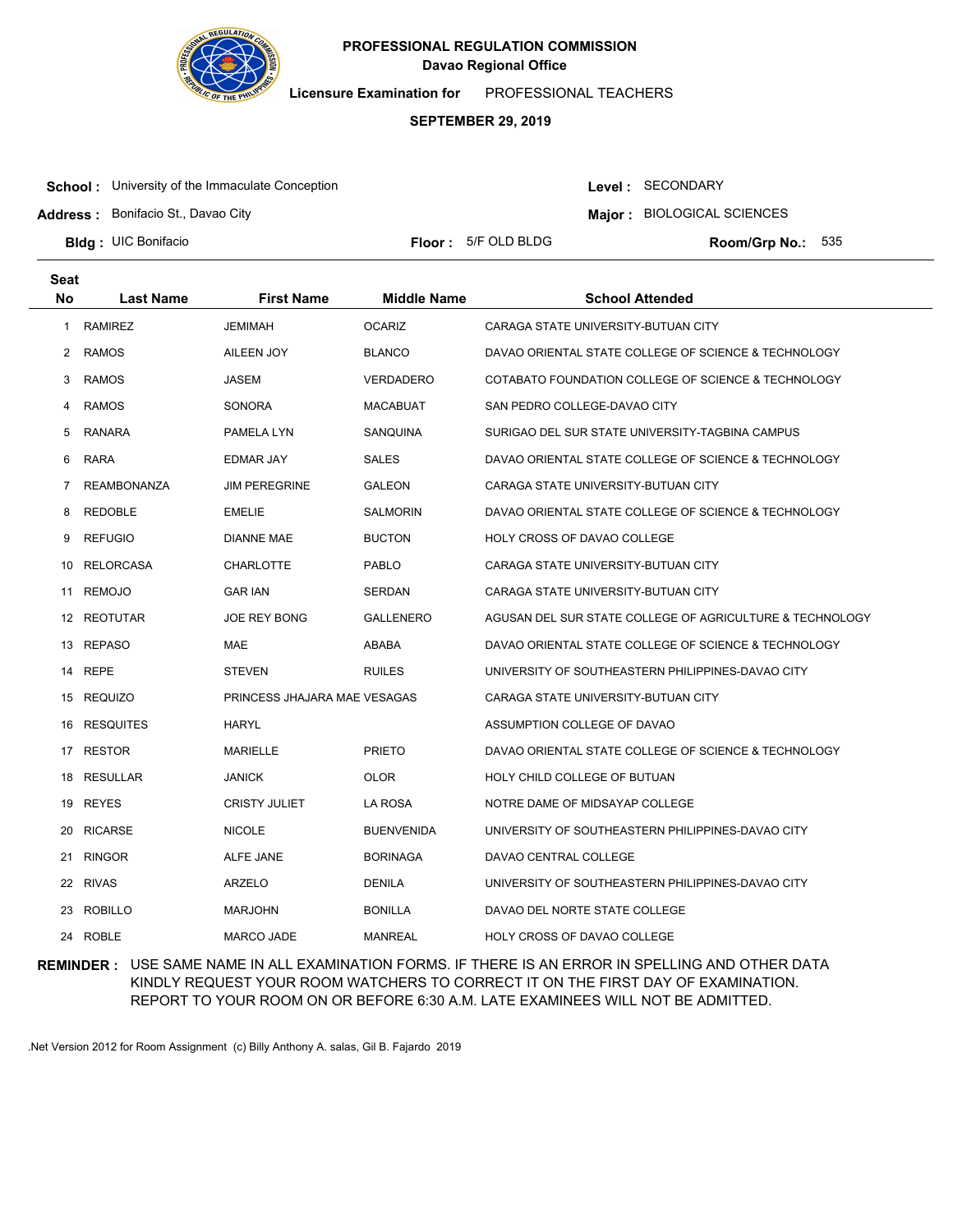**PROFESSIONAL REGULATION COMMISSION**
**Davao Regional Office**

**Licensure Examination for** PROFESSIONAL TEACHERS

**SEPTEMBER 29, 2019**

**School :** University of the Immaculate Conception
**Address :** Bonifacio St., Davao City
**Bldg :** UIC Bonifacio
**Floor :** 5/F OLD BLDG
**Level :** SECONDARY
**Major :** BIOLOGICAL SCIENCES
**Room/Grp No.:** 535

| Seat No | Last Name | First Name | Middle Name | School Attended |
|---|---|---|---|---|
| 1 | RAMIREZ | JEMIMAH | OCARIZ | CARAGA STATE UNIVERSITY-BUTUAN CITY |
| 2 | RAMOS | AILEEN JOY | BLANCO | DAVAO ORIENTAL STATE COLLEGE OF SCIENCE & TECHNOLOGY |
| 3 | RAMOS | JASEM | VERDADERO | COTABATO FOUNDATION COLLEGE OF SCIENCE & TECHNOLOGY |
| 4 | RAMOS | SONORA | MACABUAT | SAN PEDRO COLLEGE-DAVAO CITY |
| 5 | RANARA | PAMELA LYN | SANQUINA | SURIGAO DEL SUR STATE UNIVERSITY-TAGBINA CAMPUS |
| 6 | RARA | EDMAR JAY | SALES | DAVAO ORIENTAL STATE COLLEGE OF SCIENCE & TECHNOLOGY |
| 7 | REAMBONANZA | JIM PEREGRINE | GALEON | CARAGA STATE UNIVERSITY-BUTUAN CITY |
| 8 | REDOBLE | EMELIE | SALMORIN | DAVAO ORIENTAL STATE COLLEGE OF SCIENCE & TECHNOLOGY |
| 9 | REFUGIO | DIANNE MAE | BUCTON | HOLY CROSS OF DAVAO COLLEGE |
| 10 | RELORCASA | CHARLOTTE | PABLO | CARAGA STATE UNIVERSITY-BUTUAN CITY |
| 11 | REMOJO | GAR IAN | SERDAN | CARAGA STATE UNIVERSITY-BUTUAN CITY |
| 12 | REOTUTAR | JOE REY BONG | GALLENERO | AGUSAN DEL SUR STATE COLLEGE OF AGRICULTURE & TECHNOLOGY |
| 13 | REPASO | MAE | ABABA | DAVAO ORIENTAL STATE COLLEGE OF SCIENCE & TECHNOLOGY |
| 14 | REPE | STEVEN | RUILES | UNIVERSITY OF SOUTHEASTERN PHILIPPINES-DAVAO CITY |
| 15 | REQUIZO | PRINCESS JHAJARA MAE | VESAGAS | CARAGA STATE UNIVERSITY-BUTUAN CITY |
| 16 | RESQUITES | HARYL | | ASSUMPTION COLLEGE OF DAVAO |
| 17 | RESTOR | MARIELLE | PRIETO | DAVAO ORIENTAL STATE COLLEGE OF SCIENCE & TECHNOLOGY |
| 18 | RESULLAR | JANICK | OLOR | HOLY CHILD COLLEGE OF BUTUAN |
| 19 | REYES | CRISTY JULIET | LA ROSA | NOTRE DAME OF MIDSAYAP COLLEGE |
| 20 | RICARSE | NICOLE | BUENVENIDA | UNIVERSITY OF SOUTHEASTERN PHILIPPINES-DAVAO CITY |
| 21 | RINGOR | ALFE JANE | BORINAGA | DAVAO CENTRAL COLLEGE |
| 22 | RIVAS | ARZELO | DENILA | UNIVERSITY OF SOUTHEASTERN PHILIPPINES-DAVAO CITY |
| 23 | ROBILLO | MARJOHN | BONILLA | DAVAO DEL NORTE STATE COLLEGE |
| 24 | ROBLE | MARCO JADE | MANREAL | HOLY CROSS OF DAVAO COLLEGE |

**REMINDER :** USE SAME NAME IN ALL EXAMINATION FORMS. IF THERE IS AN ERROR IN SPELLING AND OTHER DATA KINDLY REQUEST YOUR ROOM WATCHERS TO CORRECT IT ON THE FIRST DAY OF EXAMINATION. REPORT TO YOUR ROOM ON OR BEFORE 6:30 A.M. LATE EXAMINEES WILL NOT BE ADMITTED.

.Net Version 2012 for Room Assignment (c) Billy Anthony A. salas, Gil B. Fajardo 2019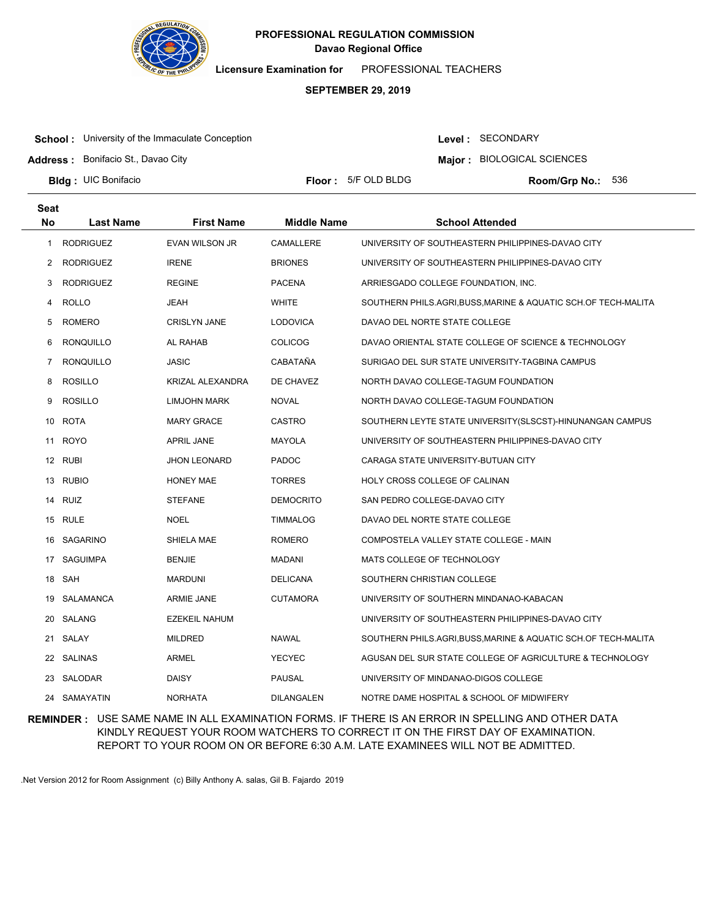**PROFESSIONAL REGULATION COMMISSION**
**Davao Regional Office**

**Licensure Examination for** PROFESSIONAL TEACHERS

**SEPTEMBER 29, 2019**

**School :** University of the Immaculate Conception
**Address :** Bonifacio St., Davao City
**Bldg :** UIC Bonifacio
**Floor :** 5/F OLD BLDG
**Level :** SECONDARY
**Major :** BIOLOGICAL SCIENCES
**Room/Grp No.:** 536

| Seat No | Last Name | First Name | Middle Name | School Attended |
|---|---|---|---|---|
| 1 | RODRIGUEZ | EVAN WILSON JR | CAMALLERE | UNIVERSITY OF SOUTHEASTERN PHILIPPINES-DAVAO CITY |
| 2 | RODRIGUEZ | IRENE | BRIONES | UNIVERSITY OF SOUTHEASTERN PHILIPPINES-DAVAO CITY |
| 3 | RODRIGUEZ | REGINE | PACENA | ARRIESGADO COLLEGE FOUNDATION, INC. |
| 4 | ROLLO | JEAH | WHITE | SOUTHERN PHILS.AGRI,BUSS,MARINE & AQUATIC SCH.OF TECH-MALITA |
| 5 | ROMERO | CRISLYN JANE | LODOVICA | DAVAO DEL NORTE STATE COLLEGE |
| 6 | RONQUILLO | AL RAHAB | COLICOG | DAVAO ORIENTAL STATE COLLEGE OF SCIENCE & TECHNOLOGY |
| 7 | RONQUILLO | JASIC | CABATAÑA | SURIGAO DEL SUR STATE UNIVERSITY-TAGBINA CAMPUS |
| 8 | ROSILLO | KRIZAL ALEXANDRA | DE CHAVEZ | NORTH DAVAO COLLEGE-TAGUM FOUNDATION |
| 9 | ROSILLO | LIMJOHN MARK | NOVAL | NORTH DAVAO COLLEGE-TAGUM FOUNDATION |
| 10 | ROTA | MARY GRACE | CASTRO | SOUTHERN LEYTE STATE UNIVERSITY(SLSCST)-HINUNANGAN CAMPUS |
| 11 | ROYO | APRIL JANE | MAYOLA | UNIVERSITY OF SOUTHEASTERN PHILIPPINES-DAVAO CITY |
| 12 | RUBI | JHON LEONARD | PADOC | CARAGA STATE UNIVERSITY-BUTUAN CITY |
| 13 | RUBIO | HONEY MAE | TORRES | HOLY CROSS COLLEGE OF CALINAN |
| 14 | RUIZ | STEFANE | DEMOCRITO | SAN PEDRO COLLEGE-DAVAO CITY |
| 15 | RULE | NOEL | TIMMALOG | DAVAO DEL NORTE STATE COLLEGE |
| 16 | SAGARINO | SHIELA MAE | ROMERO | COMPOSTELA VALLEY STATE COLLEGE - MAIN |
| 17 | SAGUIMPA | BENJIE | MADANI | MATS COLLEGE OF TECHNOLOGY |
| 18 | SAH | MARDUNI | DELICANA | SOUTHERN CHRISTIAN COLLEGE |
| 19 | SALAMANCA | ARMIE JANE | CUTAMORA | UNIVERSITY OF SOUTHERN MINDANAO-KABACAN |
| 20 | SALANG | EZEKEIL NAHUM | | UNIVERSITY OF SOUTHEASTERN PHILIPPINES-DAVAO CITY |
| 21 | SALAY | MILDRED | NAWAL | SOUTHERN PHILS.AGRI,BUSS,MARINE & AQUATIC SCH.OF TECH-MALITA |
| 22 | SALINAS | ARMEL | YECYEC | AGUSAN DEL SUR STATE COLLEGE OF AGRICULTURE & TECHNOLOGY |
| 23 | SALODAR | DAISY | PAUSAL | UNIVERSITY OF MINDANAO-DIGOS COLLEGE |
| 24 | SAMAYATIN | NORHATA | DILANGALEN | NOTRE DAME HOSPITAL & SCHOOL OF MIDWIFERY |

**REMINDER :** USE SAME NAME IN ALL EXAMINATION FORMS. IF THERE IS AN ERROR IN SPELLING AND OTHER DATA KINDLY REQUEST YOUR ROOM WATCHERS TO CORRECT IT ON THE FIRST DAY OF EXAMINATION. REPORT TO YOUR ROOM ON OR BEFORE 6:30 A.M. LATE EXAMINEES WILL NOT BE ADMITTED.

.Net Version 2012 for Room Assignment (c) Billy Anthony A. salas, Gil B. Fajardo 2019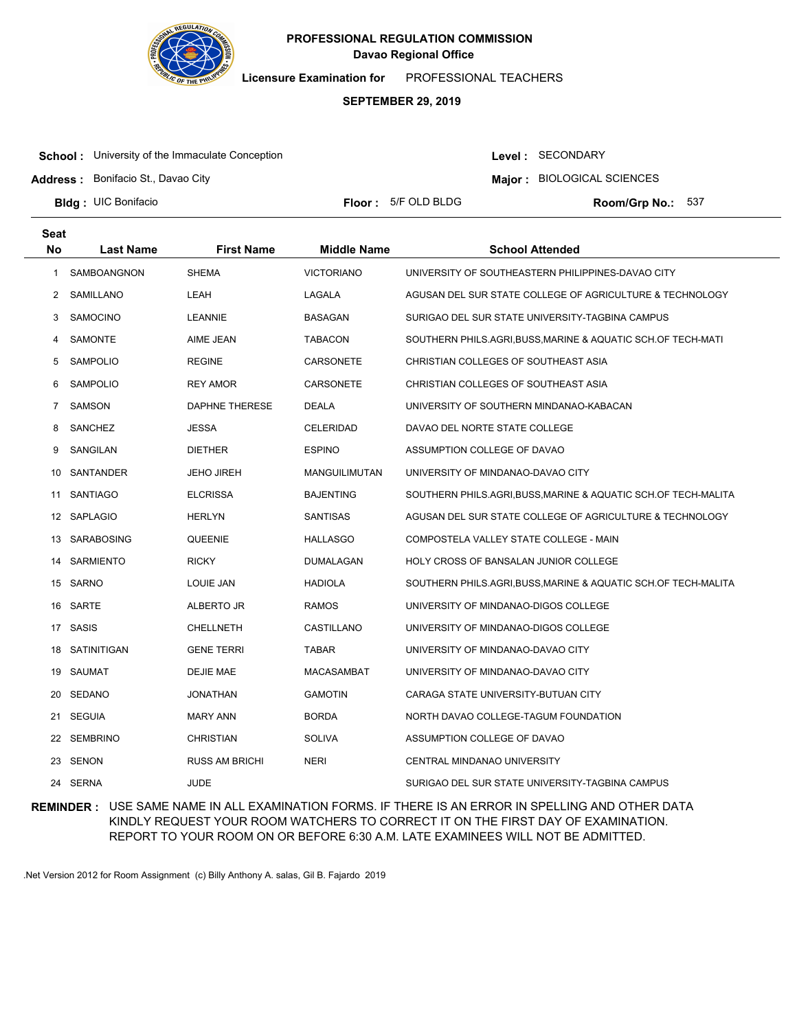**PROFESSIONAL REGULATION COMMISSION**
**Davao Regional Office**

**Licensure Examination for** PROFESSIONAL TEACHERS

**SEPTEMBER 29, 2019**

**School :** University of the Immaculate Conception
**Address :** Bonifacio St., Davao City
**Bldg :** UIC Bonifacio
**Floor :** 5/F OLD BLDG
**Level :** SECONDARY
**Major :** BIOLOGICAL SCIENCES
**Room/Grp No.:** 537

| Seat No | Last Name | First Name | Middle Name | School Attended |
|---|---|---|---|---|
| 1 | SAMBOANGNON | SHEMA | VICTORIANO | UNIVERSITY OF SOUTHEASTERN PHILIPPINES-DAVAO CITY |
| 2 | SAMILLANO | LEAH | LAGALA | AGUSAN DEL SUR STATE COLLEGE OF AGRICULTURE & TECHNOLOGY |
| 3 | SAMOCINO | LEANNIE | BASAGAN | SURIGAO DEL SUR STATE UNIVERSITY-TAGBINA CAMPUS |
| 4 | SAMONTE | AIME JEAN | TABACON | SOUTHERN PHILS.AGRI,BUSS,MARINE & AQUATIC SCH.OF TECH-MATI |
| 5 | SAMPOLIO | REGINE | CARSONETE | CHRISTIAN COLLEGES OF SOUTHEAST ASIA |
| 6 | SAMPOLIO | REY AMOR | CARSONETE | CHRISTIAN COLLEGES OF SOUTHEAST ASIA |
| 7 | SAMSON | DAPHNE THERESE | DEALA | UNIVERSITY OF SOUTHERN MINDANAO-KABACAN |
| 8 | SANCHEZ | JESSA | CELERIDAD | DAVAO DEL NORTE STATE COLLEGE |
| 9 | SANGILAN | DIETHER | ESPINO | ASSUMPTION COLLEGE OF DAVAO |
| 10 | SANTANDER | JEHO JIREH | MANGUILIMUTAN | UNIVERSITY OF MINDANAO-DAVAO CITY |
| 11 | SANTIAGO | ELCRISSA | BAJENTING | SOUTHERN PHILS.AGRI,BUSS,MARINE & AQUATIC SCH.OF TECH-MALITA |
| 12 | SAPLAGIO | HERLYN | SANTISAS | AGUSAN DEL SUR STATE COLLEGE OF AGRICULTURE & TECHNOLOGY |
| 13 | SARABOSING | QUEENIE | HALLASGO | COMPOSTELA VALLEY STATE COLLEGE - MAIN |
| 14 | SARMIENTO | RICKY | DUMALAGAN | HOLY CROSS OF BANSALAN JUNIOR COLLEGE |
| 15 | SARNO | LOUIE JAN | HADIOLA | SOUTHERN PHILS.AGRI,BUSS,MARINE & AQUATIC SCH.OF TECH-MALITA |
| 16 | SARTE | ALBERTO JR | RAMOS | UNIVERSITY OF MINDANAO-DIGOS COLLEGE |
| 17 | SASIS | CHELLNETH | CASTILLANO | UNIVERSITY OF MINDANAO-DIGOS COLLEGE |
| 18 | SATINITIGAN | GENE TERRI | TABAR | UNIVERSITY OF MINDANAO-DAVAO CITY |
| 19 | SAUMAT | DEJIE MAE | MACASAMBAT | UNIVERSITY OF MINDANAO-DAVAO CITY |
| 20 | SEDANO | JONATHAN | GAMOTIN | CARAGA STATE UNIVERSITY-BUTUAN CITY |
| 21 | SEGUIA | MARY ANN | BORDA | NORTH DAVAO COLLEGE-TAGUM FOUNDATION |
| 22 | SEMBRINO | CHRISTIAN | SOLIVA | ASSUMPTION COLLEGE OF DAVAO |
| 23 | SENON | RUSS AM BRICHI | NERI | CENTRAL MINDANAO UNIVERSITY |
| 24 | SERNA | JUDE | | SURIGAO DEL SUR STATE UNIVERSITY-TAGBINA CAMPUS |

**REMINDER :** USE SAME NAME IN ALL EXAMINATION FORMS. IF THERE IS AN ERROR IN SPELLING AND OTHER DATA KINDLY REQUEST YOUR ROOM WATCHERS TO CORRECT IT ON THE FIRST DAY OF EXAMINATION. REPORT TO YOUR ROOM ON OR BEFORE 6:30 A.M. LATE EXAMINEES WILL NOT BE ADMITTED.

.Net Version 2012 for Room Assignment (c) Billy Anthony A. salas, Gil B. Fajardo 2019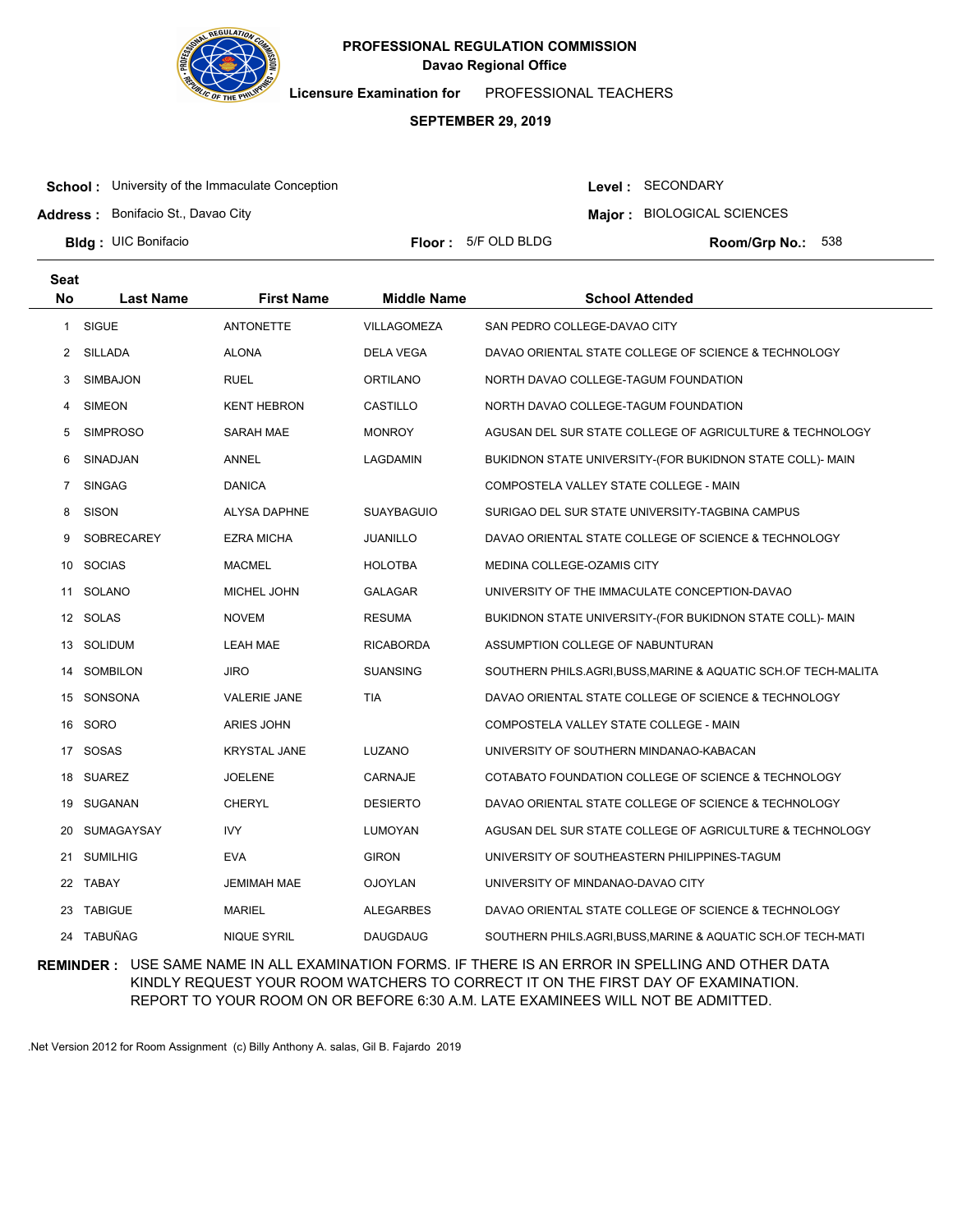**PROFESSIONAL REGULATION COMMISSION**
**Davao Regional Office**

**Licensure Examination for** PROFESSIONAL TEACHERS

**SEPTEMBER 29, 2019**

**School :** University of the Immaculate Conception
**Address :** Bonifacio St., Davao City
**Bldg :** UIC Bonifacio
**Floor :** 5/F OLD BLDG
**Level :** SECONDARY
**Major :** BIOLOGICAL SCIENCES
**Room/Grp No.:** 538

| Seat No | Last Name | First Name | Middle Name | School Attended |
|---|---|---|---|---|
| 1 | SIGUE | ANTONETTE | VILLAGOMEZA | SAN PEDRO COLLEGE-DAVAO CITY |
| 2 | SILLADA | ALONA | DELA VEGA | DAVAO ORIENTAL STATE COLLEGE OF SCIENCE & TECHNOLOGY |
| 3 | SIMBAJON | RUEL | ORTILANO | NORTH DAVAO COLLEGE-TAGUM FOUNDATION |
| 4 | SIMEON | KENT HEBRON | CASTILLO | NORTH DAVAO COLLEGE-TAGUM FOUNDATION |
| 5 | SIMPROSO | SARAH MAE | MONROY | AGUSAN DEL SUR STATE COLLEGE OF AGRICULTURE & TECHNOLOGY |
| 6 | SINADJAN | ANNEL | LAGDAMIN | BUKIDNON STATE UNIVERSITY-(FOR BUKIDNON STATE COLL)- MAIN |
| 7 | SINGAG | DANICA | | COMPOSTELA VALLEY STATE COLLEGE - MAIN |
| 8 | SISON | ALYSA DAPHNE | SUAYBAGUIO | SURIGAO DEL SUR STATE UNIVERSITY-TAGBINA CAMPUS |
| 9 | SOBRECAREY | EZRA MICHA | JUANILLO | DAVAO ORIENTAL STATE COLLEGE OF SCIENCE & TECHNOLOGY |
| 10 | SOCIAS | MACMEL | HOLOTBA | MEDINA COLLEGE-OZAMIS CITY |
| 11 | SOLANO | MICHEL JOHN | GALAGAR | UNIVERSITY OF THE IMMACULATE CONCEPTION-DAVAO |
| 12 | SOLAS | NOVEM | RESUMA | BUKIDNON STATE UNIVERSITY-(FOR BUKIDNON STATE COLL)- MAIN |
| 13 | SOLIDUM | LEAH MAE | RICABORDA | ASSUMPTION COLLEGE OF NABUNTURAN |
| 14 | SOMBILON | JIRO | SUANSING | SOUTHERN PHILS.AGRI,BUSS,MARINE & AQUATIC SCH.OF TECH-MALITA |
| 15 | SONSONA | VALERIE JANE | TIA | DAVAO ORIENTAL STATE COLLEGE OF SCIENCE & TECHNOLOGY |
| 16 | SORO | ARIES JOHN | | COMPOSTELA VALLEY STATE COLLEGE - MAIN |
| 17 | SOSAS | KRYSTAL JANE | LUZANO | UNIVERSITY OF SOUTHERN MINDANAO-KABACAN |
| 18 | SUAREZ | JOELENE | CARNAJE | COTABATO FOUNDATION COLLEGE OF SCIENCE & TECHNOLOGY |
| 19 | SUGANAN | CHERYL | DESIERTO | DAVAO ORIENTAL STATE COLLEGE OF SCIENCE & TECHNOLOGY |
| 20 | SUMAGAYSAY | IVY | LUMOYAN | AGUSAN DEL SUR STATE COLLEGE OF AGRICULTURE & TECHNOLOGY |
| 21 | SUMILHIG | EVA | GIRON | UNIVERSITY OF SOUTHEASTERN PHILIPPINES-TAGUM |
| 22 | TABAY | JEMIMAH MAE | OJOYLAN | UNIVERSITY OF MINDANAO-DAVAO CITY |
| 23 | TABIGUE | MARIEL | ALEGARBES | DAVAO ORIENTAL STATE COLLEGE OF SCIENCE & TECHNOLOGY |
| 24 | TABUÑAG | NIQUE SYRIL | DAUGDAUG | SOUTHERN PHILS.AGRI,BUSS,MARINE & AQUATIC SCH.OF TECH-MATI |

**REMINDER :** USE SAME NAME IN ALL EXAMINATION FORMS. IF THERE IS AN ERROR IN SPELLING AND OTHER DATA KINDLY REQUEST YOUR ROOM WATCHERS TO CORRECT IT ON THE FIRST DAY OF EXAMINATION. REPORT TO YOUR ROOM ON OR BEFORE 6:30 A.M. LATE EXAMINEES WILL NOT BE ADMITTED.

.Net Version 2012 for Room Assignment (c) Billy Anthony A. salas, Gil B. Fajardo 2019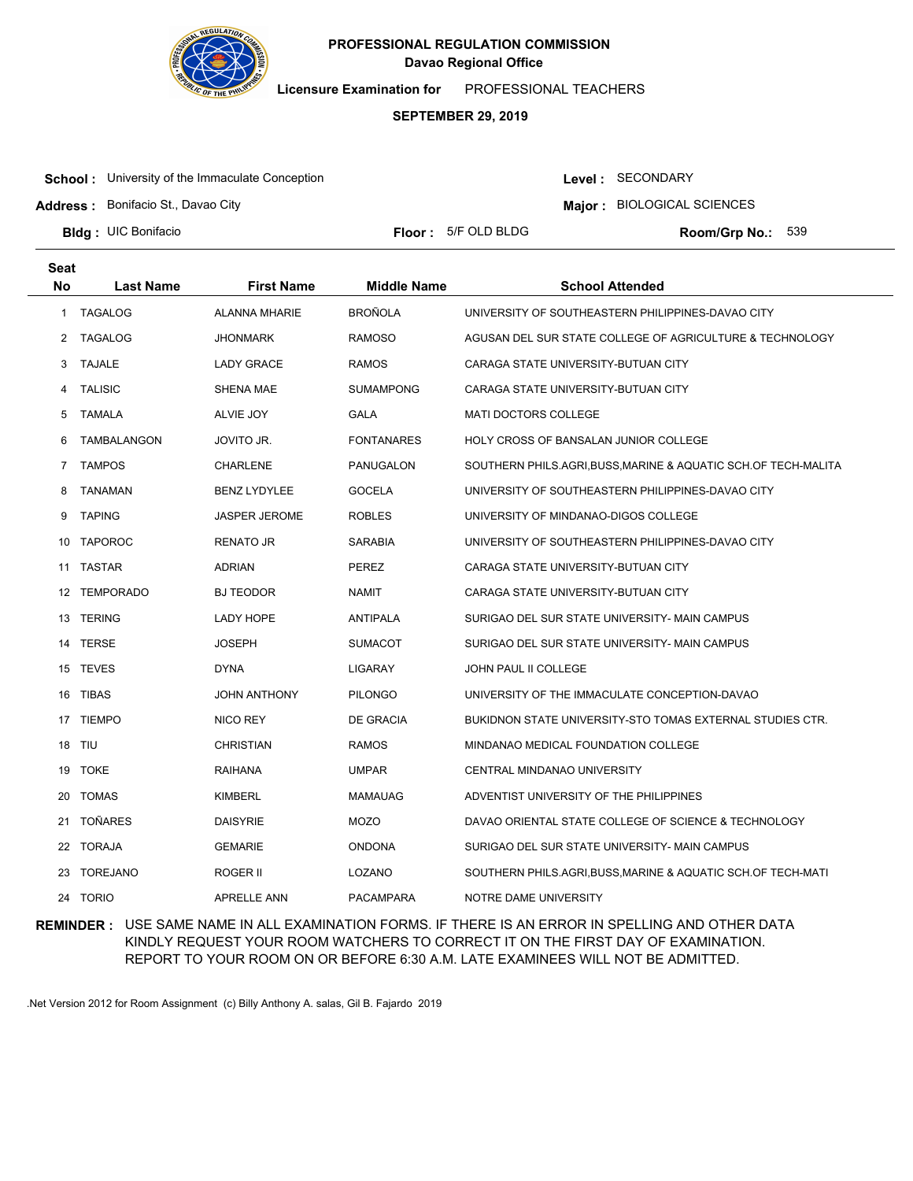**PROFESSIONAL REGULATION COMMISSION**
**Davao Regional Office**

**Licensure Examination for** PROFESSIONAL TEACHERS

**SEPTEMBER 29, 2019**

**School :** University of the Immaculate Conception
**Address :** Bonifacio St., Davao City
**Bldg :** UIC Bonifacio
**Floor :** 5/F OLD BLDG
**Level :** SECONDARY
**Major :** BIOLOGICAL SCIENCES
**Room/Grp No.:** 539

| Seat No | Last Name | First Name | Middle Name | School Attended |
|---|---|---|---|---|
| 1 | TAGALOG | ALANNA MHARIE | BROÑOLA | UNIVERSITY OF SOUTHEASTERN PHILIPPINES-DAVAO CITY |
| 2 | TAGALOG | JHONMARK | RAMOSO | AGUSAN DEL SUR STATE COLLEGE OF AGRICULTURE & TECHNOLOGY |
| 3 | TAJALE | LADY GRACE | RAMOS | CARAGA STATE UNIVERSITY-BUTUAN CITY |
| 4 | TALISIC | SHENA MAE | SUMAMPONG | CARAGA STATE UNIVERSITY-BUTUAN CITY |
| 5 | TAMALA | ALVIE JOY | GALA | MATI DOCTORS COLLEGE |
| 6 | TAMBALANGON | JOVITO JR. | FONTANARES | HOLY CROSS OF BANSALAN JUNIOR COLLEGE |
| 7 | TAMPOS | CHARLENE | PANUGALON | SOUTHERN PHILS.AGRI,BUSS,MARINE & AQUATIC SCH.OF TECH-MALITA |
| 8 | TANAMAN | BENZ LYDYLEE | GOCELA | UNIVERSITY OF SOUTHEASTERN PHILIPPINES-DAVAO CITY |
| 9 | TAPING | JASPER JEROME | ROBLES | UNIVERSITY OF MINDANAO-DIGOS COLLEGE |
| 10 | TAPOROC | RENATO JR | SARABIA | UNIVERSITY OF SOUTHEASTERN PHILIPPINES-DAVAO CITY |
| 11 | TASTAR | ADRIAN | PEREZ | CARAGA STATE UNIVERSITY-BUTUAN CITY |
| 12 | TEMPORADO | BJ TEODOR | NAMIT | CARAGA STATE UNIVERSITY-BUTUAN CITY |
| 13 | TERING | LADY HOPE | ANTIPALA | SURIGAO DEL SUR STATE UNIVERSITY- MAIN CAMPUS |
| 14 | TERSE | JOSEPH | SUMACOT | SURIGAO DEL SUR STATE UNIVERSITY- MAIN CAMPUS |
| 15 | TEVES | DYNA | LIGARAY | JOHN PAUL II COLLEGE |
| 16 | TIBAS | JOHN ANTHONY | PILONGO | UNIVERSITY OF THE IMMACULATE CONCEPTION-DAVAO |
| 17 | TIEMPO | NICO REY | DE GRACIA | BUKIDNON STATE UNIVERSITY-STO TOMAS EXTERNAL STUDIES CTR. |
| 18 | TIU | CHRISTIAN | RAMOS | MINDANAO MEDICAL FOUNDATION COLLEGE |
| 19 | TOKE | RAIHANA | UMPAR | CENTRAL MINDANAO UNIVERSITY |
| 20 | TOMAS | KIMBERL | MAMAUAG | ADVENTIST UNIVERSITY OF THE PHILIPPINES |
| 21 | TOÑARES | DAISYRIE | MOZO | DAVAO ORIENTAL STATE COLLEGE OF SCIENCE & TECHNOLOGY |
| 22 | TORAJA | GEMARIE | ONDONA | SURIGAO DEL SUR STATE UNIVERSITY- MAIN CAMPUS |
| 23 | TOREJANO | ROGER II | LOZANO | SOUTHERN PHILS.AGRI,BUSS,MARINE & AQUATIC SCH.OF TECH-MATI |
| 24 | TORIO | APRELLE ANN | PACAMPARA | NOTRE DAME UNIVERSITY |

**REMINDER :** USE SAME NAME IN ALL EXAMINATION FORMS. IF THERE IS AN ERROR IN SPELLING AND OTHER DATA KINDLY REQUEST YOUR ROOM WATCHERS TO CORRECT IT ON THE FIRST DAY OF EXAMINATION. REPORT TO YOUR ROOM ON OR BEFORE 6:30 A.M. LATE EXAMINEES WILL NOT BE ADMITTED.

.Net Version 2012 for Room Assignment (c) Billy Anthony A. salas, Gil B. Fajardo 2019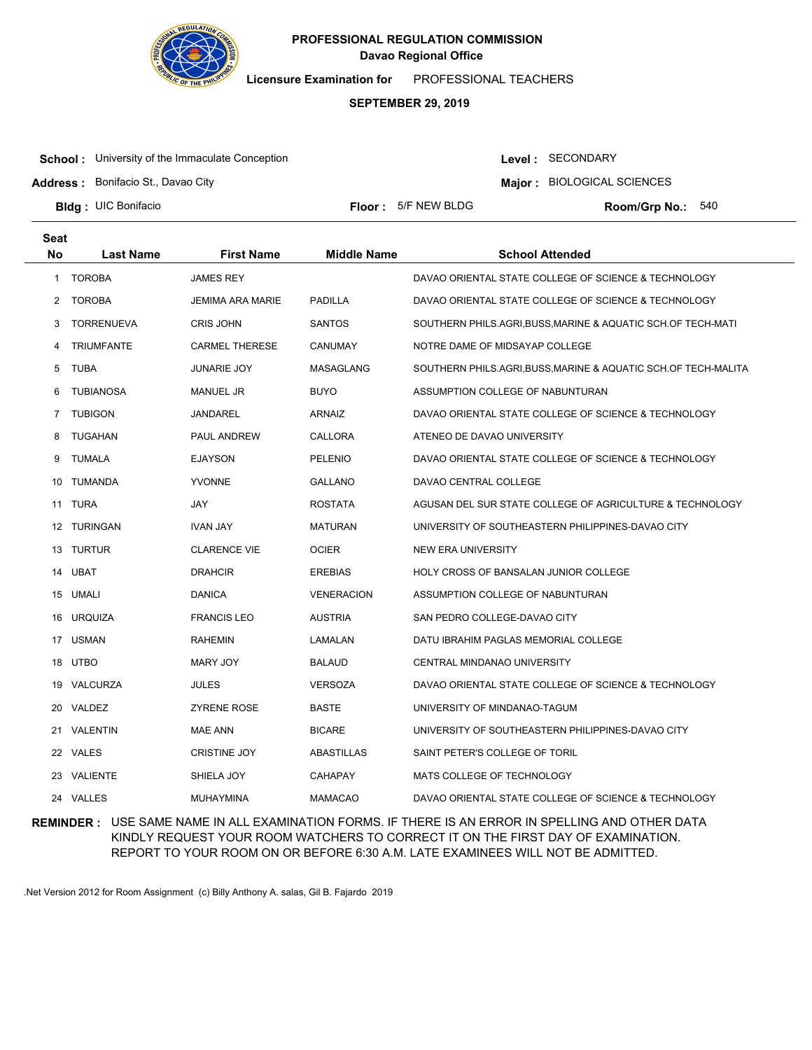**PROFESSIONAL REGULATION COMMISSION**
**Davao Regional Office**

**Licensure Examination for** PROFESSIONAL TEACHERS

**SEPTEMBER 29, 2019**

**School :** University of the Immaculate Conception
**Address :** Bonifacio St., Davao City
**Bldg :** UIC Bonifacio
**Floor :** 5/F NEW BLDG
**Level :** SECONDARY
**Major :** BIOLOGICAL SCIENCES
**Room/Grp No.:** 540

| Seat No | Last Name | First Name | Middle Name | School Attended |
|---|---|---|---|---|
| 1 | TOROBA | JAMES REY | | DAVAO ORIENTAL STATE COLLEGE OF SCIENCE & TECHNOLOGY |
| 2 | TOROBA | JEMIMA ARA MARIE | PADILLA | DAVAO ORIENTAL STATE COLLEGE OF SCIENCE & TECHNOLOGY |
| 3 | TORRENUEVA | CRIS JOHN | SANTOS | SOUTHERN PHILS.AGRI,BUSS,MARINE & AQUATIC SCH.OF TECH-MATI |
| 4 | TRIUMFANTE | CARMEL THERESE | CANUMAY | NOTRE DAME OF MIDSAYAP COLLEGE |
| 5 | TUBA | JUNARIE JOY | MASAGLANG | SOUTHERN PHILS.AGRI,BUSS,MARINE & AQUATIC SCH.OF TECH-MALITA |
| 6 | TUBIANOSA | MANUEL JR | BUYO | ASSUMPTION COLLEGE OF NABUNTURAN |
| 7 | TUBIGON | JANDAREL | ARNAIZ | DAVAO ORIENTAL STATE COLLEGE OF SCIENCE & TECHNOLOGY |
| 8 | TUGAHAN | PAUL ANDREW | CALLORA | ATENEO DE DAVAO UNIVERSITY |
| 9 | TUMALA | EJAYSON | PELENIO | DAVAO ORIENTAL STATE COLLEGE OF SCIENCE & TECHNOLOGY |
| 10 | TUMANDA | YVONNE | GALLANO | DAVAO CENTRAL COLLEGE |
| 11 | TURA | JAY | ROSTATA | AGUSAN DEL SUR STATE COLLEGE OF AGRICULTURE & TECHNOLOGY |
| 12 | TURINGAN | IVAN JAY | MATURAN | UNIVERSITY OF SOUTHEASTERN PHILIPPINES-DAVAO CITY |
| 13 | TURTUR | CLARENCE VIE | OCIER | NEW ERA UNIVERSITY |
| 14 | UBAT | DRAHCIR | EREBIAS | HOLY CROSS OF BANSALAN JUNIOR COLLEGE |
| 15 | UMALI | DANICA | VENERACION | ASSUMPTION COLLEGE OF NABUNTURAN |
| 16 | URQUIZA | FRANCIS LEO | AUSTRIA | SAN PEDRO COLLEGE-DAVAO CITY |
| 17 | USMAN | RAHEMIN | LAMALAN | DATU IBRAHIM PAGLAS MEMORIAL COLLEGE |
| 18 | UTBO | MARY JOY | BALAUD | CENTRAL MINDANAO UNIVERSITY |
| 19 | VALCURZA | JULES | VERSOZA | DAVAO ORIENTAL STATE COLLEGE OF SCIENCE & TECHNOLOGY |
| 20 | VALDEZ | ZYRENE ROSE | BASTE | UNIVERSITY OF MINDANAO-TAGUM |
| 21 | VALENTIN | MAE ANN | BICARE | UNIVERSITY OF SOUTHEASTERN PHILIPPINES-DAVAO CITY |
| 22 | VALES | CRISTINE JOY | ABASTILLAS | SAINT PETER'S COLLEGE OF TORIL |
| 23 | VALIENTE | SHIELA JOY | CAHAPAY | MATS COLLEGE OF TECHNOLOGY |
| 24 | VALLES | MUHAYMINA | MAMACAO | DAVAO ORIENTAL STATE COLLEGE OF SCIENCE & TECHNOLOGY |

**REMINDER :** USE SAME NAME IN ALL EXAMINATION FORMS. IF THERE IS AN ERROR IN SPELLING AND OTHER DATA KINDLY REQUEST YOUR ROOM WATCHERS TO CORRECT IT ON THE FIRST DAY OF EXAMINATION. REPORT TO YOUR ROOM ON OR BEFORE 6:30 A.M. LATE EXAMINEES WILL NOT BE ADMITTED.

.Net Version 2012 for Room Assignment (c) Billy Anthony A. salas, Gil B. Fajardo 2019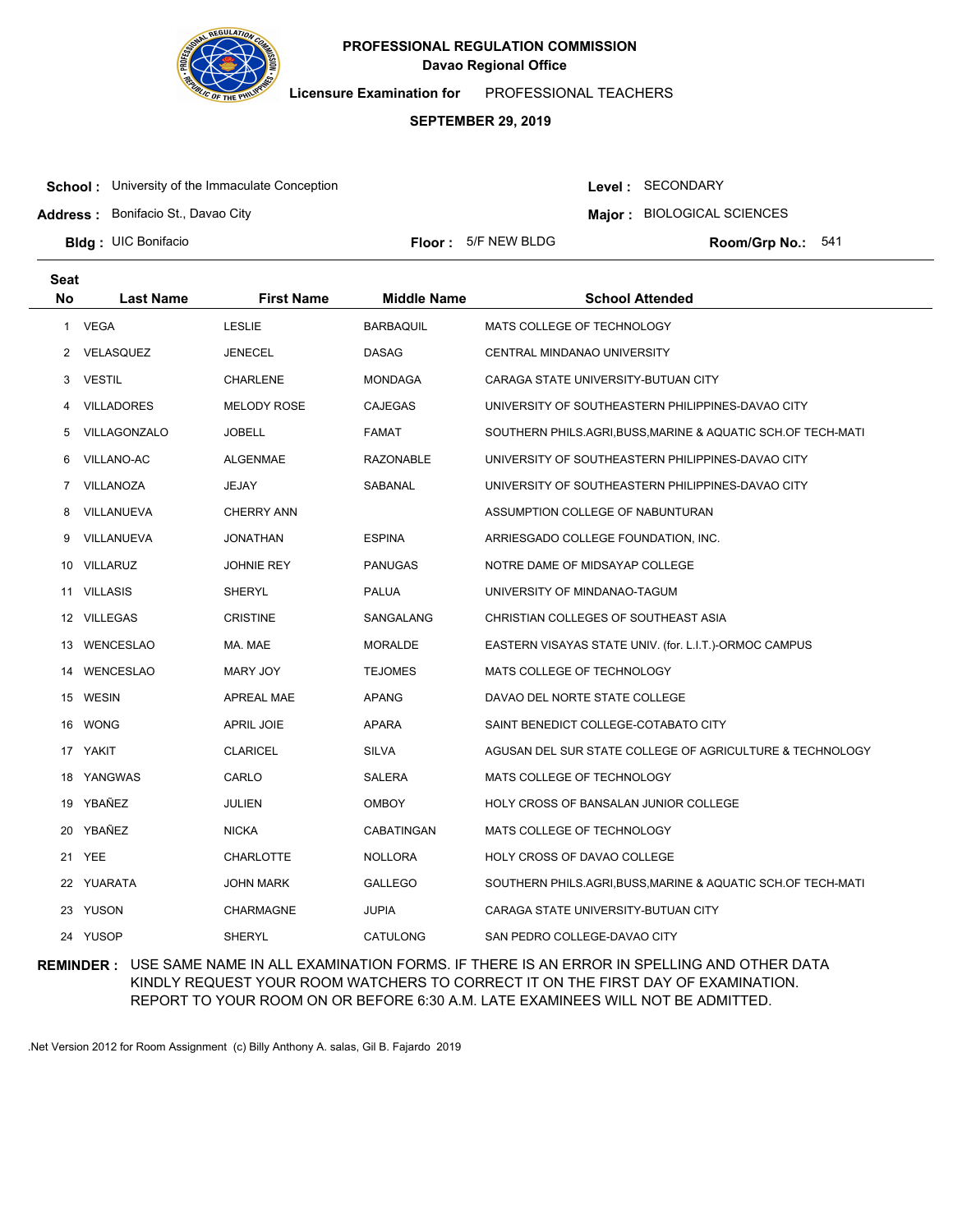**PROFESSIONAL REGULATION COMMISSION**
**Davao Regional Office**

**Licensure Examination for** PROFESSIONAL TEACHERS

**SEPTEMBER 29, 2019**

**School :** University of the Immaculate Conception
**Level :** SECONDARY
**Address :** Bonifacio St., Davao City
**Major :** BIOLOGICAL SCIENCES
**Bldg :** UIC Bonifacio
**Floor :** 5/F NEW BLDG
**Room/Grp No.:** 541

| Seat No | Last Name | First Name | Middle Name | School Attended |
|---|---|---|---|---|
| 1 | VEGA | LESLIE | BARBAQUIL | MATS COLLEGE OF TECHNOLOGY |
| 2 | VELASQUEZ | JENECEL | DASAG | CENTRAL MINDANAO UNIVERSITY |
| 3 | VESTIL | CHARLENE | MONDAGA | CARAGA STATE UNIVERSITY-BUTUAN CITY |
| 4 | VILLADORES | MELODY ROSE | CAJEGAS | UNIVERSITY OF SOUTHEASTERN PHILIPPINES-DAVAO CITY |
| 5 | VILLAGONZALO | JOBELL | FAMAT | SOUTHERN PHILS.AGRI,BUSS,MARINE & AQUATIC SCH.OF TECH-MATI |
| 6 | VILLANO-AC | ALGENMAE | RAZONABLE | UNIVERSITY OF SOUTHEASTERN PHILIPPINES-DAVAO CITY |
| 7 | VILLANOZA | JEJAY | SABANAL | UNIVERSITY OF SOUTHEASTERN PHILIPPINES-DAVAO CITY |
| 8 | VILLANUEVA | CHERRY ANN | | ASSUMPTION COLLEGE OF NABUNTURAN |
| 9 | VILLANUEVA | JONATHAN | ESPINA | ARRIESGADO COLLEGE FOUNDATION, INC. |
| 10 | VILLARUZ | JOHNIE REY | PANUGAS | NOTRE DAME OF MIDSAYAP COLLEGE |
| 11 | VILLASIS | SHERYL | PALUA | UNIVERSITY OF MINDANAO-TAGUM |
| 12 | VILLEGAS | CRISTINE | SANGALANG | CHRISTIAN COLLEGES OF SOUTHEAST ASIA |
| 13 | WENCESLAO | MA. MAE | MORALDE | EASTERN VISAYAS STATE UNIV. (for. L.I.T.)-ORMOC CAMPUS |
| 14 | WENCESLAO | MARY JOY | TEJOMES | MATS COLLEGE OF TECHNOLOGY |
| 15 | WESIN | APREAL MAE | APANG | DAVAO DEL NORTE STATE COLLEGE |
| 16 | WONG | APRIL JOIE | APARA | SAINT BENEDICT COLLEGE-COTABATO CITY |
| 17 | YAKIT | CLARICEL | SILVA | AGUSAN DEL SUR STATE COLLEGE OF AGRICULTURE & TECHNOLOGY |
| 18 | YANGWAS | CARLO | SALERA | MATS COLLEGE OF TECHNOLOGY |
| 19 | YBAÑEZ | JULIEN | OMBOY | HOLY CROSS OF BANSALAN JUNIOR COLLEGE |
| 20 | YBAÑEZ | NICKA | CABATINGAN | MATS COLLEGE OF TECHNOLOGY |
| 21 | YEE | CHARLOTTE | NOLLORA | HOLY CROSS OF DAVAO COLLEGE |
| 22 | YUARATA | JOHN MARK | GALLEGO | SOUTHERN PHILS.AGRI,BUSS,MARINE & AQUATIC SCH.OF TECH-MATI |
| 23 | YUSON | CHARMAGNE | JUPIA | CARAGA STATE UNIVERSITY-BUTUAN CITY |
| 24 | YUSOP | SHERYL | CATULONG | SAN PEDRO COLLEGE-DAVAO CITY |

**REMINDER :** USE SAME NAME IN ALL EXAMINATION FORMS. IF THERE IS AN ERROR IN SPELLING AND OTHER DATA KINDLY REQUEST YOUR ROOM WATCHERS TO CORRECT IT ON THE FIRST DAY OF EXAMINATION. REPORT TO YOUR ROOM ON OR BEFORE 6:30 A.M. LATE EXAMINEES WILL NOT BE ADMITTED.

.Net Version 2012 for Room Assignment (c) Billy Anthony A. salas, Gil B. Fajardo 2019